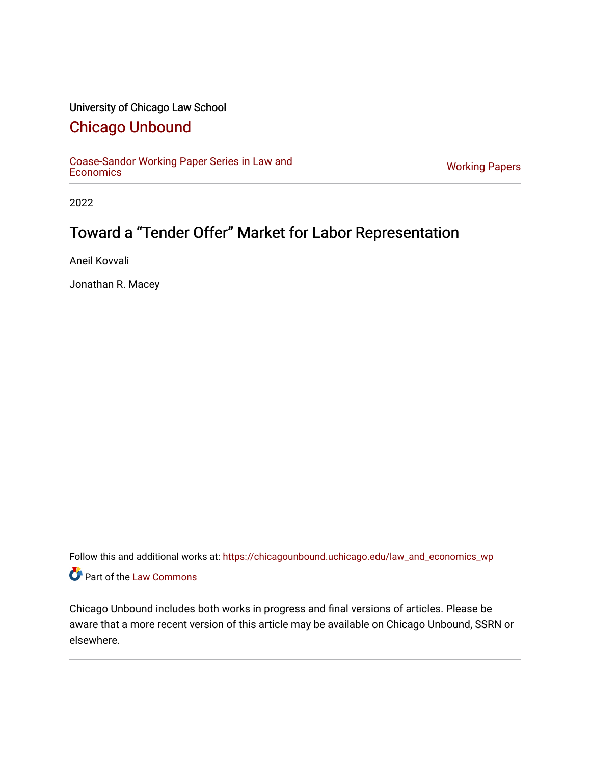University of Chicago Law School

# Chicago Unbound

Coase-Sandor Working Paper Series in Law and Economics | Working Papers

2022

## Toward a "Tender Offer" Market for Labor Representation

Aneil Kovvali

Jonathan R. Macey

Follow this and additional works at: https://chicagounbound.uchicago.edu/law_and_economics_wp

Part of the Law Commons

Chicago Unbound includes both works in progress and final versions of articles. Please be aware that a more recent version of this article may be available on Chicago Unbound, SSRN or elsewhere.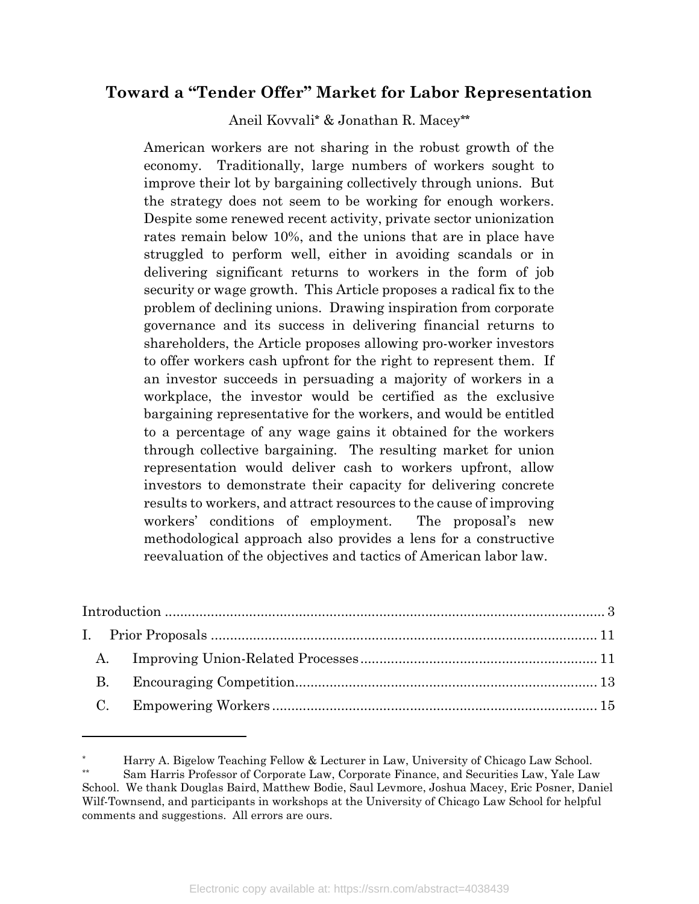# Toward a "Tender Offer" Market for Labor Representation

Aneil Kovvali* & Jonathan R. Macey**

American workers are not sharing in the robust growth of the economy. Traditionally, large numbers of workers sought to improve their lot by bargaining collectively through unions. But the strategy does not seem to be working for enough workers. Despite some renewed recent activity, private sector unionization rates remain below 10%, and the unions that are in place have struggled to perform well, either in avoiding scandals or in delivering significant returns to workers in the form of job security or wage growth. This Article proposes a radical fix to the problem of declining unions. Drawing inspiration from corporate governance and its success in delivering financial returns to shareholders, the Article proposes allowing pro-worker investors to offer workers cash upfront for the right to represent them. If an investor succeeds in persuading a majority of workers in a workplace, the investor would be certified as the exclusive bargaining representative for the workers, and would be entitled to a percentage of any wage gains it obtained for the workers through collective bargaining. The resulting market for union representation would deliver cash to workers upfront, allow investors to demonstrate their capacity for delivering concrete results to workers, and attract resources to the cause of improving workers' conditions of employment. The proposal's new methodological approach also provides a lens for a constructive reevaluation of the objectives and tactics of American labor law.

Introduction .................................................................................................... 3
I. Prior Proposals ........................................................................................ 11
 A. Improving Union-Related Processes ............................................................ 11
 B. Encouraging Competition............................................................................ 13
 C. Empowering Workers .................................................................................. 15

---

* Harry A. Bigelow Teaching Fellow & Lecturer in Law, University of Chicago Law School.

** Sam Harris Professor of Corporate Law, Corporate Finance, and Securities Law, Yale Law School. We thank Douglas Baird, Matthew Bodie, Saul Levmore, Joshua Macey, Eric Posner, Daniel Wilf-Townsend, and participants in workshops at the University of Chicago Law School for helpful comments and suggestions. All errors are ours.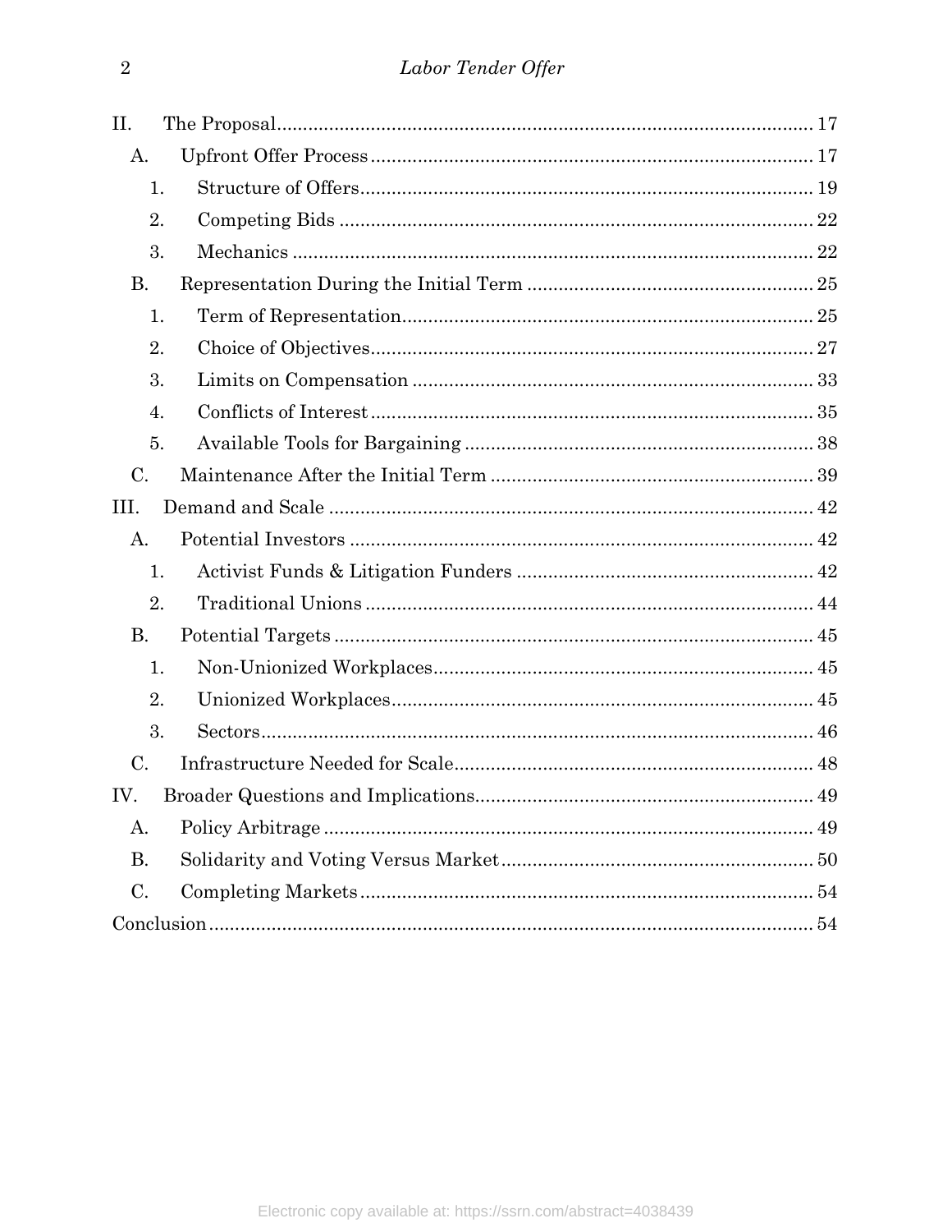II. The Proposal ........................................................................................ 17
  A. Upfront Offer Process ......................................................................... 17
    1. Structure of Offers .......................................................................... 19
    2. Competing Bids ............................................................................... 22
    3. Mechanics ........................................................................................ 22
  B. Representation During the Initial Term ............................................... 25
    1. Term of Representation ..................................................................... 25
    2. Choice of Objectives ......................................................................... 27
    3. Limits on Compensation .................................................................... 33
    4. Conflicts of Interest .......................................................................... 35
    5. Available Tools for Bargaining ........................................................... 38
  C. Maintenance After the Initial Term ...................................................... 39
III. Demand and Scale .................................................................................. 42
  A. Potential Investors ................................................................................ 42
    1. Activist Funds & Litigation Funders ................................................... 42
    2. Traditional Unions ............................................................................. 44
  B. Potential Targets ................................................................................... 45
    1. Non-Unionized Workplaces ................................................................. 45
    2. Unionized Workplaces ......................................................................... 45
    3. Sectors .............................................................................................. 46
  C. Infrastructure Needed for Scale ............................................................. 48
IV. Broader Questions and Implications ........................................................ 49
  A. Policy Arbitrage .................................................................................... 49
  B. Solidarity and Voting Versus Market ..................................................... 50
  C. Completing Markets ............................................................................... 54
Conclusion ................................................................................................... 54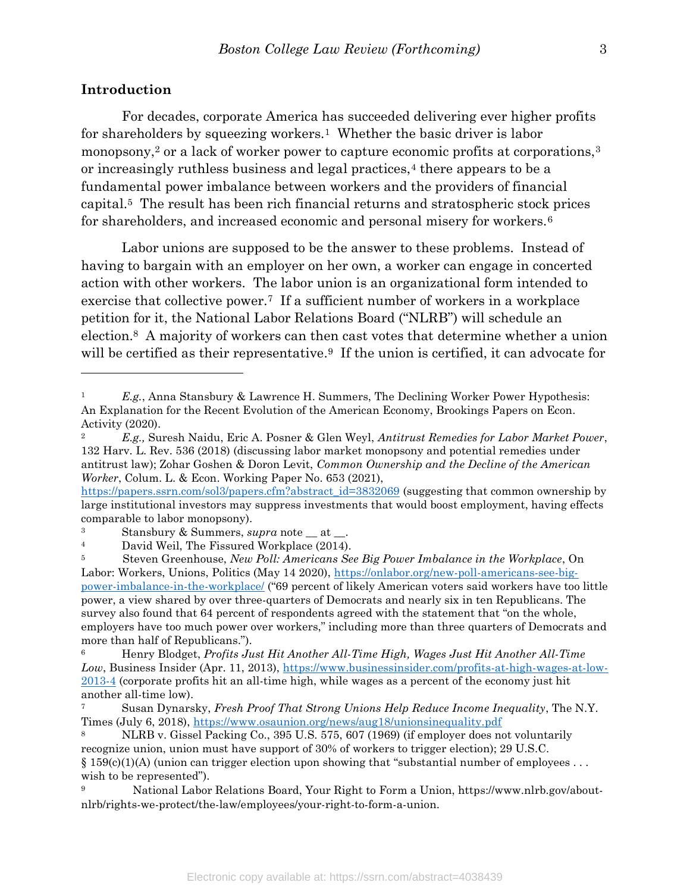## Introduction

For decades, corporate America has succeeded delivering ever higher profits for shareholders by squeezing workers.[1] Whether the basic driver is labor monopsony,[2] or a lack of worker power to capture economic profits at corporations,[3] or increasingly ruthless business and legal practices,[4] there appears to be a fundamental power imbalance between workers and the providers of financial capital.[5] The result has been rich financial returns and stratospheric stock prices for shareholders, and increased economic and personal misery for workers.[6]

Labor unions are supposed to be the answer to these problems. Instead of having to bargain with an employer on her own, a worker can engage in concerted action with other workers. The labor union is an organizational form intended to exercise that collective power.[7] If a sufficient number of workers in a workplace petition for it, the National Labor Relations Board ("NLRB") will schedule an election.[8] A majority of workers can then cast votes that determine whether a union will be certified as their representative.[9] If the union is certified, it can advocate for

---

[1] *E.g.*, Anna Stansbury & Lawrence H. Summers, The Declining Worker Power Hypothesis: An Explanation for the Recent Evolution of the American Economy, Brookings Papers on Econ. Activity (2020).

[2] *E.g.,* Suresh Naidu, Eric A. Posner & Glen Weyl, *Antitrust Remedies for Labor Market Power*, 132 Harv. L. Rev. 536 (2018) (discussing labor market monopsony and potential remedies under antitrust law); Zohar Goshen & Doron Levit, *Common Ownership and the Decline of the American Worker*, Colum. L. & Econ. Working Paper No. 653 (2021), https://papers.ssrn.com/sol3/papers.cfm?abstract_id=3832069 (suggesting that common ownership by large institutional investors may suppress investments that would boost employment, having effects comparable to labor monopsony).

[3] Stansbury & Summers, *supra* note __ at __.

[4] David Weil, The Fissured Workplace (2014).

[5] Steven Greenhouse, *New Poll: Americans See Big Power Imbalance in the Workplace*, On Labor: Workers, Unions, Politics (May 14 2020), https://onlabor.org/new-poll-americans-see-big-power-imbalance-in-the-workplace/ ("69 percent of likely American voters said workers have too little power, a view shared by over three-quarters of Democrats and nearly six in ten Republicans. The survey also found that 64 percent of respondents agreed with the statement that "on the whole, employers have too much power over workers," including more than three quarters of Democrats and more than half of Republicans.").

[6] Henry Blodget, *Profits Just Hit Another All-Time High, Wages Just Hit Another All-Time Low*, Business Insider (Apr. 11, 2013), https://www.businessinsider.com/profits-at-high-wages-at-low-2013-4 (corporate profits hit an all-time high, while wages as a percent of the economy just hit another all-time low).

[7] Susan Dynarsky, *Fresh Proof That Strong Unions Help Reduce Income Inequality*, The N.Y. Times (July 6, 2018), https://www.osaunion.org/news/aug18/unionsinequality.pdf

[8] NLRB v. Gissel Packing Co., 395 U.S. 575, 607 (1969) (if employer does not voluntarily recognize union, union must have support of 30% of workers to trigger election); 29 U.S.C. § 159(c)(1)(A) (union can trigger election upon showing that "substantial number of employees . . . wish to be represented").

[9] National Labor Relations Board, Your Right to Form a Union, https://www.nlrb.gov/about-nlrb/rights-we-protect/the-law/employees/your-right-to-form-a-union.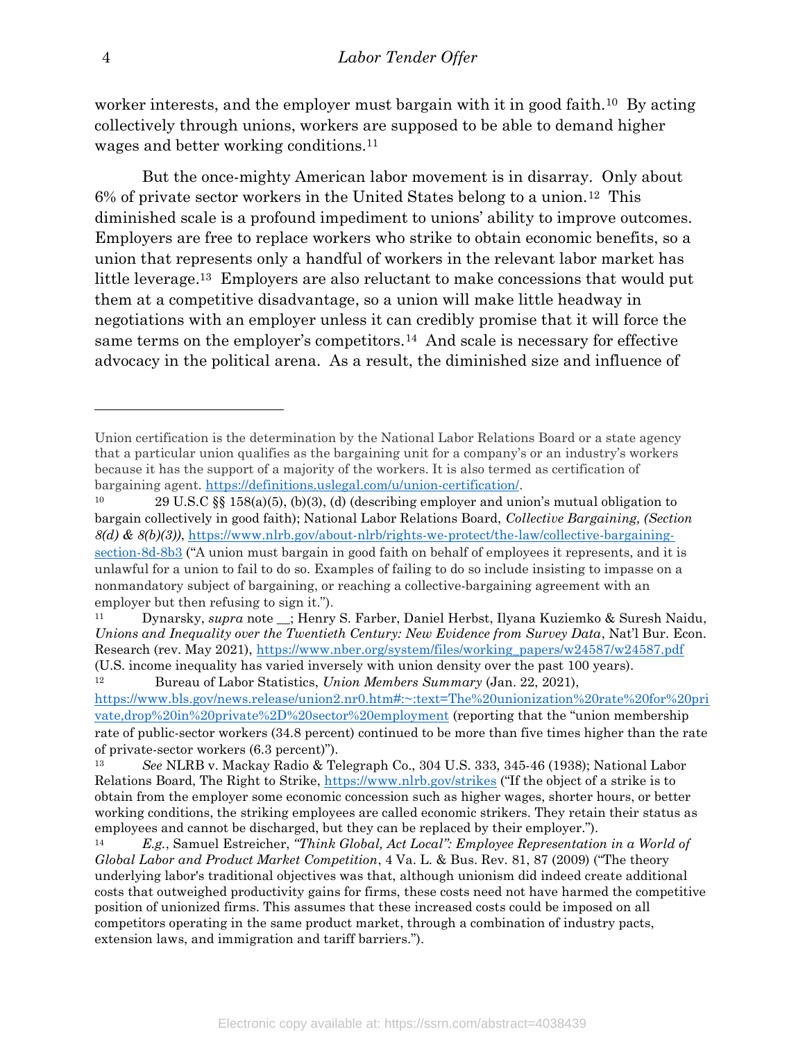worker interests, and the employer must bargain with it in good faith.[10] By acting collectively through unions, workers are supposed to be able to demand higher wages and better working conditions.[11]

But the once-mighty American labor movement is in disarray. Only about 6% of private sector workers in the United States belong to a union.[12] This diminished scale is a profound impediment to unions' ability to improve outcomes. Employers are free to replace workers who strike to obtain economic benefits, so a union that represents only a handful of workers in the relevant labor market has little leverage.[13] Employers are also reluctant to make concessions that would put them at a competitive disadvantage, so a union will make little headway in negotiations with an employer unless it can credibly promise that it will force the same terms on the employer's competitors.[14] And scale is necessary for effective advocacy in the political arena. As a result, the diminished size and influence of

---

Union certification is the determination by the National Labor Relations Board or a state agency that a particular union qualifies as the bargaining unit for a company's or an industry's workers because it has the support of a majority of the workers. It is also termed as certification of bargaining agent. https://definitions.uslegal.com/u/union-certification/.

[10] 29 U.S.C §§ 158(a)(5), (b)(3), (d) (describing employer and union's mutual obligation to bargain collectively in good faith); National Labor Relations Board, *Collective Bargaining, (Section 8(d) & 8(b)(3))*, https://www.nlrb.gov/about-nlrb/rights-we-protect/the-law/collective-bargaining-section-8d-8b3 ("A union must bargain in good faith on behalf of employees it represents, and it is unlawful for a union to fail to do so. Examples of failing to do so include insisting to impasse on a nonmandatory subject of bargaining, or reaching a collective-bargaining agreement with an employer but then refusing to sign it.").

[11] Dynarsky, *supra* note __; Henry S. Farber, Daniel Herbst, Ilyana Kuziemko & Suresh Naidu, *Unions and Inequality over the Twentieth Century: New Evidence from Survey Data*, Nat'l Bur. Econ. Research (rev. May 2021), https://www.nber.org/system/files/working_papers/w24587/w24587.pdf (U.S. income inequality has varied inversely with union density over the past 100 years).

[12] Bureau of Labor Statistics, *Union Members Summary* (Jan. 22, 2021), https://www.bls.gov/news.release/union2.nr0.htm#:~:text=The%20unionization%20rate%20for%20private,drop%20in%20private%2D%20sector%20employment (reporting that the "union membership rate of public-sector workers (34.8 percent) continued to be more than five times higher than the rate of private-sector workers (6.3 percent)").

[13] *See* NLRB v. Mackay Radio & Telegraph Co., 304 U.S. 333, 345-46 (1938); National Labor Relations Board, The Right to Strike, https://www.nlrb.gov/strikes ("If the object of a strike is to obtain from the employer some economic concession such as higher wages, shorter hours, or better working conditions, the striking employees are called economic strikers. They retain their status as employees and cannot be discharged, but they can be replaced by their employer.").

[14] *E.g.*, Samuel Estreicher, *"Think Global, Act Local": Employee Representation in a World of Global Labor and Product Market Competition*, 4 Va. L. & Bus. Rev. 81, 87 (2009) ("The theory underlying labor's traditional objectives was that, although unionism did indeed create additional costs that outweighed productivity gains for firms, these costs need not have harmed the competitive position of unionized firms. This assumes that these increased costs could be imposed on all competitors operating in the same product market, through a combination of industry pacts, extension laws, and immigration and tariff barriers.").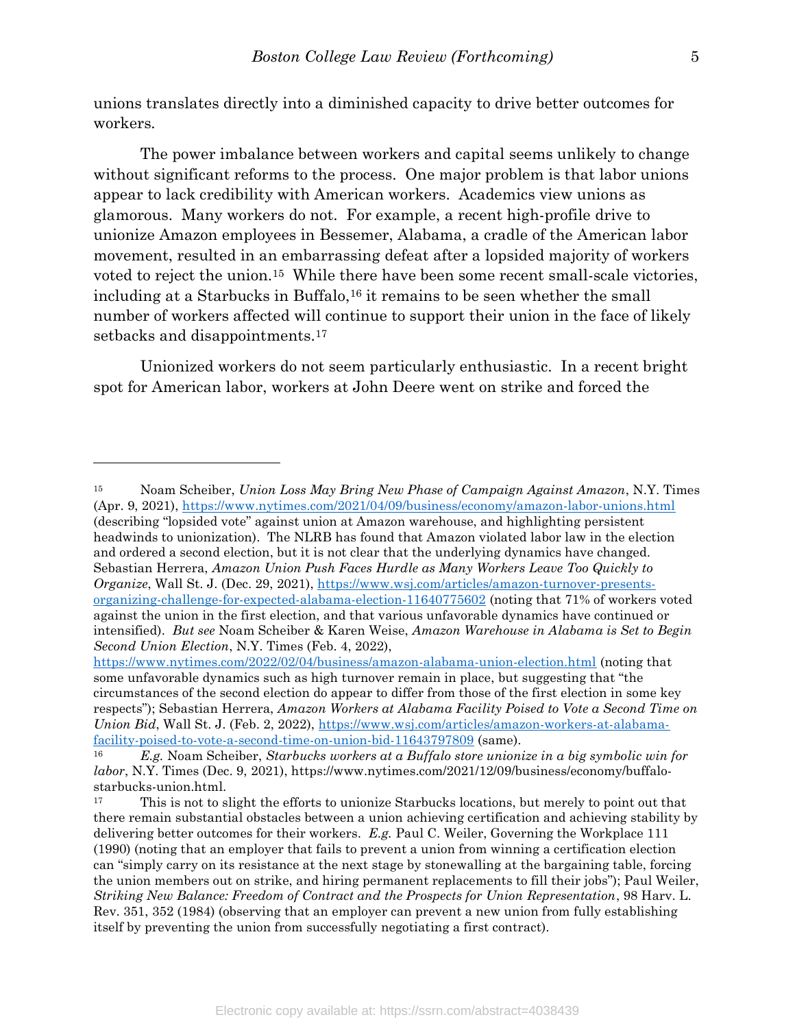unions translates directly into a diminished capacity to drive better outcomes for workers.

The power imbalance between workers and capital seems unlikely to change without significant reforms to the process. One major problem is that labor unions appear to lack credibility with American workers. Academics view unions as glamorous. Many workers do not. For example, a recent high-profile drive to unionize Amazon employees in Bessemer, Alabama, a cradle of the American labor movement, resulted in an embarrassing defeat after a lopsided majority of workers voted to reject the union.[15] While there have been some recent small-scale victories, including at a Starbucks in Buffalo,[16] it remains to be seen whether the small number of workers affected will continue to support their union in the face of likely setbacks and disappointments.[17]

Unionized workers do not seem particularly enthusiastic. In a recent bright spot for American labor, workers at John Deere went on strike and forced the

---

[15] Noam Scheiber, *Union Loss May Bring New Phase of Campaign Against Amazon*, N.Y. Times (Apr. 9, 2021), https://www.nytimes.com/2021/04/09/business/economy/amazon-labor-unions.html (describing "lopsided vote" against union at Amazon warehouse, and highlighting persistent headwinds to unionization). The NLRB has found that Amazon violated labor law in the election and ordered a second election, but it is not clear that the underlying dynamics have changed. Sebastian Herrera, *Amazon Union Push Faces Hurdle as Many Workers Leave Too Quickly to Organize*, Wall St. J. (Dec. 29, 2021), https://www.wsj.com/articles/amazon-turnover-presents-organizing-challenge-for-expected-alabama-election-11640775602 (noting that 71% of workers voted against the union in the first election, and that various unfavorable dynamics have continued or intensified). *But see* Noam Scheiber & Karen Weise, *Amazon Warehouse in Alabama is Set to Begin Second Union Election*, N.Y. Times (Feb. 4, 2022), https://www.nytimes.com/2022/02/04/business/amazon-alabama-union-election.html (noting that some unfavorable dynamics such as high turnover remain in place, but suggesting that "the circumstances of the second election do appear to differ from those of the first election in some key respects"); Sebastian Herrera, *Amazon Workers at Alabama Facility Poised to Vote a Second Time on Union Bid*, Wall St. J. (Feb. 2, 2022), https://www.wsj.com/articles/amazon-workers-at-alabama-facility-poised-to-vote-a-second-time-on-union-bid-11643797809 (same).

[16] *E.g.* Noam Scheiber, *Starbucks workers at a Buffalo store unionize in a big symbolic win for labor*, N.Y. Times (Dec. 9, 2021), https://www.nytimes.com/2021/12/09/business/economy/buffalo-starbucks-union.html.

[17] This is not to slight the efforts to unionize Starbucks locations, but merely to point out that there remain substantial obstacles between a union achieving certification and achieving stability by delivering better outcomes for their workers. *E.g.* Paul C. Weiler, Governing the Workplace 111 (1990) (noting that an employer that fails to prevent a union from winning a certification election can "simply carry on its resistance at the next stage by stonewalling at the bargaining table, forcing the union members out on strike, and hiring permanent replacements to fill their jobs"); Paul Weiler, *Striking New Balance: Freedom of Contract and the Prospects for Union Representation*, 98 Harv. L. Rev. 351, 352 (1984) (observing that an employer can prevent a new union from fully establishing itself by preventing the union from successfully negotiating a first contract).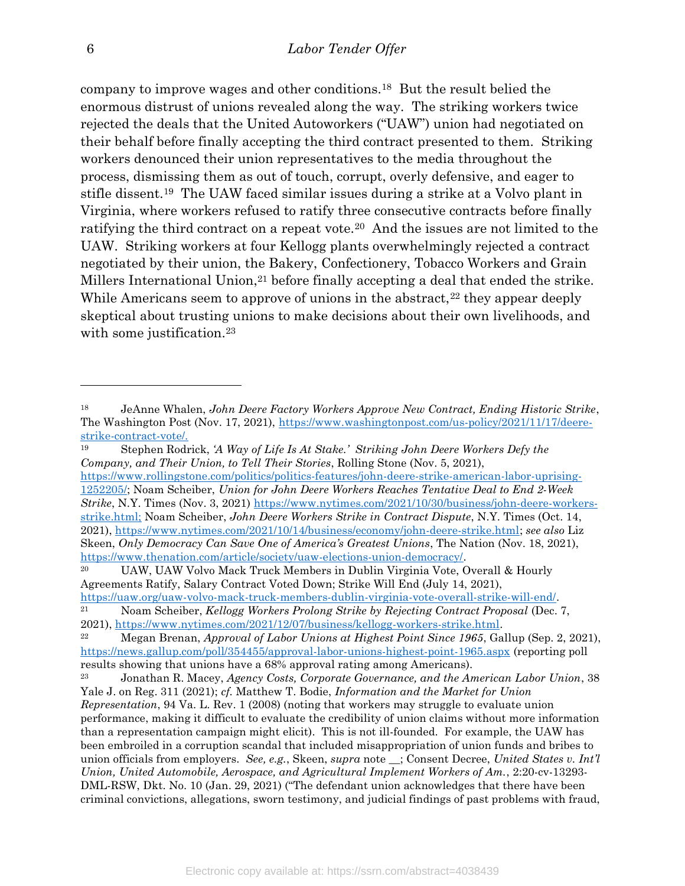company to improve wages and other conditions.[18] But the result belied the enormous distrust of unions revealed along the way. The striking workers twice rejected the deals that the United Autoworkers ("UAW") union had negotiated on their behalf before finally accepting the third contract presented to them. Striking workers denounced their union representatives to the media throughout the process, dismissing them as out of touch, corrupt, overly defensive, and eager to stifle dissent.[19] The UAW faced similar issues during a strike at a Volvo plant in Virginia, where workers refused to ratify three consecutive contracts before finally ratifying the third contract on a repeat vote.[20] And the issues are not limited to the UAW. Striking workers at four Kellogg plants overwhelmingly rejected a contract negotiated by their union, the Bakery, Confectionery, Tobacco Workers and Grain Millers International Union,[21] before finally accepting a deal that ended the strike. While Americans seem to approve of unions in the abstract,[22] they appear deeply skeptical about trusting unions to make decisions about their own livelihoods, and with some justification.[23]

---

[18] JeAnne Whalen, *John Deere Factory Workers Approve New Contract, Ending Historic Strike*, The Washington Post (Nov. 17, 2021), https://www.washingtonpost.com/us-policy/2021/11/17/deere-strike-contract-vote/.

[19] Stephen Rodrick, *'A Way of Life Is At Stake.' Striking John Deere Workers Defy the Company, and Their Union, to Tell Their Stories*, Rolling Stone (Nov. 5, 2021), https://www.rollingstone.com/politics/politics-features/john-deere-strike-american-labor-uprising-1252205/; Noam Scheiber, *Union for John Deere Workers Reaches Tentative Deal to End 2-Week Strike*, N.Y. Times (Nov. 3, 2021) https://www.nytimes.com/2021/10/30/business/john-deere-workers-strike.html; Noam Scheiber, *John Deere Workers Strike in Contract Dispute*, N.Y. Times (Oct. 14, 2021), https://www.nytimes.com/2021/10/14/business/economy/john-deere-strike.html; *see also* Liz Skeen, *Only Democracy Can Save One of America's Greatest Unions*, The Nation (Nov. 18, 2021), https://www.thenation.com/article/society/uaw-elections-union-democracy/.

[20] UAW, UAW Volvo Mack Truck Members in Dublin Virginia Vote, Overall & Hourly Agreements Ratify, Salary Contract Voted Down; Strike Will End (July 14, 2021), https://uaw.org/uaw-volvo-mack-truck-members-dublin-virginia-vote-overall-strike-will-end/.

[21] Noam Scheiber, *Kellogg Workers Prolong Strike by Rejecting Contract Proposal* (Dec. 7, 2021), https://www.nytimes.com/2021/12/07/business/kellogg-workers-strike.html.

[22] Megan Brenan, *Approval of Labor Unions at Highest Point Since 1965*, Gallup (Sep. 2, 2021), https://news.gallup.com/poll/354455/approval-labor-unions-highest-point-1965.aspx (reporting poll results showing that unions have a 68% approval rating among Americans).

[23] Jonathan R. Macey, *Agency Costs, Corporate Governance, and the American Labor Union*, 38 Yale J. on Reg. 311 (2021); *cf.* Matthew T. Bodie, *Information and the Market for Union Representation*, 94 Va. L. Rev. 1 (2008) (noting that workers may struggle to evaluate union performance, making it difficult to evaluate the credibility of union claims without more information than a representation campaign might elicit). This is not ill-founded. For example, the UAW has been embroiled in a corruption scandal that included misappropriation of union funds and bribes to union officials from employers. *See, e.g.*, Skeen, *supra* note __; Consent Decree, *United States v. Int'l Union, United Automobile, Aerospace, and Agricultural Implement Workers of Am.*, 2:20-cv-13293-DML-RSW, Dkt. No. 10 (Jan. 29, 2021) ("The defendant union acknowledges that there have been criminal convictions, allegations, sworn testimony, and judicial findings of past problems with fraud,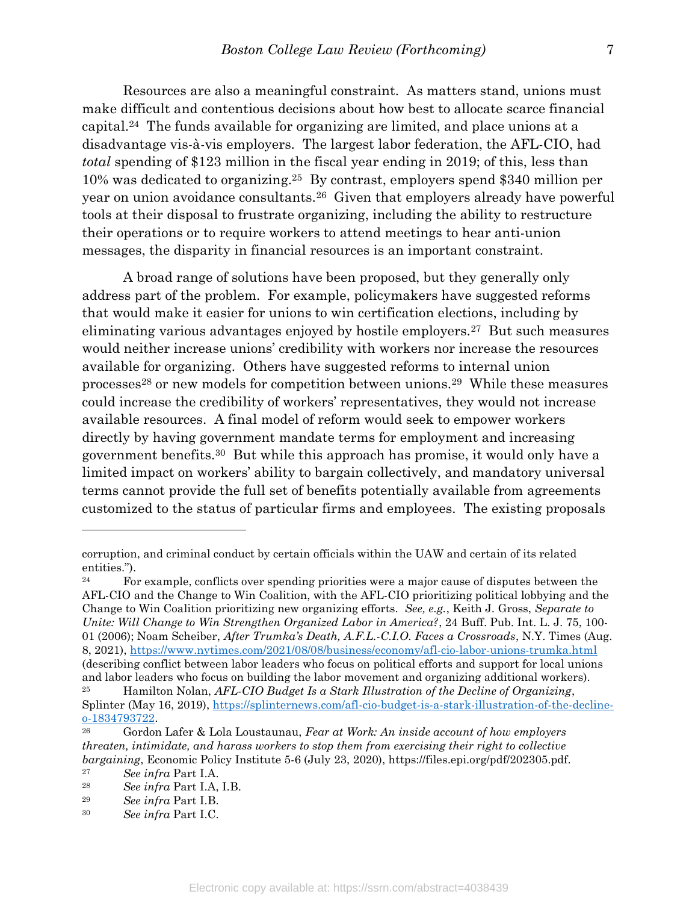Resources are also a meaningful constraint. As matters stand, unions must make difficult and contentious decisions about how best to allocate scarce financial capital.[24] The funds available for organizing are limited, and place unions at a disadvantage vis-à-vis employers. The largest labor federation, the AFL-CIO, had *total* spending of $123 million in the fiscal year ending in 2019; of this, less than 10% was dedicated to organizing.[25] By contrast, employers spend $340 million per year on union avoidance consultants.[26] Given that employers already have powerful tools at their disposal to frustrate organizing, including the ability to restructure their operations or to require workers to attend meetings to hear anti-union messages, the disparity in financial resources is an important constraint.

A broad range of solutions have been proposed, but they generally only address part of the problem. For example, policymakers have suggested reforms that would make it easier for unions to win certification elections, including by eliminating various advantages enjoyed by hostile employers.[27] But such measures would neither increase unions' credibility with workers nor increase the resources available for organizing. Others have suggested reforms to internal union processes[28] or new models for competition between unions.[29] While these measures could increase the credibility of workers' representatives, they would not increase available resources. A final model of reform would seek to empower workers directly by having government mandate terms for employment and increasing government benefits.[30] But while this approach has promise, it would only have a limited impact on workers' ability to bargain collectively, and mandatory universal terms cannot provide the full set of benefits potentially available from agreements customized to the status of particular firms and employees. The existing proposals

---

corruption, and criminal conduct by certain officials within the UAW and certain of its related entities.").

[24] For example, conflicts over spending priorities were a major cause of disputes between the AFL-CIO and the Change to Win Coalition, with the AFL-CIO prioritizing political lobbying and the Change to Win Coalition prioritizing new organizing efforts. *See, e.g.*, Keith J. Gross, *Separate to Unite: Will Change to Win Strengthen Organized Labor in America?*, 24 Buff. Pub. Int. L. J. 75, 100-01 (2006); Noam Scheiber, *After Trumka's Death, A.F.L.-C.I.O. Faces a Crossroads*, N.Y. Times (Aug. 8, 2021), https://www.nytimes.com/2021/08/08/business/economy/afl-cio-labor-unions-trumka.html (describing conflict between labor leaders who focus on political efforts and support for local unions and labor leaders who focus on building the labor movement and organizing additional workers).

[25] Hamilton Nolan, *AFL-CIO Budget Is a Stark Illustration of the Decline of Organizing*, Splinter (May 16, 2019), https://splinternews.com/afl-cio-budget-is-a-stark-illustration-of-the-decline-o-1834793722.

[26] Gordon Lafer & Lola Loustaunau, *Fear at Work: An inside account of how employers threaten, intimidate, and harass workers to stop them from exercising their right to collective bargaining*, Economic Policy Institute 5-6 (July 23, 2020), https://files.epi.org/pdf/202305.pdf.

[27] *See infra* Part I.A.

[28] *See infra* Part I.A, I.B.

[29] *See infra* Part I.B.

[30] *See infra* Part I.C.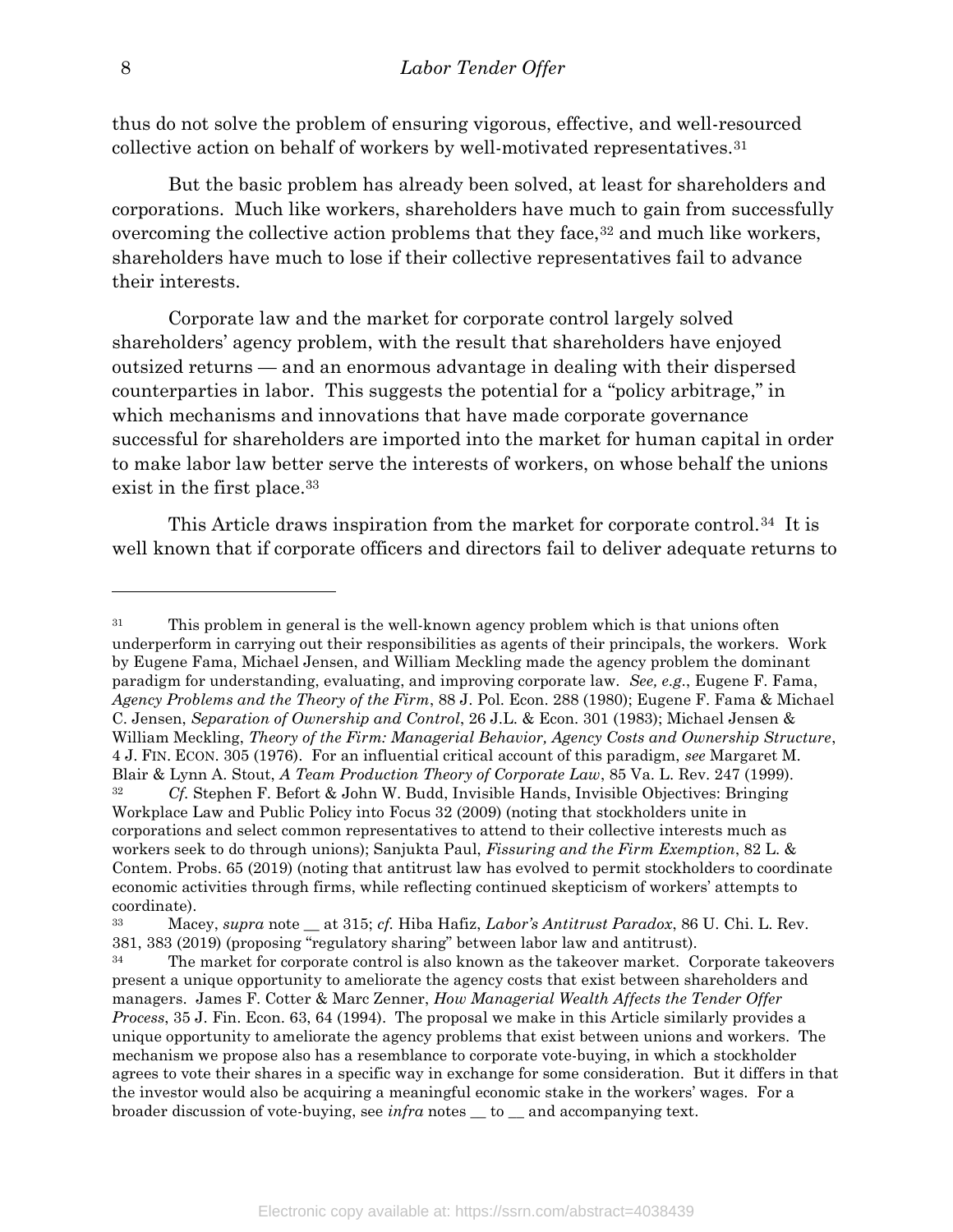thus do not solve the problem of ensuring vigorous, effective, and well-resourced collective action on behalf of workers by well-motivated representatives.[31]

But the basic problem has already been solved, at least for shareholders and corporations. Much like workers, shareholders have much to gain from successfully overcoming the collective action problems that they face,[32] and much like workers, shareholders have much to lose if their collective representatives fail to advance their interests.

Corporate law and the market for corporate control largely solved shareholders' agency problem, with the result that shareholders have enjoyed outsized returns — and an enormous advantage in dealing with their dispersed counterparties in labor. This suggests the potential for a "policy arbitrage," in which mechanisms and innovations that have made corporate governance successful for shareholders are imported into the market for human capital in order to make labor law better serve the interests of workers, on whose behalf the unions exist in the first place.[33]

This Article draws inspiration from the market for corporate control.[34] It is well known that if corporate officers and directors fail to deliver adequate returns to

---

[31] This problem in general is the well-known agency problem which is that unions often underperform in carrying out their responsibilities as agents of their principals, the workers. Work by Eugene Fama, Michael Jensen, and William Meckling made the agency problem the dominant paradigm for understanding, evaluating, and improving corporate law. *See, e.g.*, Eugene F. Fama, *Agency Problems and the Theory of the Firm*, 88 J. Pol. Econ. 288 (1980); Eugene F. Fama & Michael C. Jensen, *Separation of Ownership and Control*, 26 J.L. & Econ. 301 (1983); Michael Jensen & William Meckling, *Theory of the Firm: Managerial Behavior, Agency Costs and Ownership Structure*, 4 J. FIN. ECON. 305 (1976). For an influential critical account of this paradigm, *see* Margaret M. Blair & Lynn A. Stout, *A Team Production Theory of Corporate Law*, 85 Va. L. Rev. 247 (1999).

[32] *Cf.* Stephen F. Befort & John W. Budd, Invisible Hands, Invisible Objectives: Bringing Workplace Law and Public Policy into Focus 32 (2009) (noting that stockholders unite in corporations and select common representatives to attend to their collective interests much as workers seek to do through unions); Sanjukta Paul, *Fissuring and the Firm Exemption*, 82 L. & Contem. Probs. 65 (2019) (noting that antitrust law has evolved to permit stockholders to coordinate economic activities through firms, while reflecting continued skepticism of workers' attempts to coordinate).

[33] Macey, *supra* note __ at 315; *cf.* Hiba Hafiz, *Labor's Antitrust Paradox*, 86 U. Chi. L. Rev. 381, 383 (2019) (proposing "regulatory sharing" between labor law and antitrust).

[34] The market for corporate control is also known as the takeover market. Corporate takeovers present a unique opportunity to ameliorate the agency costs that exist between shareholders and managers. James F. Cotter & Marc Zenner, *How Managerial Wealth Affects the Tender Offer Process*, 35 J. Fin. Econ. 63, 64 (1994). The proposal we make in this Article similarly provides a unique opportunity to ameliorate the agency problems that exist between unions and workers. The mechanism we propose also has a resemblance to corporate vote-buying, in which a stockholder agrees to vote their shares in a specific way in exchange for some consideration. But it differs in that the investor would also be acquiring a meaningful economic stake in the workers' wages. For a broader discussion of vote-buying, see *infra* notes __ to __ and accompanying text.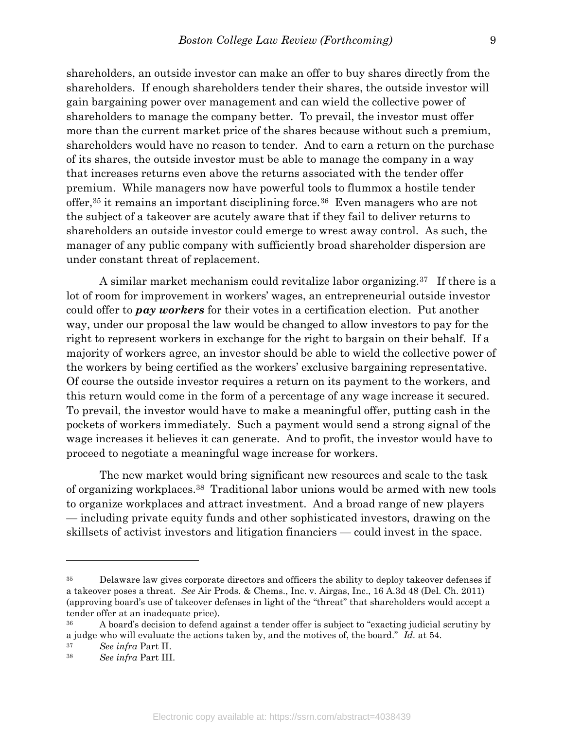shareholders, an outside investor can make an offer to buy shares directly from the shareholders. If enough shareholders tender their shares, the outside investor will gain bargaining power over management and can wield the collective power of shareholders to manage the company better. To prevail, the investor must offer more than the current market price of the shares because without such a premium, shareholders would have no reason to tender. And to earn a return on the purchase of its shares, the outside investor must be able to manage the company in a way that increases returns even above the returns associated with the tender offer premium. While managers now have powerful tools to flummox a hostile tender offer,[35] it remains an important disciplining force.[36] Even managers who are not the subject of a takeover are acutely aware that if they fail to deliver returns to shareholders an outside investor could emerge to wrest away control. As such, the manager of any public company with sufficiently broad shareholder dispersion are under constant threat of replacement.

A similar market mechanism could revitalize labor organizing.[37] If there is a lot of room for improvement in workers' wages, an entrepreneurial outside investor could offer to ***pay workers*** for their votes in a certification election. Put another way, under our proposal the law would be changed to allow investors to pay for the right to represent workers in exchange for the right to bargain on their behalf. If a majority of workers agree, an investor should be able to wield the collective power of the workers by being certified as the workers' exclusive bargaining representative. Of course the outside investor requires a return on its payment to the workers, and this return would come in the form of a percentage of any wage increase it secured. To prevail, the investor would have to make a meaningful offer, putting cash in the pockets of workers immediately. Such a payment would send a strong signal of the wage increases it believes it can generate. And to profit, the investor would have to proceed to negotiate a meaningful wage increase for workers.

The new market would bring significant new resources and scale to the task of organizing workplaces.[38] Traditional labor unions would be armed with new tools to organize workplaces and attract investment. And a broad range of new players — including private equity funds and other sophisticated investors, drawing on the skillsets of activist investors and litigation financiers — could invest in the space.

---

[35] Delaware law gives corporate directors and officers the ability to deploy takeover defenses if a takeover poses a threat. *See* Air Prods. & Chems., Inc. v. Airgas, Inc., 16 A.3d 48 (Del. Ch. 2011) (approving board's use of takeover defenses in light of the "threat" that shareholders would accept a tender offer at an inadequate price).

[36] A board's decision to defend against a tender offer is subject to "exacting judicial scrutiny by a judge who will evaluate the actions taken by, and the motives of, the board." *Id.* at 54.

[37] *See infra* Part II.

[38] *See infra* Part III.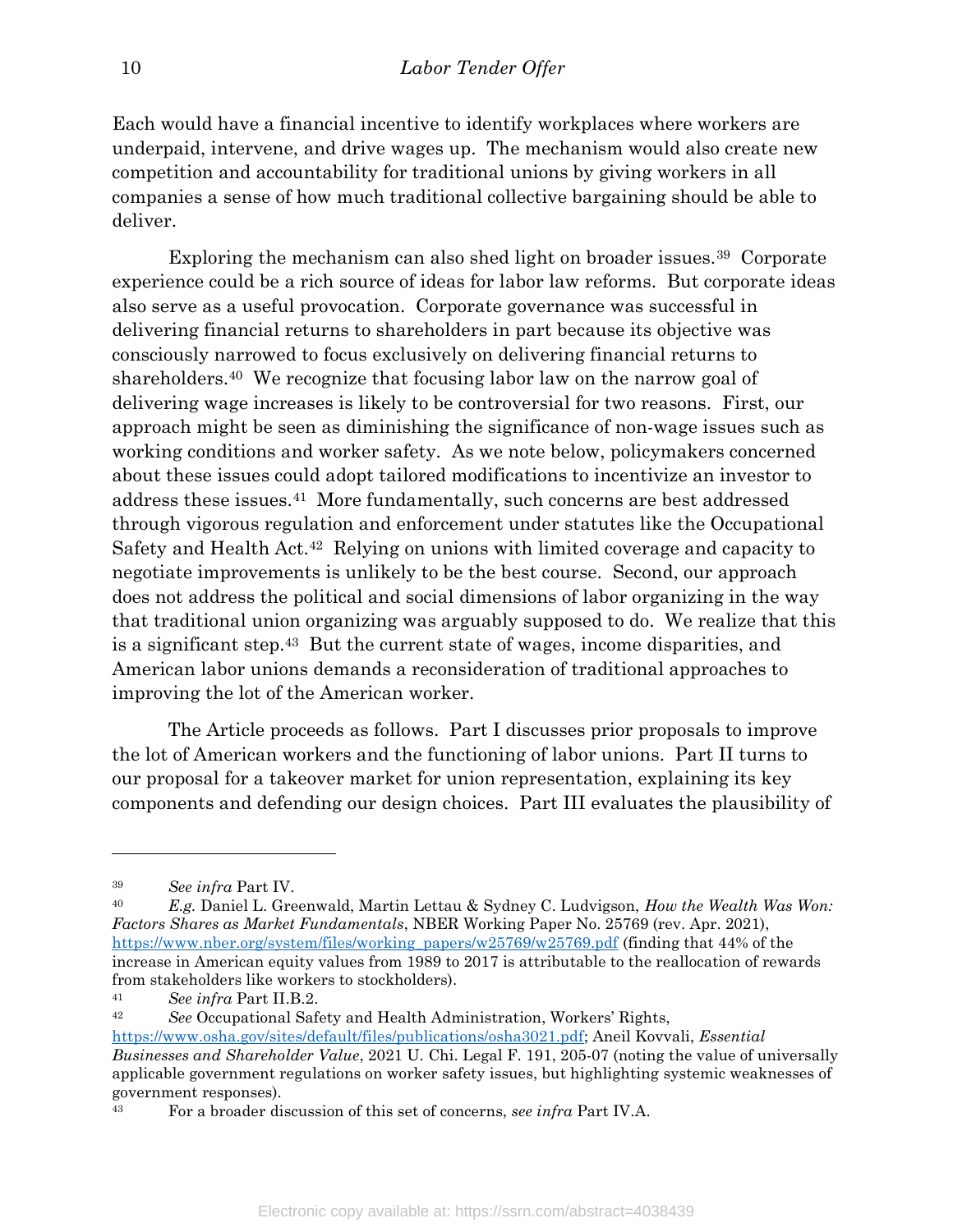Each would have a financial incentive to identify workplaces where workers are underpaid, intervene, and drive wages up. The mechanism would also create new competition and accountability for traditional unions by giving workers in all companies a sense of how much traditional collective bargaining should be able to deliver.

Exploring the mechanism can also shed light on broader issues.[39] Corporate experience could be a rich source of ideas for labor law reforms. But corporate ideas also serve as a useful provocation. Corporate governance was successful in delivering financial returns to shareholders in part because its objective was consciously narrowed to focus exclusively on delivering financial returns to shareholders.[40] We recognize that focusing labor law on the narrow goal of delivering wage increases is likely to be controversial for two reasons. First, our approach might be seen as diminishing the significance of non-wage issues such as working conditions and worker safety. As we note below, policymakers concerned about these issues could adopt tailored modifications to incentivize an investor to address these issues.[41] More fundamentally, such concerns are best addressed through vigorous regulation and enforcement under statutes like the Occupational Safety and Health Act.[42] Relying on unions with limited coverage and capacity to negotiate improvements is unlikely to be the best course. Second, our approach does not address the political and social dimensions of labor organizing in the way that traditional union organizing was arguably supposed to do. We realize that this is a significant step.[43] But the current state of wages, income disparities, and American labor unions demands a reconsideration of traditional approaches to improving the lot of the American worker.

The Article proceeds as follows. Part I discusses prior proposals to improve the lot of American workers and the functioning of labor unions. Part II turns to our proposal for a takeover market for union representation, explaining its key components and defending our design choices. Part III evaluates the plausibility of

---

[39] *See infra* Part IV.

[40] *E.g.* Daniel L. Greenwald, Martin Lettau & Sydney C. Ludvigson, *How the Wealth Was Won: Factors Shares as Market Fundamentals*, NBER Working Paper No. 25769 (rev. Apr. 2021), https://www.nber.org/system/files/working_papers/w25769/w25769.pdf (finding that 44% of the increase in American equity values from 1989 to 2017 is attributable to the reallocation of rewards from stakeholders like workers to stockholders).

[41] *See infra* Part II.B.2.

[42] *See* Occupational Safety and Health Administration, Workers' Rights, https://www.osha.gov/sites/default/files/publications/osha3021.pdf; Aneil Kovvali, *Essential Businesses and Shareholder Value*, 2021 U. Chi. Legal F. 191, 205-07 (noting the value of universally applicable government regulations on worker safety issues, but highlighting systemic weaknesses of government responses).

[43] For a broader discussion of this set of concerns, *see infra* Part IV.A.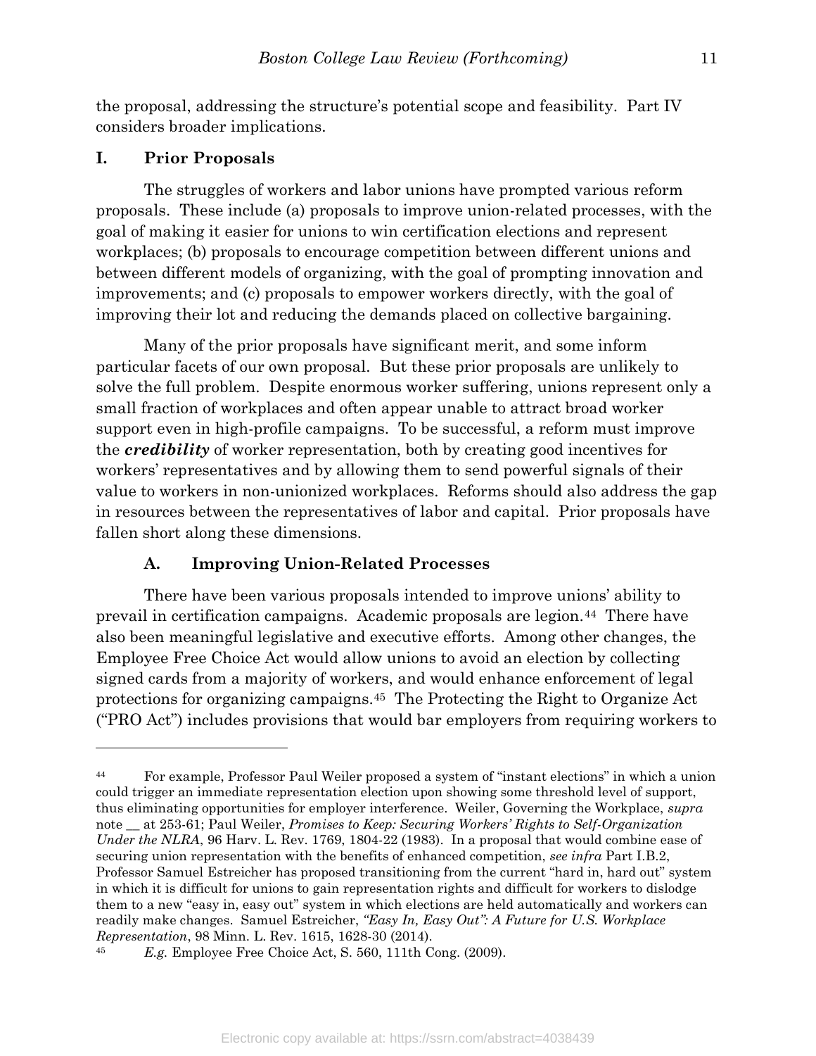the proposal, addressing the structure's potential scope and feasibility. Part IV considers broader implications.

# I. Prior Proposals

The struggles of workers and labor unions have prompted various reform proposals. These include (a) proposals to improve union-related processes, with the goal of making it easier for unions to win certification elections and represent workplaces; (b) proposals to encourage competition between different unions and between different models of organizing, with the goal of prompting innovation and improvements; and (c) proposals to empower workers directly, with the goal of improving their lot and reducing the demands placed on collective bargaining.

Many of the prior proposals have significant merit, and some inform particular facets of our own proposal. But these prior proposals are unlikely to solve the full problem. Despite enormous worker suffering, unions represent only a small fraction of workplaces and often appear unable to attract broad worker support even in high-profile campaigns. To be successful, a reform must improve the ***credibility*** of worker representation, both by creating good incentives for workers' representatives and by allowing them to send powerful signals of their value to workers in non-unionized workplaces. Reforms should also address the gap in resources between the representatives of labor and capital. Prior proposals have fallen short along these dimensions.

## A. Improving Union-Related Processes

There have been various proposals intended to improve unions' ability to prevail in certification campaigns. Academic proposals are legion.[44] There have also been meaningful legislative and executive efforts. Among other changes, the Employee Free Choice Act would allow unions to avoid an election by collecting signed cards from a majority of workers, and would enhance enforcement of legal protections for organizing campaigns.[45] The Protecting the Right to Organize Act ("PRO Act") includes provisions that would bar employers from requiring workers to

---

[44] For example, Professor Paul Weiler proposed a system of "instant elections" in which a union could trigger an immediate representation election upon showing some threshold level of support, thus eliminating opportunities for employer interference. Weiler, Governing the Workplace, *supra* note __ at 253-61; Paul Weiler, *Promises to Keep: Securing Workers' Rights to Self-Organization Under the NLRA*, 96 Harv. L. Rev. 1769, 1804-22 (1983). In a proposal that would combine ease of securing union representation with the benefits of enhanced competition, *see infra* Part I.B.2, Professor Samuel Estreicher has proposed transitioning from the current "hard in, hard out" system in which it is difficult for unions to gain representation rights and difficult for workers to dislodge them to a new "easy in, easy out" system in which elections are held automatically and workers can readily make changes. Samuel Estreicher, *"Easy In, Easy Out": A Future for U.S. Workplace Representation*, 98 Minn. L. Rev. 1615, 1628-30 (2014).

[45] *E.g.* Employee Free Choice Act, S. 560, 111th Cong. (2009).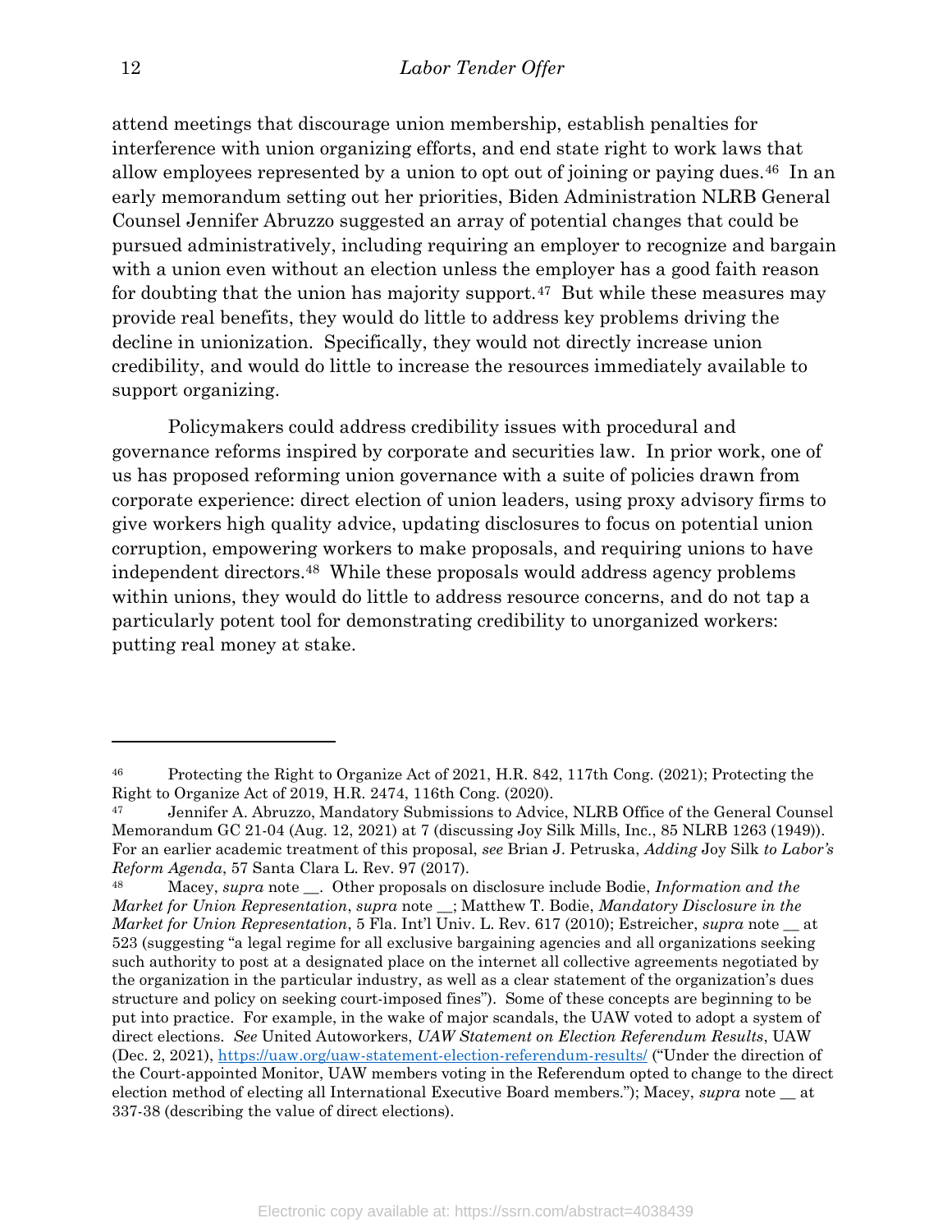attend meetings that discourage union membership, establish penalties for interference with union organizing efforts, and end state right to work laws that allow employees represented by a union to opt out of joining or paying dues.[46] In an early memorandum setting out her priorities, Biden Administration NLRB General Counsel Jennifer Abruzzo suggested an array of potential changes that could be pursued administratively, including requiring an employer to recognize and bargain with a union even without an election unless the employer has a good faith reason for doubting that the union has majority support.[47] But while these measures may provide real benefits, they would do little to address key problems driving the decline in unionization. Specifically, they would not directly increase union credibility, and would do little to increase the resources immediately available to support organizing.

Policymakers could address credibility issues with procedural and governance reforms inspired by corporate and securities law. In prior work, one of us has proposed reforming union governance with a suite of policies drawn from corporate experience: direct election of union leaders, using proxy advisory firms to give workers high quality advice, updating disclosures to focus on potential union corruption, empowering workers to make proposals, and requiring unions to have independent directors.[48] While these proposals would address agency problems within unions, they would do little to address resource concerns, and do not tap a particularly potent tool for demonstrating credibility to unorganized workers: putting real money at stake.

---

[46] Protecting the Right to Organize Act of 2021, H.R. 842, 117th Cong. (2021); Protecting the Right to Organize Act of 2019, H.R. 2474, 116th Cong. (2020).

[47] Jennifer A. Abruzzo, Mandatory Submissions to Advice, NLRB Office of the General Counsel Memorandum GC 21-04 (Aug. 12, 2021) at 7 (discussing Joy Silk Mills, Inc., 85 NLRB 1263 (1949)). For an earlier academic treatment of this proposal, *see* Brian J. Petruska, *Adding* Joy Silk *to Labor's Reform Agenda*, 57 Santa Clara L. Rev. 97 (2017).

[48] Macey, *supra* note __. Other proposals on disclosure include Bodie, *Information and the Market for Union Representation*, *supra* note __; Matthew T. Bodie, *Mandatory Disclosure in the Market for Union Representation*, 5 Fla. Int'l Univ. L. Rev. 617 (2010); Estreicher, *supra* note __ at 523 (suggesting "a legal regime for all exclusive bargaining agencies and all organizations seeking such authority to post at a designated place on the internet all collective agreements negotiated by the organization in the particular industry, as well as a clear statement of the organization's dues structure and policy on seeking court-imposed fines"). Some of these concepts are beginning to be put into practice. For example, in the wake of major scandals, the UAW voted to adopt a system of direct elections. *See* United Autoworkers, *UAW Statement on Election Referendum Results*, UAW (Dec. 2, 2021), https://uaw.org/uaw-statement-election-referendum-results/ ("Under the direction of the Court-appointed Monitor, UAW members voting in the Referendum opted to change to the direct election method of electing all International Executive Board members."); Macey, *supra* note __ at 337-38 (describing the value of direct elections).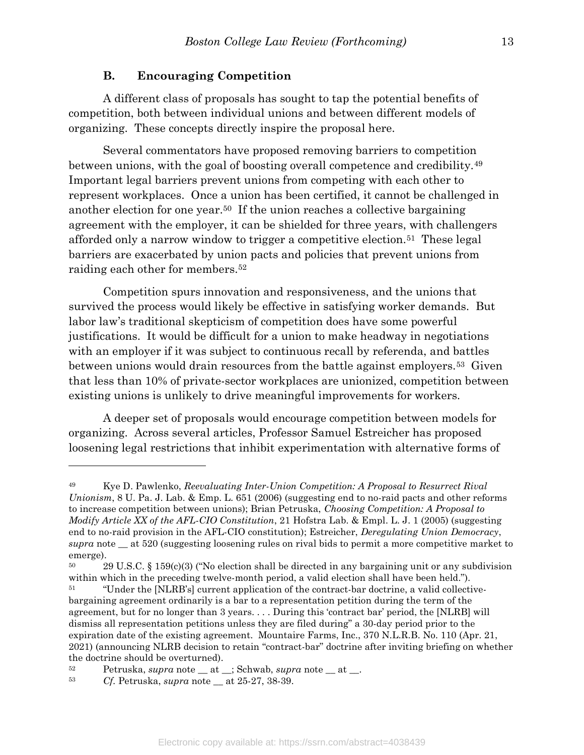### B. Encouraging Competition

A different class of proposals has sought to tap the potential benefits of competition, both between individual unions and between different models of organizing. These concepts directly inspire the proposal here.

Several commentators have proposed removing barriers to competition between unions, with the goal of boosting overall competence and credibility.[49] Important legal barriers prevent unions from competing with each other to represent workplaces. Once a union has been certified, it cannot be challenged in another election for one year.[50] If the union reaches a collective bargaining agreement with the employer, it can be shielded for three years, with challengers afforded only a narrow window to trigger a competitive election.[51] These legal barriers are exacerbated by union pacts and policies that prevent unions from raiding each other for members.[52]

Competition spurs innovation and responsiveness, and the unions that survived the process would likely be effective in satisfying worker demands. But labor law's traditional skepticism of competition does have some powerful justifications. It would be difficult for a union to make headway in negotiations with an employer if it was subject to continuous recall by referenda, and battles between unions would drain resources from the battle against employers.[53] Given that less than 10% of private-sector workplaces are unionized, competition between existing unions is unlikely to drive meaningful improvements for workers.

A deeper set of proposals would encourage competition between models for organizing. Across several articles, Professor Samuel Estreicher has proposed loosening legal restrictions that inhibit experimentation with alternative forms of

---

[49] Kye D. Pawlenko, *Reevaluating Inter-Union Competition: A Proposal to Resurrect Rival Unionism*, 8 U. Pa. J. Lab. & Emp. L. 651 (2006) (suggesting end to no-raid pacts and other reforms to increase competition between unions); Brian Petruska, *Choosing Competition: A Proposal to Modify Article XX of the AFL-CIO Constitution*, 21 Hofstra Lab. & Empl. L. J. 1 (2005) (suggesting end to no-raid provision in the AFL-CIO constitution); Estreicher, *Deregulating Union Democracy*, *supra* note __ at 520 (suggesting loosening rules on rival bids to permit a more competitive market to emerge).

[50] 29 U.S.C. § 159(c)(3) ("No election shall be directed in any bargaining unit or any subdivision within which in the preceding twelve-month period, a valid election shall have been held.").

[51] "Under the [NLRB's] current application of the contract-bar doctrine, a valid collective-bargaining agreement ordinarily is a bar to a representation petition during the term of the agreement, but for no longer than 3 years. . . . During this 'contract bar' period, the [NLRB] will dismiss all representation petitions unless they are filed during" a 30-day period prior to the expiration date of the existing agreement. Mountaire Farms, Inc., 370 N.L.R.B. No. 110 (Apr. 21, 2021) (announcing NLRB decision to retain "contract-bar" doctrine after inviting briefing on whether the doctrine should be overturned).

[52] Petruska, *supra* note __ at __; Schwab, *supra* note __ at __.

[53] *Cf.* Petruska, *supra* note __ at 25-27, 38-39.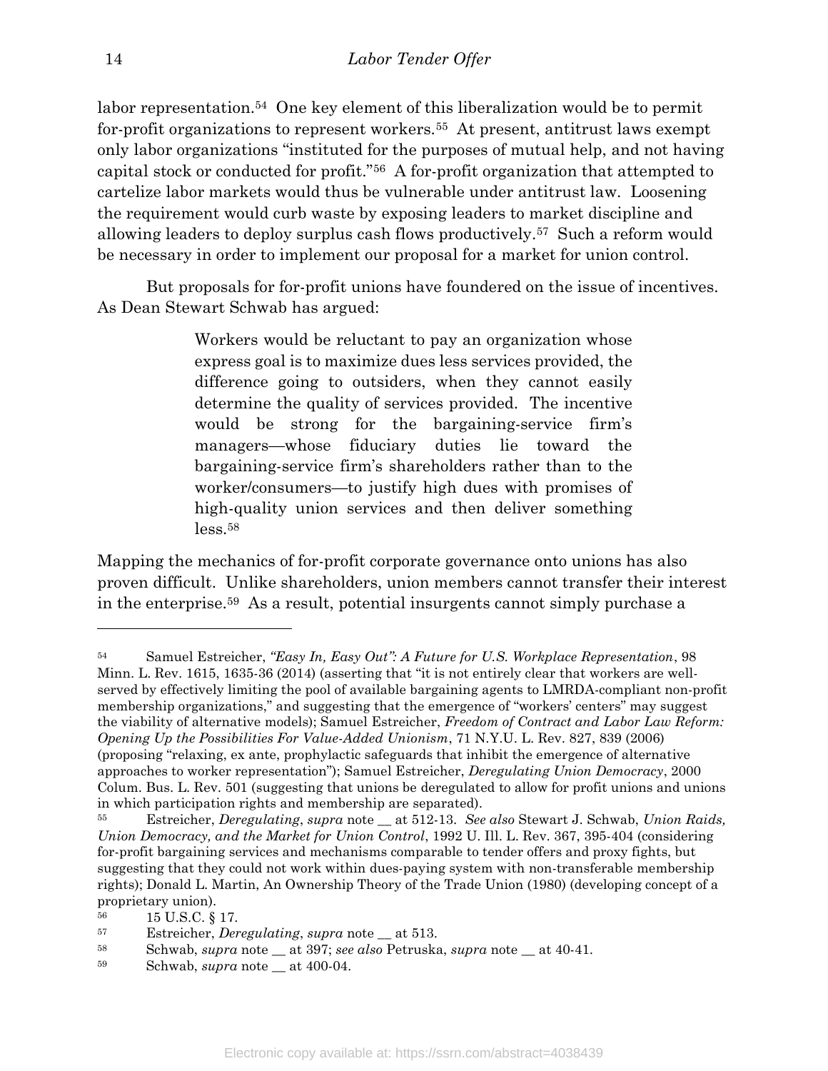labor representation.[54] One key element of this liberalization would be to permit for-profit organizations to represent workers.[55] At present, antitrust laws exempt only labor organizations "instituted for the purposes of mutual help, and not having capital stock or conducted for profit."[56] A for-profit organization that attempted to cartelize labor markets would thus be vulnerable under antitrust law. Loosening the requirement would curb waste by exposing leaders to market discipline and allowing leaders to deploy surplus cash flows productively.[57] Such a reform would be necessary in order to implement our proposal for a market for union control.

But proposals for for-profit unions have foundered on the issue of incentives. As Dean Stewart Schwab has argued:

> Workers would be reluctant to pay an organization whose express goal is to maximize dues less services provided, the difference going to outsiders, when they cannot easily determine the quality of services provided. The incentive would be strong for the bargaining-service firm's managers—whose fiduciary duties lie toward the bargaining-service firm's shareholders rather than to the worker/consumers—to justify high dues with promises of high-quality union services and then deliver something less.[58]

Mapping the mechanics of for-profit corporate governance onto unions has also proven difficult. Unlike shareholders, union members cannot transfer their interest in the enterprise.[59] As a result, potential insurgents cannot simply purchase a

---

[54] Samuel Estreicher, *"Easy In, Easy Out": A Future for U.S. Workplace Representation*, 98 Minn. L. Rev. 1615, 1635-36 (2014) (asserting that "it is not entirely clear that workers are well-served by effectively limiting the pool of available bargaining agents to LMRDA-compliant non-profit membership organizations," and suggesting that the emergence of "workers' centers" may suggest the viability of alternative models); Samuel Estreicher, *Freedom of Contract and Labor Law Reform: Opening Up the Possibilities For Value-Added Unionism*, 71 N.Y.U. L. Rev. 827, 839 (2006) (proposing "relaxing, ex ante, prophylactic safeguards that inhibit the emergence of alternative approaches to worker representation"); Samuel Estreicher, *Deregulating Union Democracy*, 2000 Colum. Bus. L. Rev. 501 (suggesting that unions be deregulated to allow for profit unions and unions in which participation rights and membership are separated).

[55] Estreicher, *Deregulating*, *supra* note __ at 512-13. *See also* Stewart J. Schwab, *Union Raids, Union Democracy, and the Market for Union Control*, 1992 U. Ill. L. Rev. 367, 395-404 (considering for-profit bargaining services and mechanisms comparable to tender offers and proxy fights, but suggesting that they could not work within dues-paying system with non-transferable membership rights); Donald L. Martin, An Ownership Theory of the Trade Union (1980) (developing concept of a proprietary union).

[56] 15 U.S.C. § 17.

[57] Estreicher, *Deregulating*, *supra* note __ at 513.

[58] Schwab, *supra* note __ at 397; *see also* Petruska, *supra* note __ at 40-41.

[59] Schwab, *supra* note __ at 400-04.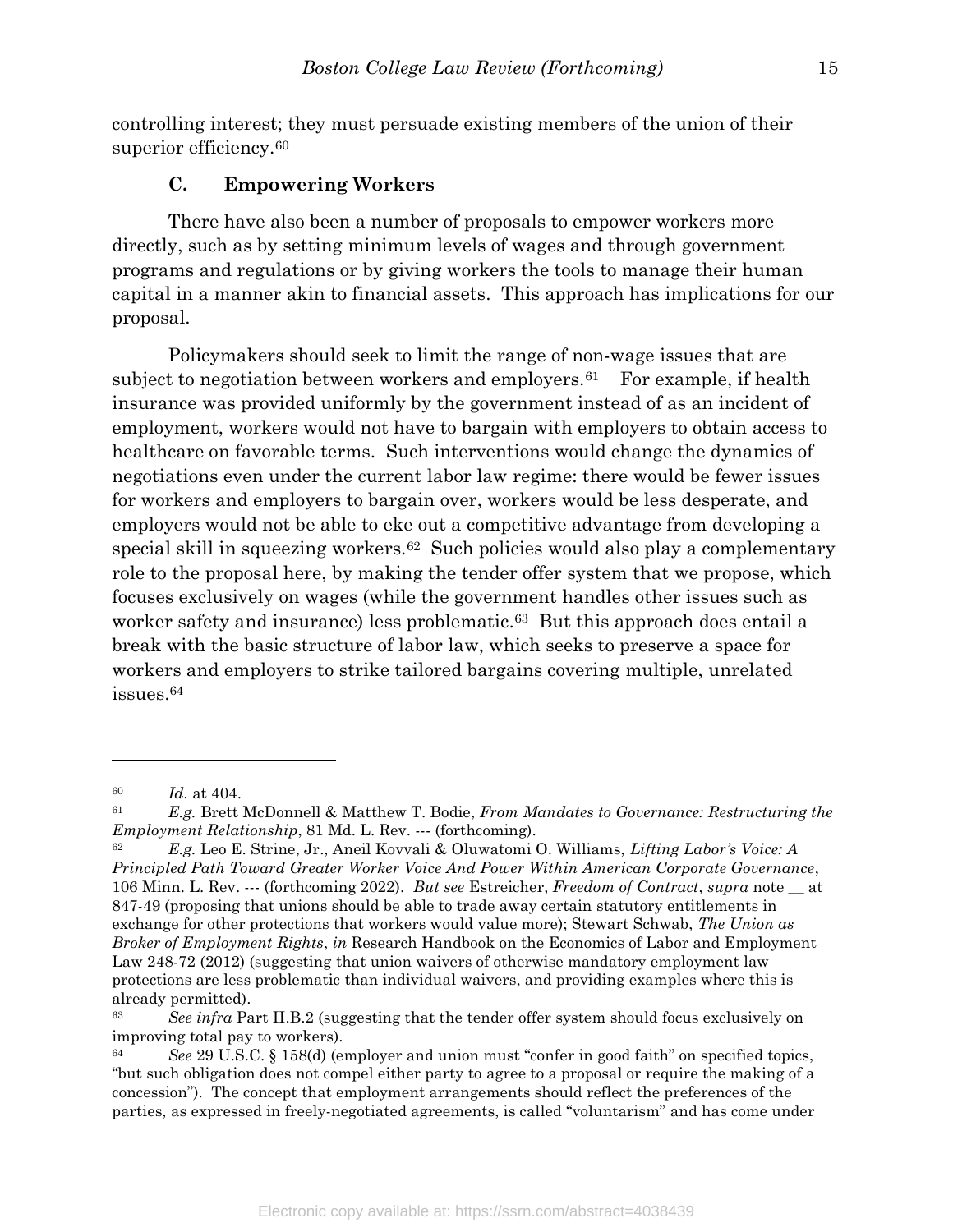controlling interest; they must persuade existing members of the union of their superior efficiency.[60]

### C. Empowering Workers

There have also been a number of proposals to empower workers more directly, such as by setting minimum levels of wages and through government programs and regulations or by giving workers the tools to manage their human capital in a manner akin to financial assets. This approach has implications for our proposal.

Policymakers should seek to limit the range of non-wage issues that are subject to negotiation between workers and employers.[61] For example, if health insurance was provided uniformly by the government instead of as an incident of employment, workers would not have to bargain with employers to obtain access to healthcare on favorable terms. Such interventions would change the dynamics of negotiations even under the current labor law regime: there would be fewer issues for workers and employers to bargain over, workers would be less desperate, and employers would not be able to eke out a competitive advantage from developing a special skill in squeezing workers.[62] Such policies would also play a complementary role to the proposal here, by making the tender offer system that we propose, which focuses exclusively on wages (while the government handles other issues such as worker safety and insurance) less problematic.[63] But this approach does entail a break with the basic structure of labor law, which seeks to preserve a space for workers and employers to strike tailored bargains covering multiple, unrelated issues.[64]

---

[60] *Id.* at 404.

[61] *E.g.* Brett McDonnell & Matthew T. Bodie, *From Mandates to Governance: Restructuring the Employment Relationship*, 81 Md. L. Rev. --- (forthcoming).

[62] *E.g.* Leo E. Strine, Jr., Aneil Kovvali & Oluwatomi O. Williams, *Lifting Labor's Voice: A Principled Path Toward Greater Worker Voice And Power Within American Corporate Governance*, 106 Minn. L. Rev. --- (forthcoming 2022). *But see* Estreicher, *Freedom of Contract*, *supra* note __ at 847-49 (proposing that unions should be able to trade away certain statutory entitlements in exchange for other protections that workers would value more); Stewart Schwab, *The Union as Broker of Employment Rights*, *in* Research Handbook on the Economics of Labor and Employment Law 248-72 (2012) (suggesting that union waivers of otherwise mandatory employment law protections are less problematic than individual waivers, and providing examples where this is already permitted).

[63] *See infra* Part II.B.2 (suggesting that the tender offer system should focus exclusively on improving total pay to workers).

[64] *See* 29 U.S.C. § 158(d) (employer and union must "confer in good faith" on specified topics, "but such obligation does not compel either party to agree to a proposal or require the making of a concession"). The concept that employment arrangements should reflect the preferences of the parties, as expressed in freely-negotiated agreements, is called "voluntarism" and has come under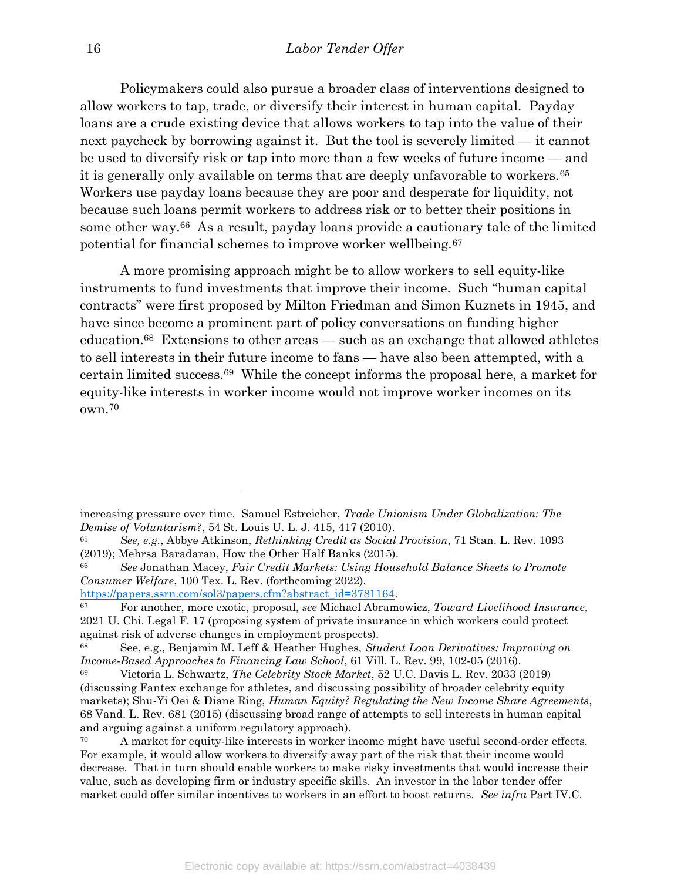Policymakers could also pursue a broader class of interventions designed to allow workers to tap, trade, or diversify their interest in human capital. Payday loans are a crude existing device that allows workers to tap into the value of their next paycheck by borrowing against it. But the tool is severely limited — it cannot be used to diversify risk or tap into more than a few weeks of future income — and it is generally only available on terms that are deeply unfavorable to workers.[65] Workers use payday loans because they are poor and desperate for liquidity, not because such loans permit workers to address risk or to better their positions in some other way.[66] As a result, payday loans provide a cautionary tale of the limited potential for financial schemes to improve worker wellbeing.[67]

A more promising approach might be to allow workers to sell equity-like instruments to fund investments that improve their income. Such "human capital contracts" were first proposed by Milton Friedman and Simon Kuznets in 1945, and have since become a prominent part of policy conversations on funding higher education.[68] Extensions to other areas — such as an exchange that allowed athletes to sell interests in their future income to fans — have also been attempted, with a certain limited success.[69] While the concept informs the proposal here, a market for equity-like interests in worker income would not improve worker incomes on its own.[70]

---

increasing pressure over time. Samuel Estreicher, *Trade Unionism Under Globalization: The Demise of Voluntarism?*, 54 St. Louis U. L. J. 415, 417 (2010).

[65] *See, e.g.*, Abbye Atkinson, *Rethinking Credit as Social Provision*, 71 Stan. L. Rev. 1093 (2019); Mehrsa Baradaran, How the Other Half Banks (2015).

[66] *See* Jonathan Macey, *Fair Credit Markets: Using Household Balance Sheets to Promote Consumer Welfare*, 100 Tex. L. Rev. (forthcoming 2022), https://papers.ssrn.com/sol3/papers.cfm?abstract_id=3781164.

[67] For another, more exotic, proposal, *see* Michael Abramowicz, *Toward Livelihood Insurance*, 2021 U. Chi. Legal F. 17 (proposing system of private insurance in which workers could protect against risk of adverse changes in employment prospects).

[68] See, e.g., Benjamin M. Leff & Heather Hughes, *Student Loan Derivatives: Improving on Income-Based Approaches to Financing Law School*, 61 Vill. L. Rev. 99, 102-05 (2016).

[69] Victoria L. Schwartz, *The Celebrity Stock Market*, 52 U.C. Davis L. Rev. 2033 (2019) (discussing Fantex exchange for athletes, and discussing possibility of broader celebrity equity markets); Shu-Yi Oei & Diane Ring, *Human Equity? Regulating the New Income Share Agreements*, 68 Vand. L. Rev. 681 (2015) (discussing broad range of attempts to sell interests in human capital and arguing against a uniform regulatory approach).

[70] A market for equity-like interests in worker income might have useful second-order effects. For example, it would allow workers to diversify away part of the risk that their income would decrease. That in turn should enable workers to make risky investments that would increase their value, such as developing firm or industry specific skills. An investor in the labor tender offer market could offer similar incentives to workers in an effort to boost returns. *See infra* Part IV.C.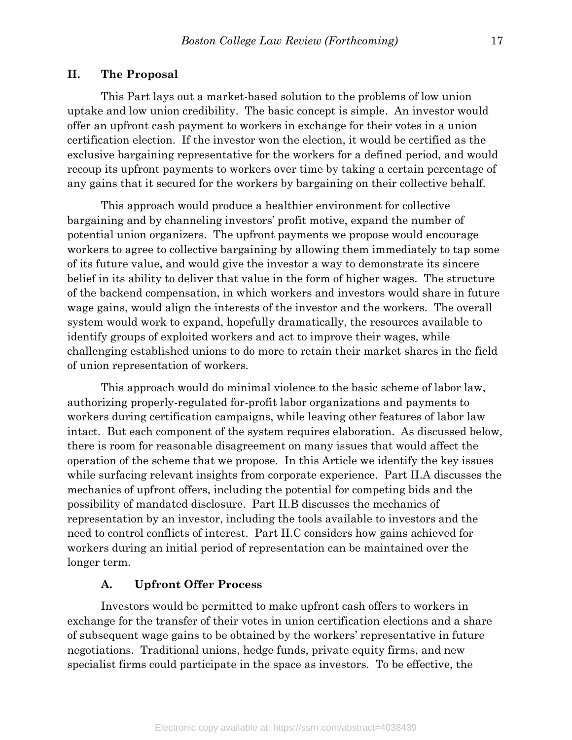## II. The Proposal

This Part lays out a market-based solution to the problems of low union uptake and low union credibility. The basic concept is simple. An investor would offer an upfront cash payment to workers in exchange for their votes in a union certification election. If the investor won the election, it would be certified as the exclusive bargaining representative for the workers for a defined period, and would recoup its upfront payments to workers over time by taking a certain percentage of any gains that it secured for the workers by bargaining on their collective behalf.

This approach would produce a healthier environment for collective bargaining and by channeling investors' profit motive, expand the number of potential union organizers. The upfront payments we propose would encourage workers to agree to collective bargaining by allowing them immediately to tap some of its future value, and would give the investor a way to demonstrate its sincere belief in its ability to deliver that value in the form of higher wages. The structure of the backend compensation, in which workers and investors would share in future wage gains, would align the interests of the investor and the workers. The overall system would work to expand, hopefully dramatically, the resources available to identify groups of exploited workers and act to improve their wages, while challenging established unions to do more to retain their market shares in the field of union representation of workers.

This approach would do minimal violence to the basic scheme of labor law, authorizing properly-regulated for-profit labor organizations and payments to workers during certification campaigns, while leaving other features of labor law intact. But each component of the system requires elaboration. As discussed below, there is room for reasonable disagreement on many issues that would affect the operation of the scheme that we propose. In this Article we identify the key issues while surfacing relevant insights from corporate experience. Part II.A discusses the mechanics of upfront offers, including the potential for competing bids and the possibility of mandated disclosure. Part II.B discusses the mechanics of representation by an investor, including the tools available to investors and the need to control conflicts of interest. Part II.C considers how gains achieved for workers during an initial period of representation can be maintained over the longer term.

### A. Upfront Offer Process

Investors would be permitted to make upfront cash offers to workers in exchange for the transfer of their votes in union certification elections and a share of subsequent wage gains to be obtained by the workers' representative in future negotiations. Traditional unions, hedge funds, private equity firms, and new specialist firms could participate in the space as investors. To be effective, the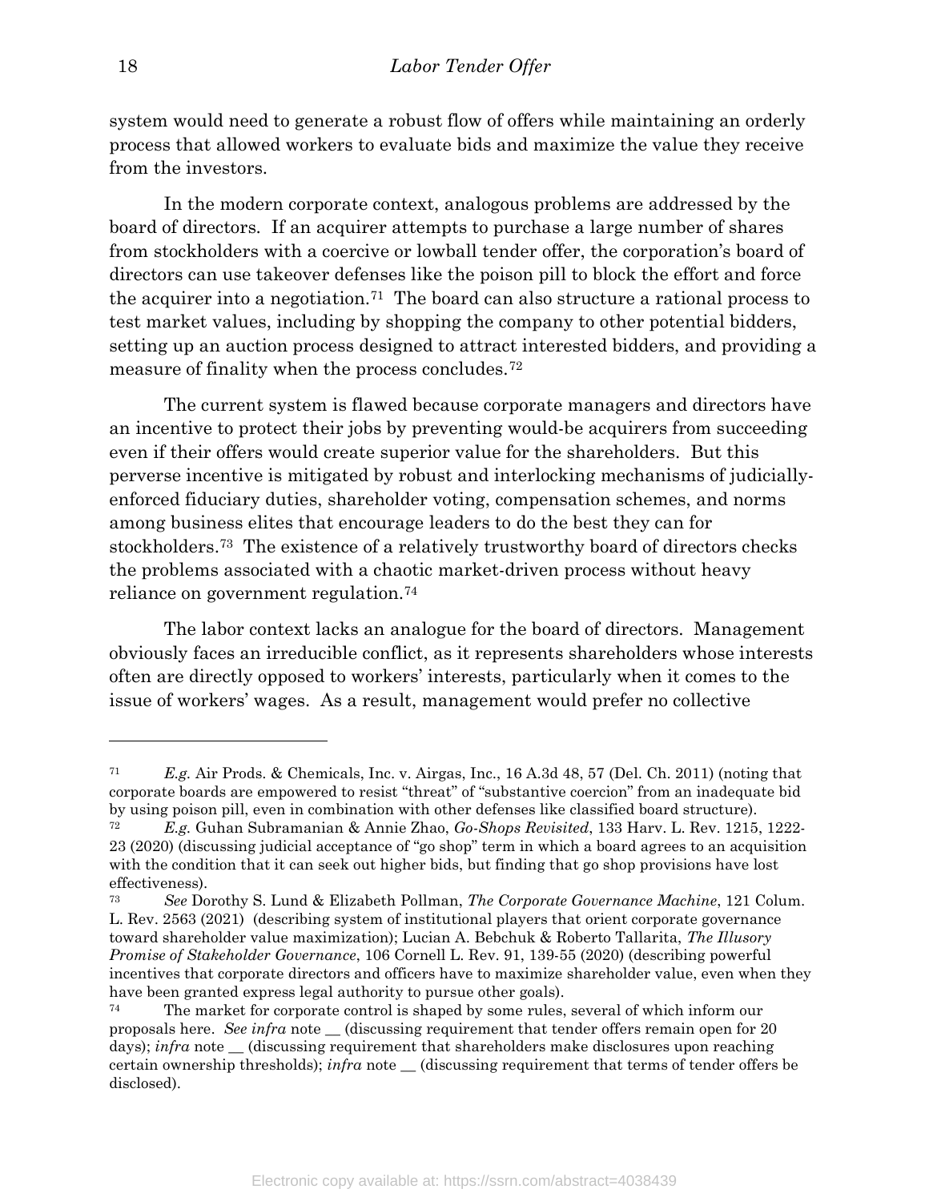system would need to generate a robust flow of offers while maintaining an orderly process that allowed workers to evaluate bids and maximize the value they receive from the investors.

In the modern corporate context, analogous problems are addressed by the board of directors. If an acquirer attempts to purchase a large number of shares from stockholders with a coercive or lowball tender offer, the corporation's board of directors can use takeover defenses like the poison pill to block the effort and force the acquirer into a negotiation.[71] The board can also structure a rational process to test market values, including by shopping the company to other potential bidders, setting up an auction process designed to attract interested bidders, and providing a measure of finality when the process concludes.[72]

The current system is flawed because corporate managers and directors have an incentive to protect their jobs by preventing would-be acquirers from succeeding even if their offers would create superior value for the shareholders. But this perverse incentive is mitigated by robust and interlocking mechanisms of judicially-enforced fiduciary duties, shareholder voting, compensation schemes, and norms among business elites that encourage leaders to do the best they can for stockholders.[73] The existence of a relatively trustworthy board of directors checks the problems associated with a chaotic market-driven process without heavy reliance on government regulation.[74]

The labor context lacks an analogue for the board of directors. Management obviously faces an irreducible conflict, as it represents shareholders whose interests often are directly opposed to workers' interests, particularly when it comes to the issue of workers' wages. As a result, management would prefer no collective

---

[71] *E.g.* Air Prods. & Chemicals, Inc. v. Airgas, Inc., 16 A.3d 48, 57 (Del. Ch. 2011) (noting that corporate boards are empowered to resist "threat" of "substantive coercion" from an inadequate bid by using poison pill, even in combination with other defenses like classified board structure).

[72] *E.g.* Guhan Subramanian & Annie Zhao, *Go-Shops Revisited*, 133 Harv. L. Rev. 1215, 1222-23 (2020) (discussing judicial acceptance of "go shop" term in which a board agrees to an acquisition with the condition that it can seek out higher bids, but finding that go shop provisions have lost effectiveness).

[73] *See* Dorothy S. Lund & Elizabeth Pollman, *The Corporate Governance Machine*, 121 Colum. L. Rev. 2563 (2021) (describing system of institutional players that orient corporate governance toward shareholder value maximization); Lucian A. Bebchuk & Roberto Tallarita, *The Illusory Promise of Stakeholder Governance*, 106 Cornell L. Rev. 91, 139-55 (2020) (describing powerful incentives that corporate directors and officers have to maximize shareholder value, even when they have been granted express legal authority to pursue other goals).

[74] The market for corporate control is shaped by some rules, several of which inform our proposals here. *See infra* note __ (discussing requirement that tender offers remain open for 20 days); *infra* note __ (discussing requirement that shareholders make disclosures upon reaching certain ownership thresholds); *infra* note __ (discussing requirement that terms of tender offers be disclosed).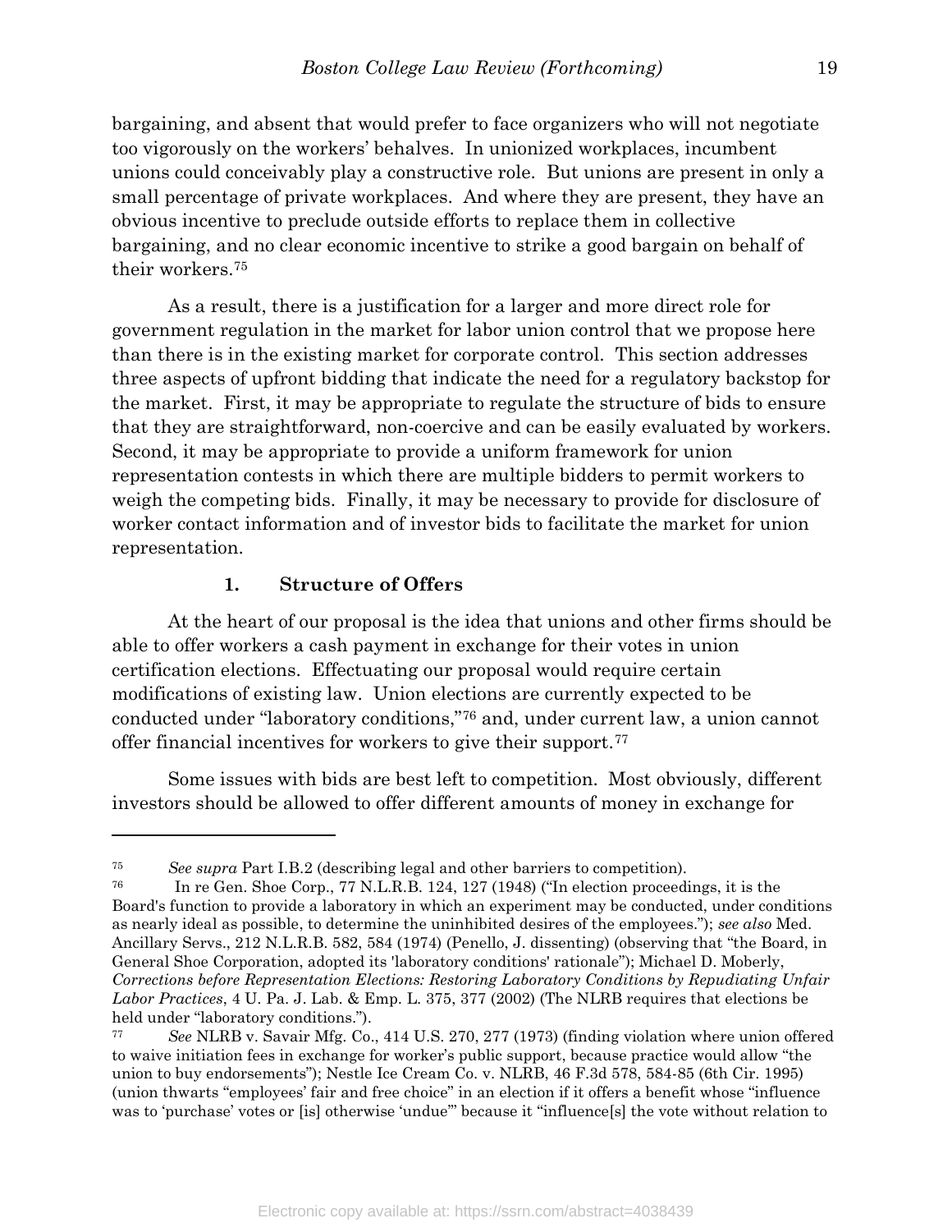bargaining, and absent that would prefer to face organizers who will not negotiate too vigorously on the workers' behalves. In unionized workplaces, incumbent unions could conceivably play a constructive role. But unions are present in only a small percentage of private workplaces. And where they are present, they have an obvious incentive to preclude outside efforts to replace them in collective bargaining, and no clear economic incentive to strike a good bargain on behalf of their workers.[75]

As a result, there is a justification for a larger and more direct role for government regulation in the market for labor union control that we propose here than there is in the existing market for corporate control. This section addresses three aspects of upfront bidding that indicate the need for a regulatory backstop for the market. First, it may be appropriate to regulate the structure of bids to ensure that they are straightforward, non-coercive and can be easily evaluated by workers. Second, it may be appropriate to provide a uniform framework for union representation contests in which there are multiple bidders to permit workers to weigh the competing bids. Finally, it may be necessary to provide for disclosure of worker contact information and of investor bids to facilitate the market for union representation.

### 1. Structure of Offers

At the heart of our proposal is the idea that unions and other firms should be able to offer workers a cash payment in exchange for their votes in union certification elections. Effectuating our proposal would require certain modifications of existing law. Union elections are currently expected to be conducted under "laboratory conditions,"[76] and, under current law, a union cannot offer financial incentives for workers to give their support.[77]

Some issues with bids are best left to competition. Most obviously, different investors should be allowed to offer different amounts of money in exchange for

---

[75] *See supra* Part I.B.2 (describing legal and other barriers to competition).

[76] In re Gen. Shoe Corp., 77 N.L.R.B. 124, 127 (1948) ("In election proceedings, it is the Board's function to provide a laboratory in which an experiment may be conducted, under conditions as nearly ideal as possible, to determine the uninhibited desires of the employees."); *see also* Med. Ancillary Servs., 212 N.L.R.B. 582, 584 (1974) (Penello, J. dissenting) (observing that "the Board, in General Shoe Corporation, adopted its 'laboratory conditions' rationale"); Michael D. Moberly, *Corrections before Representation Elections: Restoring Laboratory Conditions by Repudiating Unfair Labor Practices*, 4 U. Pa. J. Lab. & Emp. L. 375, 377 (2002) (The NLRB requires that elections be held under "laboratory conditions.").

[77] *See* NLRB v. Savair Mfg. Co., 414 U.S. 270, 277 (1973) (finding violation where union offered to waive initiation fees in exchange for worker's public support, because practice would allow "the union to buy endorsements"); Nestle Ice Cream Co. v. NLRB, 46 F.3d 578, 584-85 (6th Cir. 1995) (union thwarts "employees' fair and free choice" in an election if it offers a benefit whose "influence was to 'purchase' votes or [is] otherwise 'undue'" because it "influence[s] the vote without relation to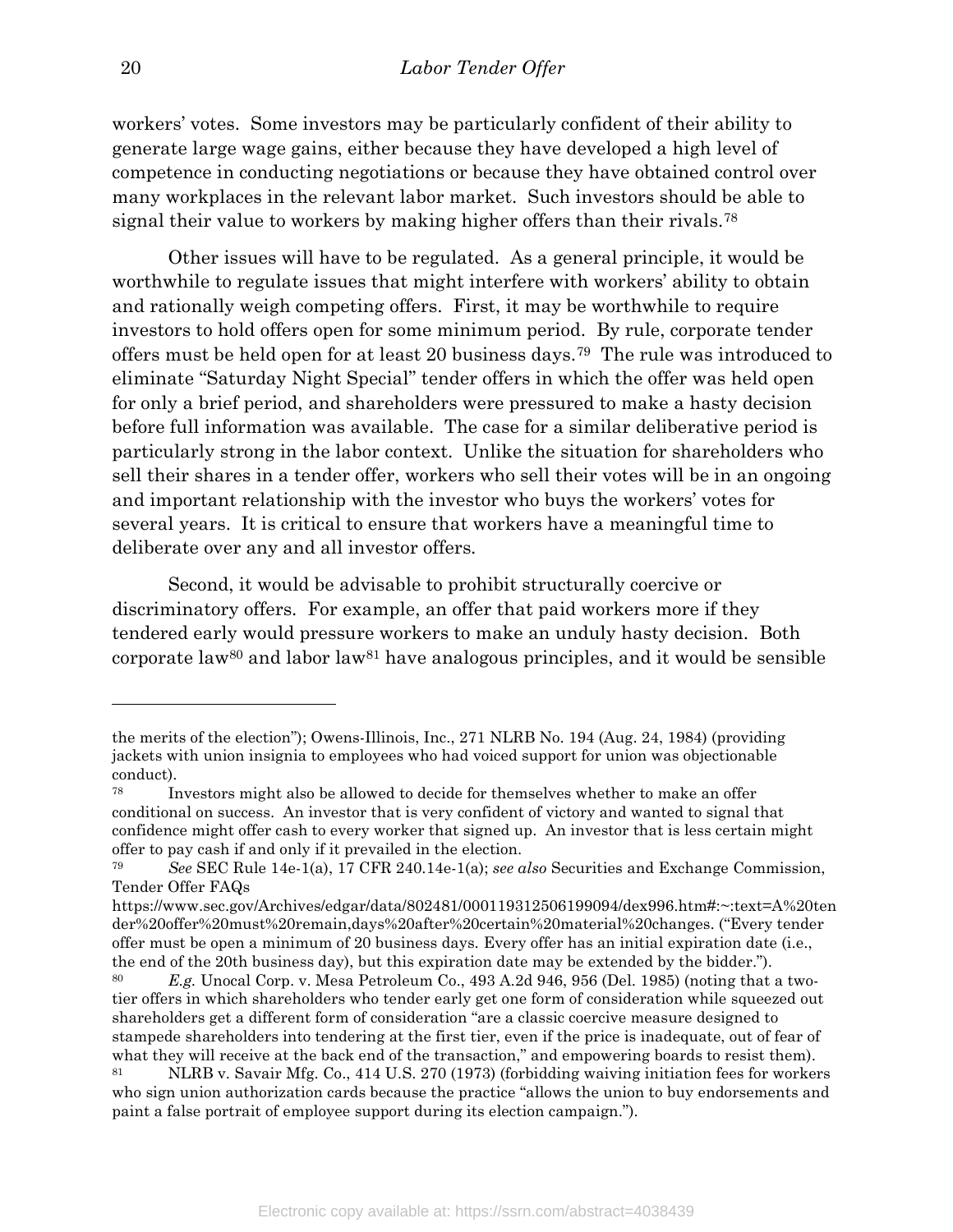workers' votes. Some investors may be particularly confident of their ability to generate large wage gains, either because they have developed a high level of competence in conducting negotiations or because they have obtained control over many workplaces in the relevant labor market. Such investors should be able to signal their value to workers by making higher offers than their rivals.[78]

Other issues will have to be regulated. As a general principle, it would be worthwhile to regulate issues that might interfere with workers' ability to obtain and rationally weigh competing offers. First, it may be worthwhile to require investors to hold offers open for some minimum period. By rule, corporate tender offers must be held open for at least 20 business days.[79] The rule was introduced to eliminate "Saturday Night Special" tender offers in which the offer was held open for only a brief period, and shareholders were pressured to make a hasty decision before full information was available. The case for a similar deliberative period is particularly strong in the labor context. Unlike the situation for shareholders who sell their shares in a tender offer, workers who sell their votes will be in an ongoing and important relationship with the investor who buys the workers' votes for several years. It is critical to ensure that workers have a meaningful time to deliberate over any and all investor offers.

Second, it would be advisable to prohibit structurally coercive or discriminatory offers. For example, an offer that paid workers more if they tendered early would pressure workers to make an unduly hasty decision. Both corporate law[80] and labor law[81] have analogous principles, and it would be sensible

---

the merits of the election"); Owens-Illinois, Inc., 271 NLRB No. 194 (Aug. 24, 1984) (providing jackets with union insignia to employees who had voiced support for union was objectionable conduct).

[78] Investors might also be allowed to decide for themselves whether to make an offer conditional on success. An investor that is very confident of victory and wanted to signal that confidence might offer cash to every worker that signed up. An investor that is less certain might offer to pay cash if and only if it prevailed in the election.

[79] *See* SEC Rule 14e-1(a), 17 CFR 240.14e-1(a); *see also* Securities and Exchange Commission, Tender Offer FAQs https://www.sec.gov/Archives/edgar/data/802481/000119312506199094/dex996.htm#:~:text=A%20tender%20offer%20must%20remain,days%20after%20certain%20material%20changes. ("Every tender offer must be open a minimum of 20 business days. Every offer has an initial expiration date (i.e., the end of the 20th business day), but this expiration date may be extended by the bidder.").

[80] *E.g.* Unocal Corp. v. Mesa Petroleum Co., 493 A.2d 946, 956 (Del. 1985) (noting that a two-tier offers in which shareholders who tender early get one form of consideration while squeezed out shareholders get a different form of consideration "are a classic coercive measure designed to stampede shareholders into tendering at the first tier, even if the price is inadequate, out of fear of what they will receive at the back end of the transaction," and empowering boards to resist them).

[81] NLRB v. Savair Mfg. Co., 414 U.S. 270 (1973) (forbidding waiving initiation fees for workers who sign union authorization cards because the practice "allows the union to buy endorsements and paint a false portrait of employee support during its election campaign.").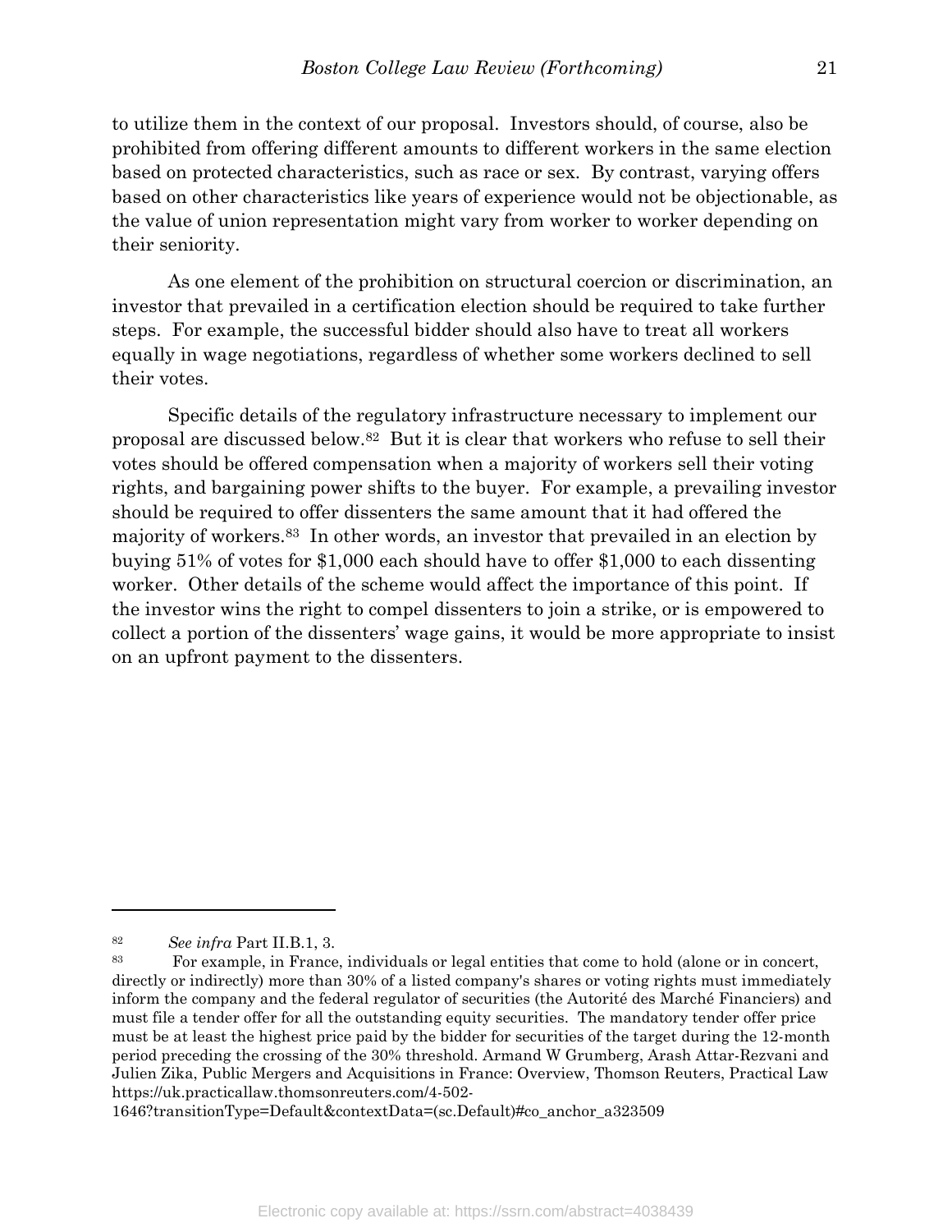to utilize them in the context of our proposal. Investors should, of course, also be prohibited from offering different amounts to different workers in the same election based on protected characteristics, such as race or sex. By contrast, varying offers based on other characteristics like years of experience would not be objectionable, as the value of union representation might vary from worker to worker depending on their seniority.

As one element of the prohibition on structural coercion or discrimination, an investor that prevailed in a certification election should be required to take further steps. For example, the successful bidder should also have to treat all workers equally in wage negotiations, regardless of whether some workers declined to sell their votes.

Specific details of the regulatory infrastructure necessary to implement our proposal are discussed below.[82] But it is clear that workers who refuse to sell their votes should be offered compensation when a majority of workers sell their voting rights, and bargaining power shifts to the buyer. For example, a prevailing investor should be required to offer dissenters the same amount that it had offered the majority of workers.[83] In other words, an investor that prevailed in an election by buying 51% of votes for $1,000 each should have to offer $1,000 to each dissenting worker. Other details of the scheme would affect the importance of this point. If the investor wins the right to compel dissenters to join a strike, or is empowered to collect a portion of the dissenters' wage gains, it would be more appropriate to insist on an upfront payment to the dissenters.

---

[82] *See infra* Part II.B.1, 3.

[83] For example, in France, individuals or legal entities that come to hold (alone or in concert, directly or indirectly) more than 30% of a listed company's shares or voting rights must immediately inform the company and the federal regulator of securities (the Autorité des Marché Financiers) and must file a tender offer for all the outstanding equity securities. The mandatory tender offer price must be at least the highest price paid by the bidder for securities of the target during the 12-month period preceding the crossing of the 30% threshold. Armand W Grumberg, Arash Attar-Rezvani and Julien Zika, Public Mergers and Acquisitions in France: Overview, Thomson Reuters, Practical Law https://uk.practicallaw.thomsonreuters.com/4-502-1646?transitionType=Default&contextData=(sc.Default)#co_anchor_a323509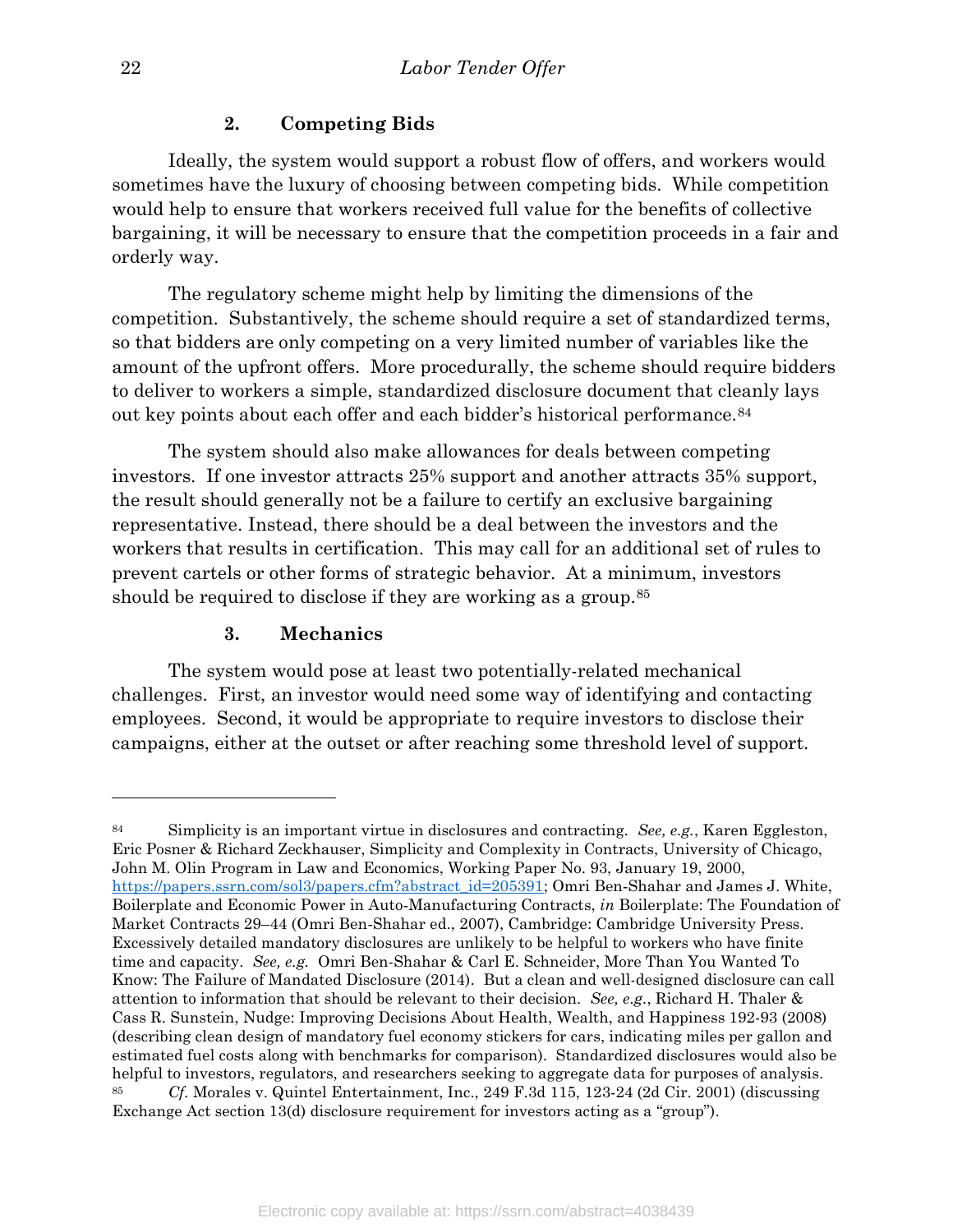### 2. Competing Bids

Ideally, the system would support a robust flow of offers, and workers would sometimes have the luxury of choosing between competing bids. While competition would help to ensure that workers received full value for the benefits of collective bargaining, it will be necessary to ensure that the competition proceeds in a fair and orderly way.

The regulatory scheme might help by limiting the dimensions of the competition. Substantively, the scheme should require a set of standardized terms, so that bidders are only competing on a very limited number of variables like the amount of the upfront offers. More procedurally, the scheme should require bidders to deliver to workers a simple, standardized disclosure document that cleanly lays out key points about each offer and each bidder's historical performance.[84]

The system should also make allowances for deals between competing investors. If one investor attracts 25% support and another attracts 35% support, the result should generally not be a failure to certify an exclusive bargaining representative. Instead, there should be a deal between the investors and the workers that results in certification. This may call for an additional set of rules to prevent cartels or other forms of strategic behavior. At a minimum, investors should be required to disclose if they are working as a group.[85]

### 3. Mechanics

The system would pose at least two potentially-related mechanical challenges. First, an investor would need some way of identifying and contacting employees. Second, it would be appropriate to require investors to disclose their campaigns, either at the outset or after reaching some threshold level of support.

---

[84] Simplicity is an important virtue in disclosures and contracting. *See, e.g.*, Karen Eggleston, Eric Posner & Richard Zeckhauser, Simplicity and Complexity in Contracts, University of Chicago, John M. Olin Program in Law and Economics, Working Paper No. 93, January 19, 2000, https://papers.ssrn.com/sol3/papers.cfm?abstract_id=205391; Omri Ben-Shahar and James J. White, Boilerplate and Economic Power in Auto-Manufacturing Contracts, *in* Boilerplate: The Foundation of Market Contracts 29–44 (Omri Ben-Shahar ed., 2007), Cambridge: Cambridge University Press. Excessively detailed mandatory disclosures are unlikely to be helpful to workers who have finite time and capacity. *See, e.g.* Omri Ben-Shahar & Carl E. Schneider, More Than You Wanted To Know: The Failure of Mandated Disclosure (2014). But a clean and well-designed disclosure can call attention to information that should be relevant to their decision. *See, e.g.*, Richard H. Thaler & Cass R. Sunstein, Nudge: Improving Decisions About Health, Wealth, and Happiness 192-93 (2008) (describing clean design of mandatory fuel economy stickers for cars, indicating miles per gallon and estimated fuel costs along with benchmarks for comparison). Standardized disclosures would also be helpful to investors, regulators, and researchers seeking to aggregate data for purposes of analysis.

[85] *Cf.* Morales v. Quintel Entertainment, Inc., 249 F.3d 115, 123-24 (2d Cir. 2001) (discussing Exchange Act section 13(d) disclosure requirement for investors acting as a "group").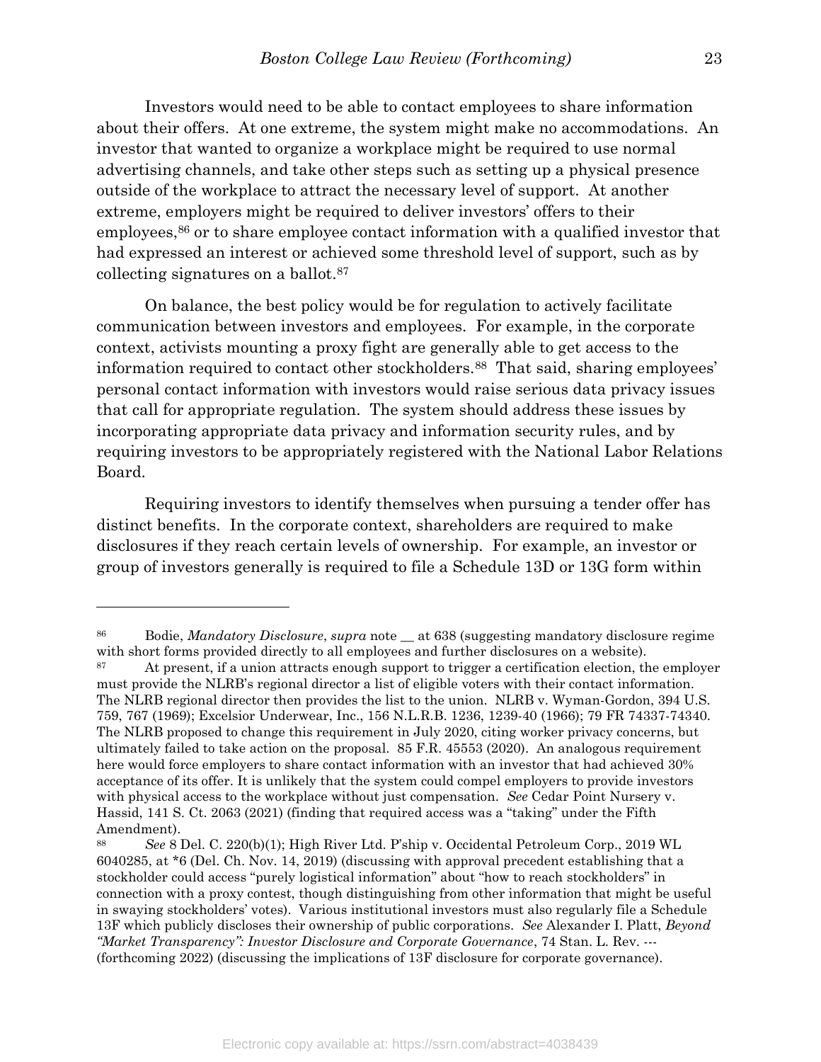Investors would need to be able to contact employees to share information about their offers. At one extreme, the system might make no accommodations. An investor that wanted to organize a workplace might be required to use normal advertising channels, and take other steps such as setting up a physical presence outside of the workplace to attract the necessary level of support. At another extreme, employers might be required to deliver investors' offers to their employees,[86] or to share employee contact information with a qualified investor that had expressed an interest or achieved some threshold level of support, such as by collecting signatures on a ballot.[87]

On balance, the best policy would be for regulation to actively facilitate communication between investors and employees. For example, in the corporate context, activists mounting a proxy fight are generally able to get access to the information required to contact other stockholders.[88] That said, sharing employees' personal contact information with investors would raise serious data privacy issues that call for appropriate regulation. The system should address these issues by incorporating appropriate data privacy and information security rules, and by requiring investors to be appropriately registered with the National Labor Relations Board.

Requiring investors to identify themselves when pursuing a tender offer has distinct benefits. In the corporate context, shareholders are required to make disclosures if they reach certain levels of ownership. For example, an investor or group of investors generally is required to file a Schedule 13D or 13G form within

---

[86] Bodie, *Mandatory Disclosure*, *supra* note __ at 638 (suggesting mandatory disclosure regime with short forms provided directly to all employees and further disclosures on a website).

[87] At present, if a union attracts enough support to trigger a certification election, the employer must provide the NLRB's regional director a list of eligible voters with their contact information. The NLRB regional director then provides the list to the union. NLRB v. Wyman-Gordon, 394 U.S. 759, 767 (1969); Excelsior Underwear, Inc., 156 N.L.R.B. 1236, 1239-40 (1966); 79 FR 74337-74340. The NLRB proposed to change this requirement in July 2020, citing worker privacy concerns, but ultimately failed to take action on the proposal. 85 F.R. 45553 (2020). An analogous requirement here would force employers to share contact information with an investor that had achieved 30% acceptance of its offer. It is unlikely that the system could compel employers to provide investors with physical access to the workplace without just compensation. *See* Cedar Point Nursery v. Hassid, 141 S. Ct. 2063 (2021) (finding that required access was a "taking" under the Fifth Amendment).

[88] *See* 8 Del. C. 220(b)(1); High River Ltd. P'ship v. Occidental Petroleum Corp., 2019 WL 6040285, at *6 (Del. Ch. Nov. 14, 2019) (discussing with approval precedent establishing that a stockholder could access "purely logistical information" about "how to reach stockholders" in connection with a proxy contest, though distinguishing from other information that might be useful in swaying stockholders' votes). Various institutional investors must also regularly file a Schedule 13F which publicly discloses their ownership of public corporations. *See* Alexander I. Platt, *Beyond "Market Transparency": Investor Disclosure and Corporate Governance*, 74 Stan. L. Rev. --- (forthcoming 2022) (discussing the implications of 13F disclosure for corporate governance).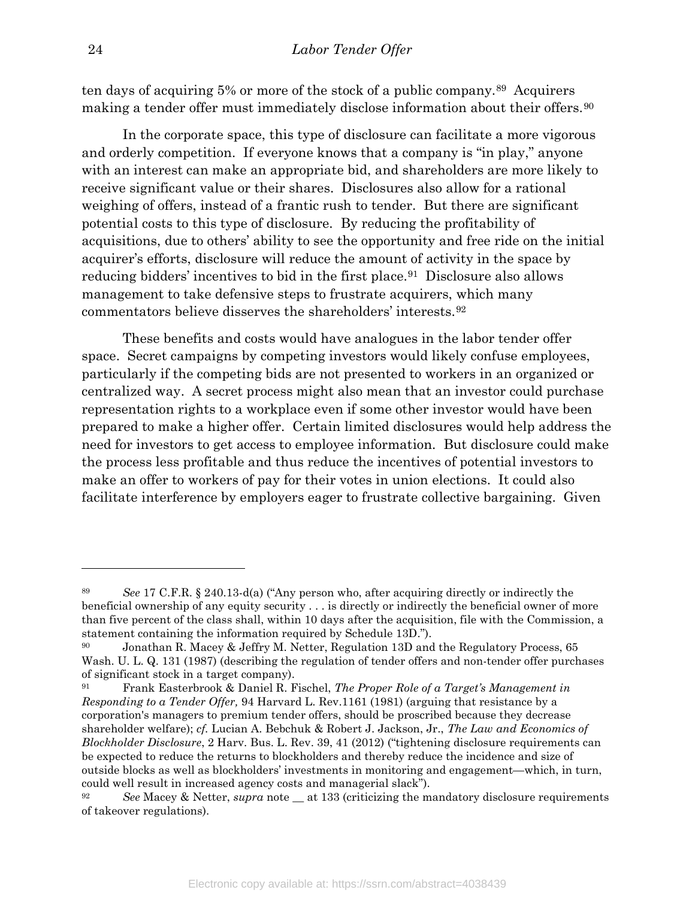ten days of acquiring 5% or more of the stock of a public company.[89] Acquirers making a tender offer must immediately disclose information about their offers.[90]

In the corporate space, this type of disclosure can facilitate a more vigorous and orderly competition. If everyone knows that a company is "in play," anyone with an interest can make an appropriate bid, and shareholders are more likely to receive significant value or their shares. Disclosures also allow for a rational weighing of offers, instead of a frantic rush to tender. But there are significant potential costs to this type of disclosure. By reducing the profitability of acquisitions, due to others' ability to see the opportunity and free ride on the initial acquirer's efforts, disclosure will reduce the amount of activity in the space by reducing bidders' incentives to bid in the first place.[91] Disclosure also allows management to take defensive steps to frustrate acquirers, which many commentators believe disserves the shareholders' interests.[92]

These benefits and costs would have analogues in the labor tender offer space. Secret campaigns by competing investors would likely confuse employees, particularly if the competing bids are not presented to workers in an organized or centralized way. A secret process might also mean that an investor could purchase representation rights to a workplace even if some other investor would have been prepared to make a higher offer. Certain limited disclosures would help address the need for investors to get access to employee information. But disclosure could make the process less profitable and thus reduce the incentives of potential investors to make an offer to workers of pay for their votes in union elections. It could also facilitate interference by employers eager to frustrate collective bargaining. Given

---

[89] *See* 17 C.F.R. § 240.13-d(a) ("Any person who, after acquiring directly or indirectly the beneficial ownership of any equity security . . . is directly or indirectly the beneficial owner of more than five percent of the class shall, within 10 days after the acquisition, file with the Commission, a statement containing the information required by Schedule 13D.").

[90] Jonathan R. Macey & Jeffry M. Netter, Regulation 13D and the Regulatory Process, 65 Wash. U. L. Q. 131 (1987) (describing the regulation of tender offers and non-tender offer purchases of significant stock in a target company).

[91] Frank Easterbrook & Daniel R. Fischel, *The Proper Role of a Target's Management in Responding to a Tender Offer,* 94 Harvard L. Rev.1161 (1981) (arguing that resistance by a corporation's managers to premium tender offers, should be proscribed because they decrease shareholder welfare); *cf.* Lucian A. Bebchuk & Robert J. Jackson, Jr., *The Law and Economics of Blockholder Disclosure*, 2 Harv. Bus. L. Rev. 39, 41 (2012) ("tightening disclosure requirements can be expected to reduce the returns to blockholders and thereby reduce the incidence and size of outside blocks as well as blockholders' investments in monitoring and engagement—which, in turn, could well result in increased agency costs and managerial slack").

[92] *See* Macey & Netter, *supra* note __ at 133 (criticizing the mandatory disclosure requirements of takeover regulations).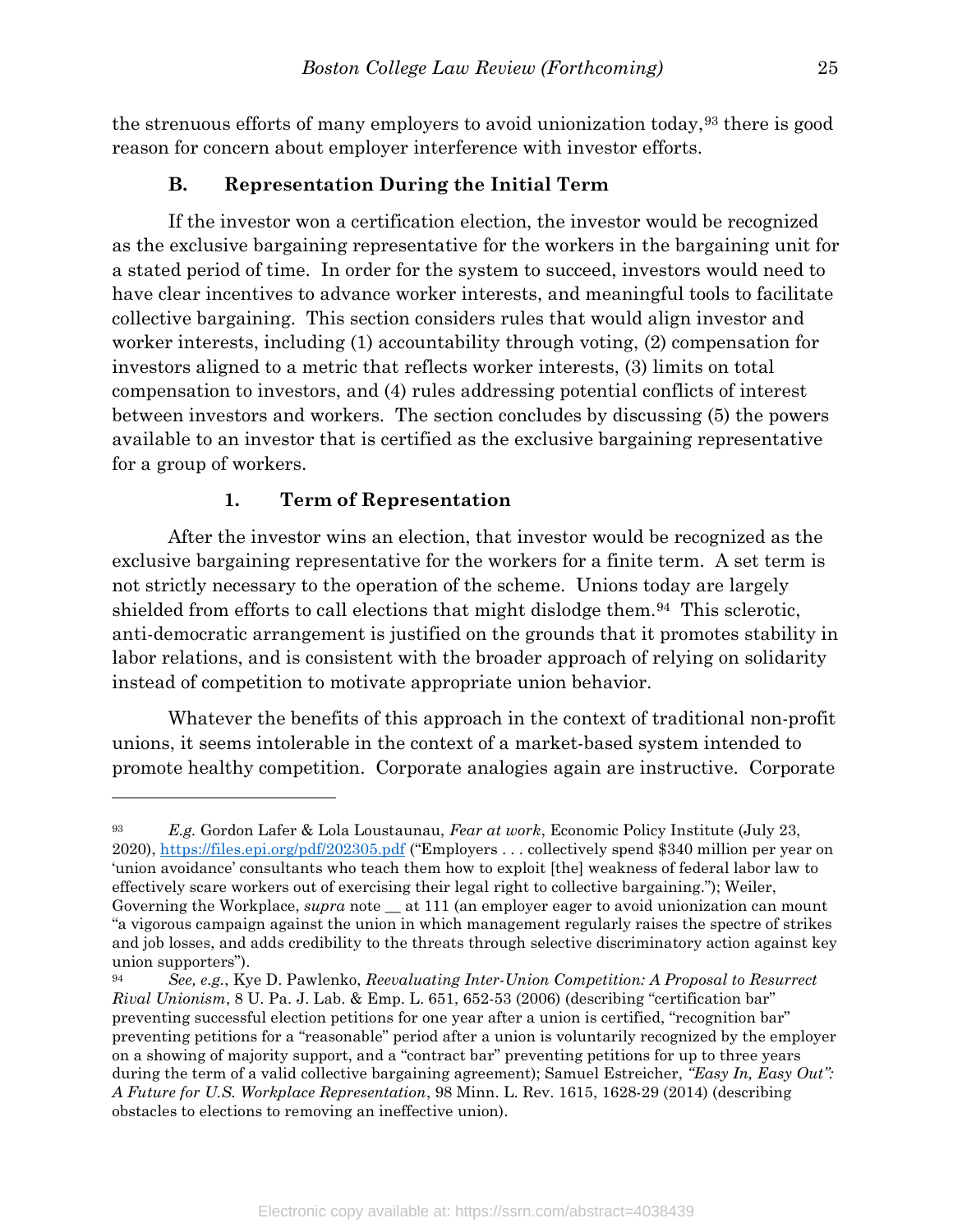the strenuous efforts of many employers to avoid unionization today,[93] there is good reason for concern about employer interference with investor efforts.

### B. Representation During the Initial Term

If the investor won a certification election, the investor would be recognized as the exclusive bargaining representative for the workers in the bargaining unit for a stated period of time. In order for the system to succeed, investors would need to have clear incentives to advance worker interests, and meaningful tools to facilitate collective bargaining. This section considers rules that would align investor and worker interests, including (1) accountability through voting, (2) compensation for investors aligned to a metric that reflects worker interests, (3) limits on total compensation to investors, and (4) rules addressing potential conflicts of interest between investors and workers. The section concludes by discussing (5) the powers available to an investor that is certified as the exclusive bargaining representative for a group of workers.

#### 1. Term of Representation

After the investor wins an election, that investor would be recognized as the exclusive bargaining representative for the workers for a finite term. A set term is not strictly necessary to the operation of the scheme. Unions today are largely shielded from efforts to call elections that might dislodge them.[94] This sclerotic, anti-democratic arrangement is justified on the grounds that it promotes stability in labor relations, and is consistent with the broader approach of relying on solidarity instead of competition to motivate appropriate union behavior.

Whatever the benefits of this approach in the context of traditional non-profit unions, it seems intolerable in the context of a market-based system intended to promote healthy competition. Corporate analogies again are instructive. Corporate

---

[93] *E.g.* Gordon Lafer & Lola Loustaunau, *Fear at work*, Economic Policy Institute (July 23, 2020), https://files.epi.org/pdf/202305.pdf ("Employers . . . collectively spend $340 million per year on 'union avoidance' consultants who teach them how to exploit [the] weakness of federal labor law to effectively scare workers out of exercising their legal right to collective bargaining."); Weiler, Governing the Workplace, *supra* note __ at 111 (an employer eager to avoid unionization can mount "a vigorous campaign against the union in which management regularly raises the spectre of strikes and job losses, and adds credibility to the threats through selective discriminatory action against key union supporters").

[94] *See, e.g.*, Kye D. Pawlenko, *Reevaluating Inter-Union Competition: A Proposal to Resurrect Rival Unionism*, 8 U. Pa. J. Lab. & Emp. L. 651, 652-53 (2006) (describing "certification bar" preventing successful election petitions for one year after a union is certified, "recognition bar" preventing petitions for a "reasonable" period after a union is voluntarily recognized by the employer on a showing of majority support, and a "contract bar" preventing petitions for up to three years during the term of a valid collective bargaining agreement); Samuel Estreicher, *"Easy In, Easy Out": A Future for U.S. Workplace Representation*, 98 Minn. L. Rev. 1615, 1628-29 (2014) (describing obstacles to elections to removing an ineffective union).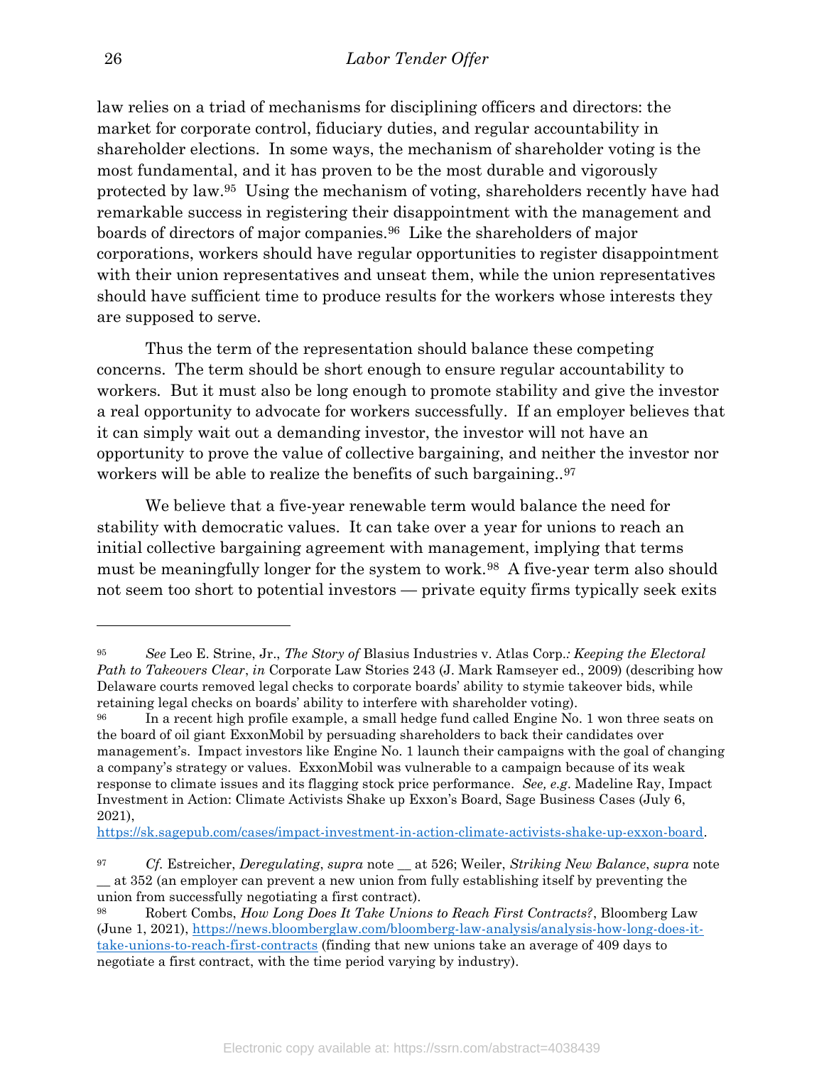law relies on a triad of mechanisms for disciplining officers and directors: the market for corporate control, fiduciary duties, and regular accountability in shareholder elections. In some ways, the mechanism of shareholder voting is the most fundamental, and it has proven to be the most durable and vigorously protected by law.[95] Using the mechanism of voting, shareholders recently have had remarkable success in registering their disappointment with the management and boards of directors of major companies.[96] Like the shareholders of major corporations, workers should have regular opportunities to register disappointment with their union representatives and unseat them, while the union representatives should have sufficient time to produce results for the workers whose interests they are supposed to serve.

Thus the term of the representation should balance these competing concerns. The term should be short enough to ensure regular accountability to workers. But it must also be long enough to promote stability and give the investor a real opportunity to advocate for workers successfully. If an employer believes that it can simply wait out a demanding investor, the investor will not have an opportunity to prove the value of collective bargaining, and neither the investor nor workers will be able to realize the benefits of such bargaining..[97]

We believe that a five-year renewable term would balance the need for stability with democratic values. It can take over a year for unions to reach an initial collective bargaining agreement with management, implying that terms must be meaningfully longer for the system to work.[98] A five-year term also should not seem too short to potential investors — private equity firms typically seek exits

---

[95] *See* Leo E. Strine, Jr., *The Story of* Blasius Industries v. Atlas Corp.*: Keeping the Electoral Path to Takeovers Clear*, *in* Corporate Law Stories 243 (J. Mark Ramseyer ed., 2009) (describing how Delaware courts removed legal checks to corporate boards' ability to stymie takeover bids, while retaining legal checks on boards' ability to interfere with shareholder voting).

[96] In a recent high profile example, a small hedge fund called Engine No. 1 won three seats on the board of oil giant ExxonMobil by persuading shareholders to back their candidates over management's. Impact investors like Engine No. 1 launch their campaigns with the goal of changing a company's strategy or values. ExxonMobil was vulnerable to a campaign because of its weak response to climate issues and its flagging stock price performance. *See, e.g.* Madeline Ray, Impact Investment in Action: Climate Activists Shake up Exxon's Board, Sage Business Cases (July 6, 2021), https://sk.sagepub.com/cases/impact-investment-in-action-climate-activists-shake-up-exxon-board.

[97] *Cf.* Estreicher, *Deregulating*, *supra* note __ at 526; Weiler, *Striking New Balance*, *supra* note __ at 352 (an employer can prevent a new union from fully establishing itself by preventing the union from successfully negotiating a first contract).

[98] Robert Combs, *How Long Does It Take Unions to Reach First Contracts?*, Bloomberg Law (June 1, 2021), https://news.bloomberglaw.com/bloomberg-law-analysis/analysis-how-long-does-it-take-unions-to-reach-first-contracts (finding that new unions take an average of 409 days to negotiate a first contract, with the time period varying by industry).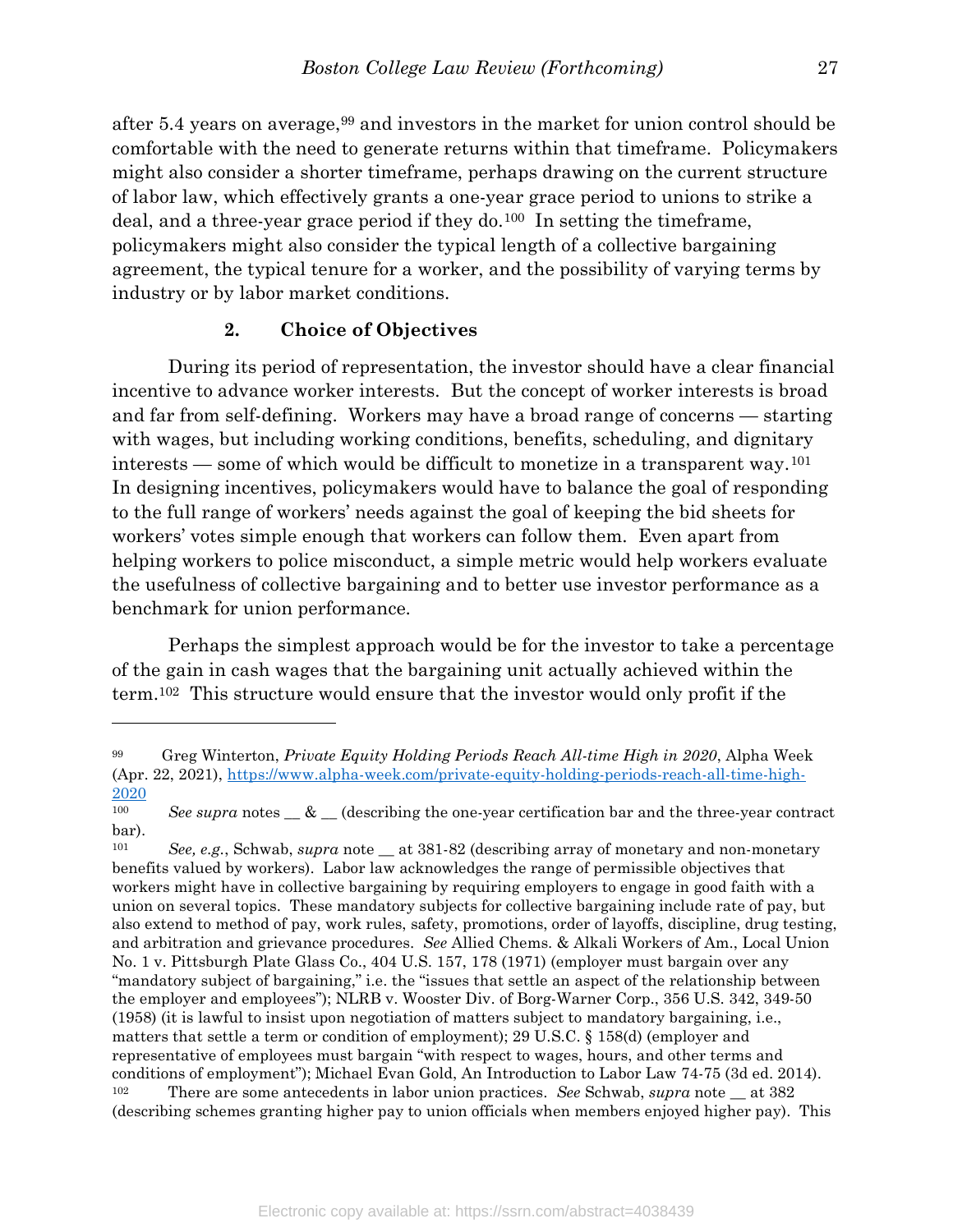after 5.4 years on average,[99] and investors in the market for union control should be comfortable with the need to generate returns within that timeframe. Policymakers might also consider a shorter timeframe, perhaps drawing on the current structure of labor law, which effectively grants a one-year grace period to unions to strike a deal, and a three-year grace period if they do.[100] In setting the timeframe, policymakers might also consider the typical length of a collective bargaining agreement, the typical tenure for a worker, and the possibility of varying terms by industry or by labor market conditions.

### 2. Choice of Objectives

During its period of representation, the investor should have a clear financial incentive to advance worker interests. But the concept of worker interests is broad and far from self-defining. Workers may have a broad range of concerns — starting with wages, but including working conditions, benefits, scheduling, and dignitary interests — some of which would be difficult to monetize in a transparent way.[101] In designing incentives, policymakers would have to balance the goal of responding to the full range of workers' needs against the goal of keeping the bid sheets for workers' votes simple enough that workers can follow them. Even apart from helping workers to police misconduct, a simple metric would help workers evaluate the usefulness of collective bargaining and to better use investor performance as a benchmark for union performance.

Perhaps the simplest approach would be for the investor to take a percentage of the gain in cash wages that the bargaining unit actually achieved within the term.[102] This structure would ensure that the investor would only profit if the

---

[99] Greg Winterton, *Private Equity Holding Periods Reach All-time High in 2020*, Alpha Week (Apr. 22, 2021), https://www.alpha-week.com/private-equity-holding-periods-reach-all-time-high-2020

[100] *See supra* notes __ & __ (describing the one-year certification bar and the three-year contract bar).

[101] *See, e.g.*, Schwab, *supra* note __ at 381-82 (describing array of monetary and non-monetary benefits valued by workers). Labor law acknowledges the range of permissible objectives that workers might have in collective bargaining by requiring employers to engage in good faith with a union on several topics. These mandatory subjects for collective bargaining include rate of pay, but also extend to method of pay, work rules, safety, promotions, order of layoffs, discipline, drug testing, and arbitration and grievance procedures. *See* Allied Chems. & Alkali Workers of Am., Local Union No. 1 v. Pittsburgh Plate Glass Co., 404 U.S. 157, 178 (1971) (employer must bargain over any "mandatory subject of bargaining," i.e. the "issues that settle an aspect of the relationship between the employer and employees"); NLRB v. Wooster Div. of Borg-Warner Corp., 356 U.S. 342, 349-50 (1958) (it is lawful to insist upon negotiation of matters subject to mandatory bargaining, i.e., matters that settle a term or condition of employment); 29 U.S.C. § 158(d) (employer and representative of employees must bargain "with respect to wages, hours, and other terms and conditions of employment"); Michael Evan Gold, An Introduction to Labor Law 74-75 (3d ed. 2014).

[102] There are some antecedents in labor union practices. *See* Schwab, *supra* note __ at 382 (describing schemes granting higher pay to union officials when members enjoyed higher pay). This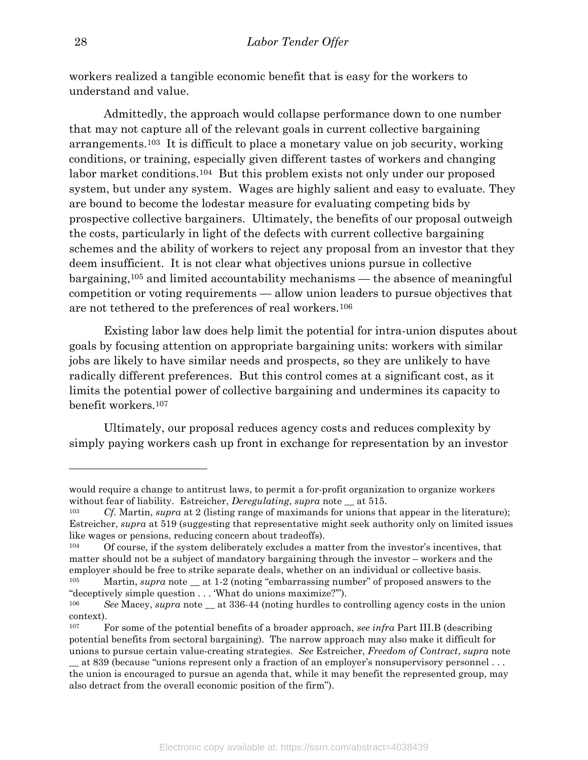workers realized a tangible economic benefit that is easy for the workers to understand and value.

Admittedly, the approach would collapse performance down to one number that may not capture all of the relevant goals in current collective bargaining arrangements.[103] It is difficult to place a monetary value on job security, working conditions, or training, especially given different tastes of workers and changing labor market conditions.[104] But this problem exists not only under our proposed system, but under any system. Wages are highly salient and easy to evaluate. They are bound to become the lodestar measure for evaluating competing bids by prospective collective bargainers. Ultimately, the benefits of our proposal outweigh the costs, particularly in light of the defects with current collective bargaining schemes and the ability of workers to reject any proposal from an investor that they deem insufficient. It is not clear what objectives unions pursue in collective bargaining,[105] and limited accountability mechanisms — the absence of meaningful competition or voting requirements — allow union leaders to pursue objectives that are not tethered to the preferences of real workers.[106]

Existing labor law does help limit the potential for intra-union disputes about goals by focusing attention on appropriate bargaining units: workers with similar jobs are likely to have similar needs and prospects, so they are unlikely to have radically different preferences. But this control comes at a significant cost, as it limits the potential power of collective bargaining and undermines its capacity to benefit workers.[107]

Ultimately, our proposal reduces agency costs and reduces complexity by simply paying workers cash up front in exchange for representation by an investor

---

would require a change to antitrust laws, to permit a for-profit organization to organize workers without fear of liability. Estreicher, *Deregulating*, *supra* note __ at 515.

[103] *Cf.* Martin, *supra* at 2 (listing range of maximands for unions that appear in the literature); Estreicher, *supra* at 519 (suggesting that representative might seek authority only on limited issues like wages or pensions, reducing concern about tradeoffs).

[104] Of course, if the system deliberately excludes a matter from the investor's incentives, that matter should not be a subject of mandatory bargaining through the investor – workers and the employer should be free to strike separate deals, whether on an individual or collective basis.

[105] Martin, *supra* note __ at 1-2 (noting "embarrassing number" of proposed answers to the "deceptively simple question . . . 'What do unions maximize?'").

[106] *See* Macey, *supra* note __ at 336-44 (noting hurdles to controlling agency costs in the union context).

[107] For some of the potential benefits of a broader approach, *see infra* Part III.B (describing potential benefits from sectoral bargaining). The narrow approach may also make it difficult for unions to pursue certain value-creating strategies. *See* Estreicher, *Freedom of Contract*, *supra* note __ at 839 (because "unions represent only a fraction of an employer's nonsupervisory personnel . . . the union is encouraged to pursue an agenda that, while it may benefit the represented group, may also detract from the overall economic position of the firm").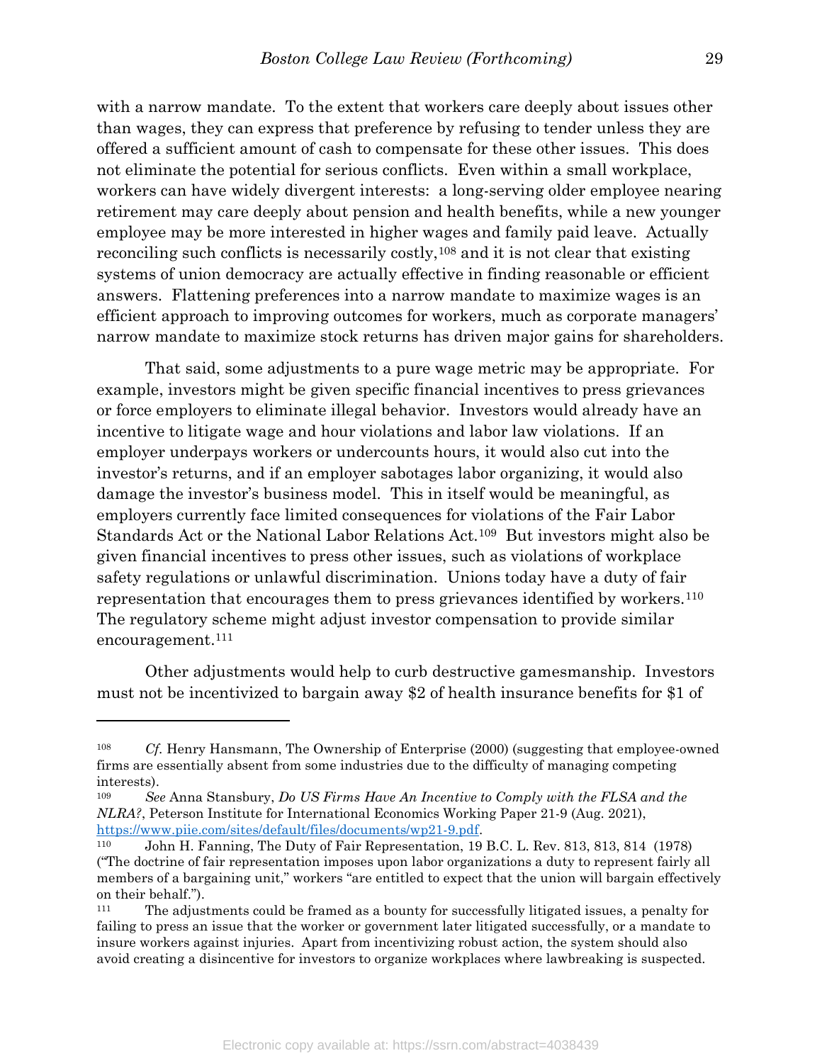with a narrow mandate. To the extent that workers care deeply about issues other than wages, they can express that preference by refusing to tender unless they are offered a sufficient amount of cash to compensate for these other issues. This does not eliminate the potential for serious conflicts. Even within a small workplace, workers can have widely divergent interests: a long-serving older employee nearing retirement may care deeply about pension and health benefits, while a new younger employee may be more interested in higher wages and family paid leave. Actually reconciling such conflicts is necessarily costly,[108] and it is not clear that existing systems of union democracy are actually effective in finding reasonable or efficient answers. Flattening preferences into a narrow mandate to maximize wages is an efficient approach to improving outcomes for workers, much as corporate managers' narrow mandate to maximize stock returns has driven major gains for shareholders.

That said, some adjustments to a pure wage metric may be appropriate. For example, investors might be given specific financial incentives to press grievances or force employers to eliminate illegal behavior. Investors would already have an incentive to litigate wage and hour violations and labor law violations. If an employer underpays workers or undercounts hours, it would also cut into the investor's returns, and if an employer sabotages labor organizing, it would also damage the investor's business model. This in itself would be meaningful, as employers currently face limited consequences for violations of the Fair Labor Standards Act or the National Labor Relations Act.[109] But investors might also be given financial incentives to press other issues, such as violations of workplace safety regulations or unlawful discrimination. Unions today have a duty of fair representation that encourages them to press grievances identified by workers.[110] The regulatory scheme might adjust investor compensation to provide similar encouragement.[111]

Other adjustments would help to curb destructive gamesmanship. Investors must not be incentivized to bargain away $2 of health insurance benefits for $1 of

---

[108] *Cf.* Henry Hansmann, The Ownership of Enterprise (2000) (suggesting that employee-owned firms are essentially absent from some industries due to the difficulty of managing competing interests).

[109] *See* Anna Stansbury, *Do US Firms Have An Incentive to Comply with the FLSA and the NLRA?*, Peterson Institute for International Economics Working Paper 21-9 (Aug. 2021), https://www.piie.com/sites/default/files/documents/wp21-9.pdf.

[110] John H. Fanning, The Duty of Fair Representation, 19 B.C. L. Rev. 813, 813, 814 (1978) ("The doctrine of fair representation imposes upon labor organizations a duty to represent fairly all members of a bargaining unit," workers "are entitled to expect that the union will bargain effectively on their behalf.").

[111] The adjustments could be framed as a bounty for successfully litigated issues, a penalty for failing to press an issue that the worker or government later litigated successfully, or a mandate to insure workers against injuries. Apart from incentivizing robust action, the system should also avoid creating a disincentive for investors to organize workplaces where lawbreaking is suspected.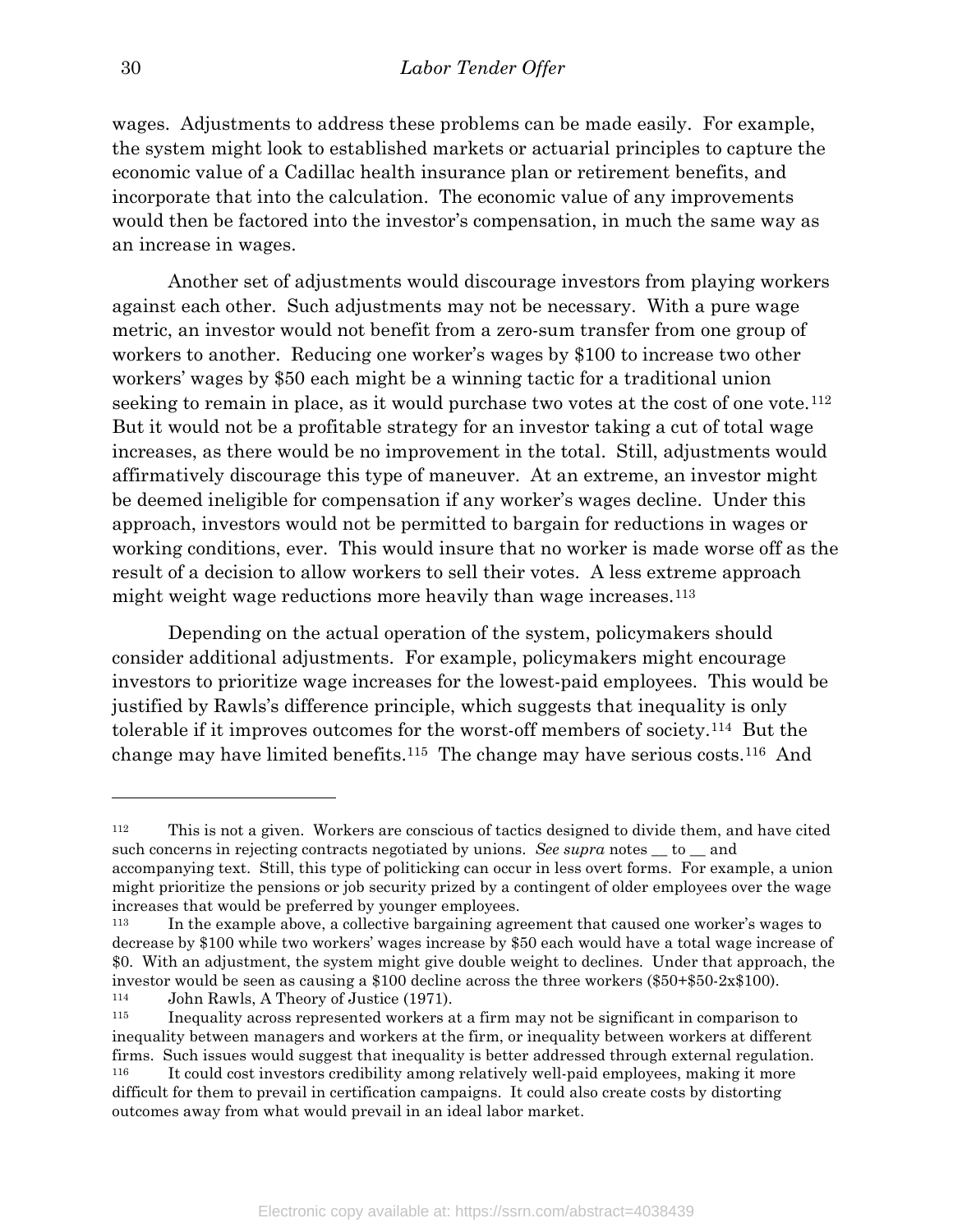wages. Adjustments to address these problems can be made easily. For example, the system might look to established markets or actuarial principles to capture the economic value of a Cadillac health insurance plan or retirement benefits, and incorporate that into the calculation. The economic value of any improvements would then be factored into the investor's compensation, in much the same way as an increase in wages.

Another set of adjustments would discourage investors from playing workers against each other. Such adjustments may not be necessary. With a pure wage metric, an investor would not benefit from a zero-sum transfer from one group of workers to another. Reducing one worker's wages by \$100 to increase two other workers' wages by \$50 each might be a winning tactic for a traditional union seeking to remain in place, as it would purchase two votes at the cost of one vote.[112] But it would not be a profitable strategy for an investor taking a cut of total wage increases, as there would be no improvement in the total. Still, adjustments would affirmatively discourage this type of maneuver. At an extreme, an investor might be deemed ineligible for compensation if any worker's wages decline. Under this approach, investors would not be permitted to bargain for reductions in wages or working conditions, ever. This would insure that no worker is made worse off as the result of a decision to allow workers to sell their votes. A less extreme approach might weight wage reductions more heavily than wage increases.[113]

Depending on the actual operation of the system, policymakers should consider additional adjustments. For example, policymakers might encourage investors to prioritize wage increases for the lowest-paid employees. This would be justified by Rawls's difference principle, which suggests that inequality is only tolerable if it improves outcomes for the worst-off members of society.[114] But the change may have limited benefits.[115] The change may have serious costs.[116] And

---

[112] This is not a given. Workers are conscious of tactics designed to divide them, and have cited such concerns in rejecting contracts negotiated by unions. *See supra* notes __ to __ and accompanying text. Still, this type of politicking can occur in less overt forms. For example, a union might prioritize the pensions or job security prized by a contingent of older employees over the wage increases that would be preferred by younger employees.

[113] In the example above, a collective bargaining agreement that caused one worker's wages to decrease by \$100 while two workers' wages increase by \$50 each would have a total wage increase of \$0. With an adjustment, the system might give double weight to declines. Under that approach, the investor would be seen as causing a \$100 decline across the three workers (\$50+\$50-2x\$100).

[114] John Rawls, A Theory of Justice (1971).

[115] Inequality across represented workers at a firm may not be significant in comparison to inequality between managers and workers at the firm, or inequality between workers at different firms. Such issues would suggest that inequality is better addressed through external regulation.

[116] It could cost investors credibility among relatively well-paid employees, making it more difficult for them to prevail in certification campaigns. It could also create costs by distorting outcomes away from what would prevail in an ideal labor market.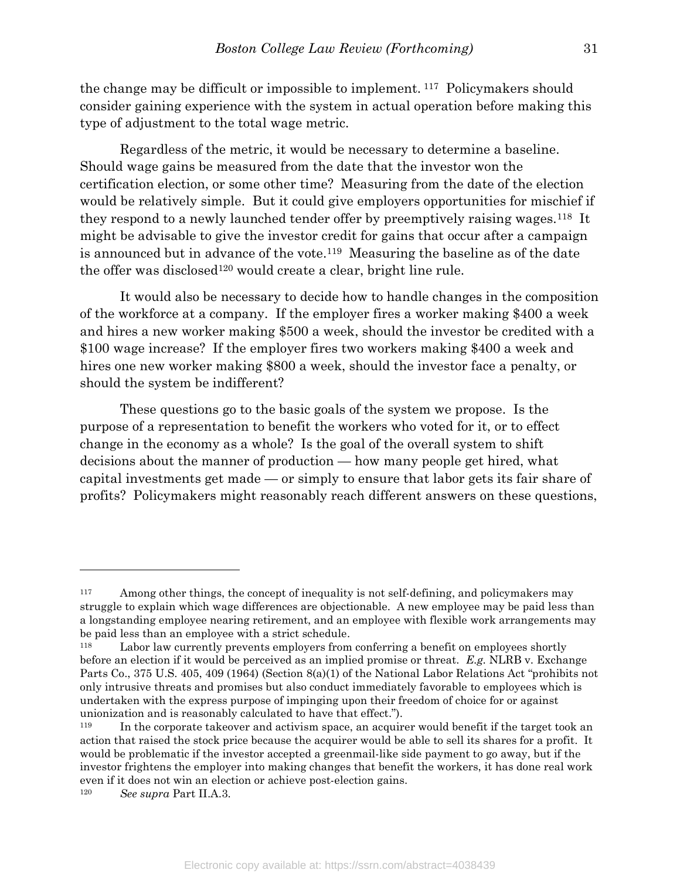the change may be difficult or impossible to implement.[117] Policymakers should consider gaining experience with the system in actual operation before making this type of adjustment to the total wage metric.

Regardless of the metric, it would be necessary to determine a baseline. Should wage gains be measured from the date that the investor won the certification election, or some other time? Measuring from the date of the election would be relatively simple. But it could give employers opportunities for mischief if they respond to a newly launched tender offer by preemptively raising wages.[118] It might be advisable to give the investor credit for gains that occur after a campaign is announced but in advance of the vote.[119] Measuring the baseline as of the date the offer was disclosed[120] would create a clear, bright line rule.

It would also be necessary to decide how to handle changes in the composition of the workforce at a company. If the employer fires a worker making $400 a week and hires a new worker making $500 a week, should the investor be credited with a $100 wage increase? If the employer fires two workers making $400 a week and hires one new worker making $800 a week, should the investor face a penalty, or should the system be indifferent?

These questions go to the basic goals of the system we propose. Is the purpose of a representation to benefit the workers who voted for it, or to effect change in the economy as a whole? Is the goal of the overall system to shift decisions about the manner of production — how many people get hired, what capital investments get made — or simply to ensure that labor gets its fair share of profits? Policymakers might reasonably reach different answers on these questions,

---

[117] Among other things, the concept of inequality is not self-defining, and policymakers may struggle to explain which wage differences are objectionable. A new employee may be paid less than a longstanding employee nearing retirement, and an employee with flexible work arrangements may be paid less than an employee with a strict schedule.

[118] Labor law currently prevents employers from conferring a benefit on employees shortly before an election if it would be perceived as an implied promise or threat. *E.g.* NLRB v. Exchange Parts Co., 375 U.S. 405, 409 (1964) (Section 8(a)(1) of the National Labor Relations Act "prohibits not only intrusive threats and promises but also conduct immediately favorable to employees which is undertaken with the express purpose of impinging upon their freedom of choice for or against unionization and is reasonably calculated to have that effect.").

[119] In the corporate takeover and activism space, an acquirer would benefit if the target took an action that raised the stock price because the acquirer would be able to sell its shares for a profit. It would be problematic if the investor accepted a greenmail-like side payment to go away, but if the investor frightens the employer into making changes that benefit the workers, it has done real work even if it does not win an election or achieve post-election gains.

[120] *See supra* Part II.A.3.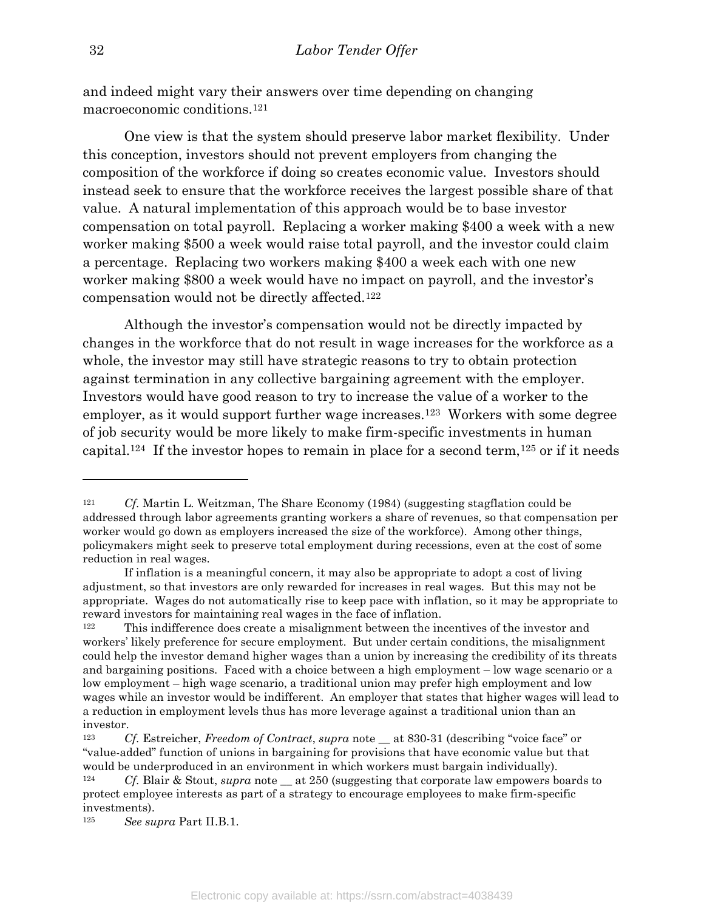and indeed might vary their answers over time depending on changing macroeconomic conditions.[121]

One view is that the system should preserve labor market flexibility. Under this conception, investors should not prevent employers from changing the composition of the workforce if doing so creates economic value. Investors should instead seek to ensure that the workforce receives the largest possible share of that value. A natural implementation of this approach would be to base investor compensation on total payroll. Replacing a worker making $400 a week with a new worker making $500 a week would raise total payroll, and the investor could claim a percentage. Replacing two workers making $400 a week each with one new worker making $800 a week would have no impact on payroll, and the investor's compensation would not be directly affected.[122]

Although the investor's compensation would not be directly impacted by changes in the workforce that do not result in wage increases for the workforce as a whole, the investor may still have strategic reasons to try to obtain protection against termination in any collective bargaining agreement with the employer. Investors would have good reason to try to increase the value of a worker to the employer, as it would support further wage increases.[123] Workers with some degree of job security would be more likely to make firm-specific investments in human capital.[124] If the investor hopes to remain in place for a second term,[125] or if it needs

---

[121] *Cf.* Martin L. Weitzman, The Share Economy (1984) (suggesting stagflation could be addressed through labor agreements granting workers a share of revenues, so that compensation per worker would go down as employers increased the size of the workforce). Among other things, policymakers might seek to preserve total employment during recessions, even at the cost of some reduction in real wages.

If inflation is a meaningful concern, it may also be appropriate to adopt a cost of living adjustment, so that investors are only rewarded for increases in real wages. But this may not be appropriate. Wages do not automatically rise to keep pace with inflation, so it may be appropriate to reward investors for maintaining real wages in the face of inflation.

[122] This indifference does create a misalignment between the incentives of the investor and workers' likely preference for secure employment. But under certain conditions, the misalignment could help the investor demand higher wages than a union by increasing the credibility of its threats and bargaining positions. Faced with a choice between a high employment – low wage scenario or a low employment – high wage scenario, a traditional union may prefer high employment and low wages while an investor would be indifferent. An employer that states that higher wages will lead to a reduction in employment levels thus has more leverage against a traditional union than an investor.

[123] *Cf.* Estreicher, *Freedom of Contract*, *supra* note __ at 830-31 (describing "voice face" or "value-added" function of unions in bargaining for provisions that have economic value but that would be underproduced in an environment in which workers must bargain individually).

[124] *Cf.* Blair & Stout, *supra* note __ at 250 (suggesting that corporate law empowers boards to protect employee interests as part of a strategy to encourage employees to make firm-specific investments).

[125] *See supra* Part II.B.1.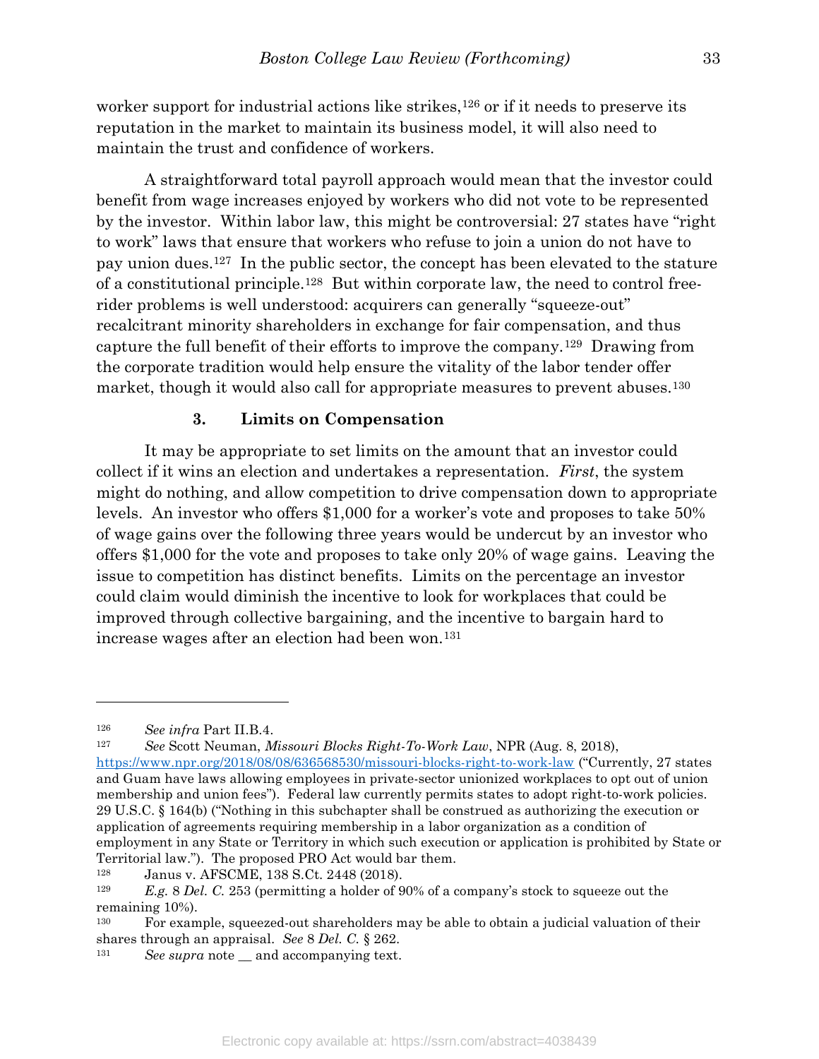worker support for industrial actions like strikes,[126] or if it needs to preserve its reputation in the market to maintain its business model, it will also need to maintain the trust and confidence of workers.

A straightforward total payroll approach would mean that the investor could benefit from wage increases enjoyed by workers who did not vote to be represented by the investor. Within labor law, this might be controversial: 27 states have "right to work" laws that ensure that workers who refuse to join a union do not have to pay union dues.[127] In the public sector, the concept has been elevated to the stature of a constitutional principle.[128] But within corporate law, the need to control free-rider problems is well understood: acquirers can generally "squeeze-out" recalcitrant minority shareholders in exchange for fair compensation, and thus capture the full benefit of their efforts to improve the company.[129] Drawing from the corporate tradition would help ensure the vitality of the labor tender offer market, though it would also call for appropriate measures to prevent abuses.[130]

#### 3. Limits on Compensation

It may be appropriate to set limits on the amount that an investor could collect if it wins an election and undertakes a representation. *First*, the system might do nothing, and allow competition to drive compensation down to appropriate levels. An investor who offers $1,000 for a worker's vote and proposes to take 50% of wage gains over the following three years would be undercut by an investor who offers $1,000 for the vote and proposes to take only 20% of wage gains. Leaving the issue to competition has distinct benefits. Limits on the percentage an investor could claim would diminish the incentive to look for workplaces that could be improved through collective bargaining, and the incentive to bargain hard to increase wages after an election had been won.[131]

---

[126] *See infra* Part II.B.4.

[127] *See* Scott Neuman, *Missouri Blocks Right-To-Work Law*, NPR (Aug. 8, 2018), https://www.npr.org/2018/08/08/636568530/missouri-blocks-right-to-work-law ("Currently, 27 states and Guam have laws allowing employees in private-sector unionized workplaces to opt out of union membership and union fees"). Federal law currently permits states to adopt right-to-work policies. 29 U.S.C. § 164(b) ("Nothing in this subchapter shall be construed as authorizing the execution or application of agreements requiring membership in a labor organization as a condition of employment in any State or Territory in which such execution or application is prohibited by State or Territorial law."). The proposed PRO Act would bar them.

[128] Janus v. AFSCME, 138 S.Ct. 2448 (2018).

[129] *E.g.* 8 *Del. C.* 253 (permitting a holder of 90% of a company's stock to squeeze out the remaining 10%).

[130] For example, squeezed-out shareholders may be able to obtain a judicial valuation of their shares through an appraisal. *See* 8 *Del. C.* § 262.

[131] *See supra* note __ and accompanying text.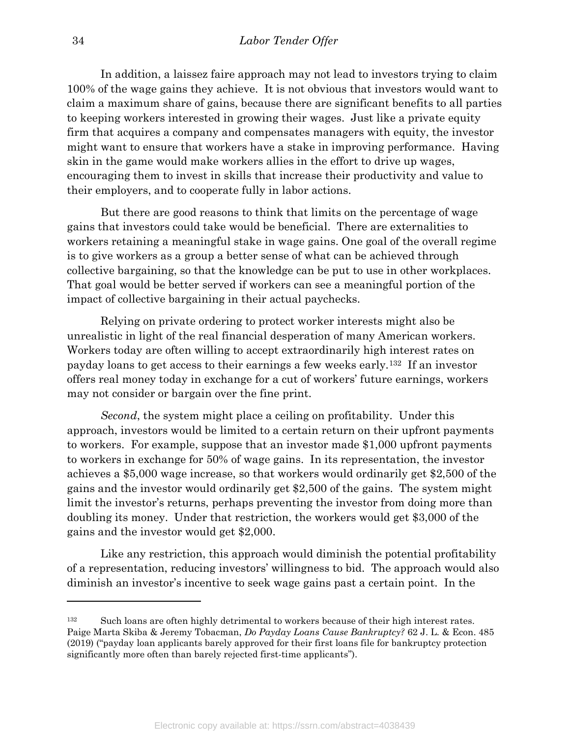In addition, a laissez faire approach may not lead to investors trying to claim 100% of the wage gains they achieve. It is not obvious that investors would want to claim a maximum share of gains, because there are significant benefits to all parties to keeping workers interested in growing their wages. Just like a private equity firm that acquires a company and compensates managers with equity, the investor might want to ensure that workers have a stake in improving performance. Having skin in the game would make workers allies in the effort to drive up wages, encouraging them to invest in skills that increase their productivity and value to their employers, and to cooperate fully in labor actions.

But there are good reasons to think that limits on the percentage of wage gains that investors could take would be beneficial. There are externalities to workers retaining a meaningful stake in wage gains. One goal of the overall regime is to give workers as a group a better sense of what can be achieved through collective bargaining, so that the knowledge can be put to use in other workplaces. That goal would be better served if workers can see a meaningful portion of the impact of collective bargaining in their actual paychecks.

Relying on private ordering to protect worker interests might also be unrealistic in light of the real financial desperation of many American workers. Workers today are often willing to accept extraordinarily high interest rates on payday loans to get access to their earnings a few weeks early.[132] If an investor offers real money today in exchange for a cut of workers' future earnings, workers may not consider or bargain over the fine print.

*Second*, the system might place a ceiling on profitability. Under this approach, investors would be limited to a certain return on their upfront payments to workers. For example, suppose that an investor made $1,000 upfront payments to workers in exchange for 50% of wage gains. In its representation, the investor achieves a $5,000 wage increase, so that workers would ordinarily get $2,500 of the gains and the investor would ordinarily get $2,500 of the gains. The system might limit the investor's returns, perhaps preventing the investor from doing more than doubling its money. Under that restriction, the workers would get $3,000 of the gains and the investor would get $2,000.

Like any restriction, this approach would diminish the potential profitability of a representation, reducing investors' willingness to bid. The approach would also diminish an investor's incentive to seek wage gains past a certain point. In the

---

[132] Such loans are often highly detrimental to workers because of their high interest rates. Paige Marta Skiba & Jeremy Tobacman, *Do Payday Loans Cause Bankruptcy?* 62 J. L. & Econ. 485 (2019) ("payday loan applicants barely approved for their first loans file for bankruptcy protection significantly more often than barely rejected first-time applicants").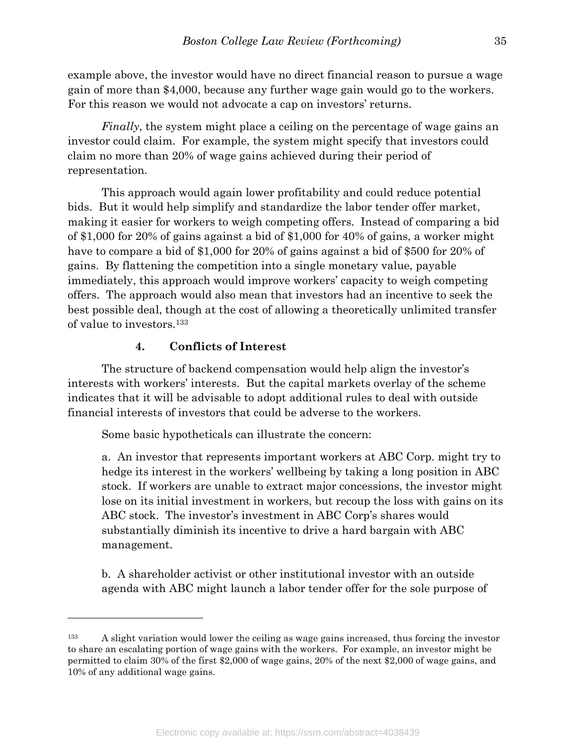example above, the investor would have no direct financial reason to pursue a wage gain of more than $4,000, because any further wage gain would go to the workers. For this reason we would not advocate a cap on investors' returns.

*Finally*, the system might place a ceiling on the percentage of wage gains an investor could claim. For example, the system might specify that investors could claim no more than 20% of wage gains achieved during their period of representation.

This approach would again lower profitability and could reduce potential bids. But it would help simplify and standardize the labor tender offer market, making it easier for workers to weigh competing offers. Instead of comparing a bid of $1,000 for 20% of gains against a bid of $1,000 for 40% of gains, a worker might have to compare a bid of $1,000 for 20% of gains against a bid of $500 for 20% of gains. By flattening the competition into a single monetary value, payable immediately, this approach would improve workers' capacity to weigh competing offers. The approach would also mean that investors had an incentive to seek the best possible deal, though at the cost of allowing a theoretically unlimited transfer of value to investors.[133]

#### 4. Conflicts of Interest

The structure of backend compensation would help align the investor's interests with workers' interests. But the capital markets overlay of the scheme indicates that it will be advisable to adopt additional rules to deal with outside financial interests of investors that could be adverse to the workers.

Some basic hypotheticals can illustrate the concern:

a. An investor that represents important workers at ABC Corp. might try to hedge its interest in the workers' wellbeing by taking a long position in ABC stock. If workers are unable to extract major concessions, the investor might lose on its initial investment in workers, but recoup the loss with gains on its ABC stock. The investor's investment in ABC Corp's shares would substantially diminish its incentive to drive a hard bargain with ABC management.

b. A shareholder activist or other institutional investor with an outside agenda with ABC might launch a labor tender offer for the sole purpose of

---

[133] A slight variation would lower the ceiling as wage gains increased, thus forcing the investor to share an escalating portion of wage gains with the workers. For example, an investor might be permitted to claim 30% of the first $2,000 of wage gains, 20% of the next $2,000 of wage gains, and 10% of any additional wage gains.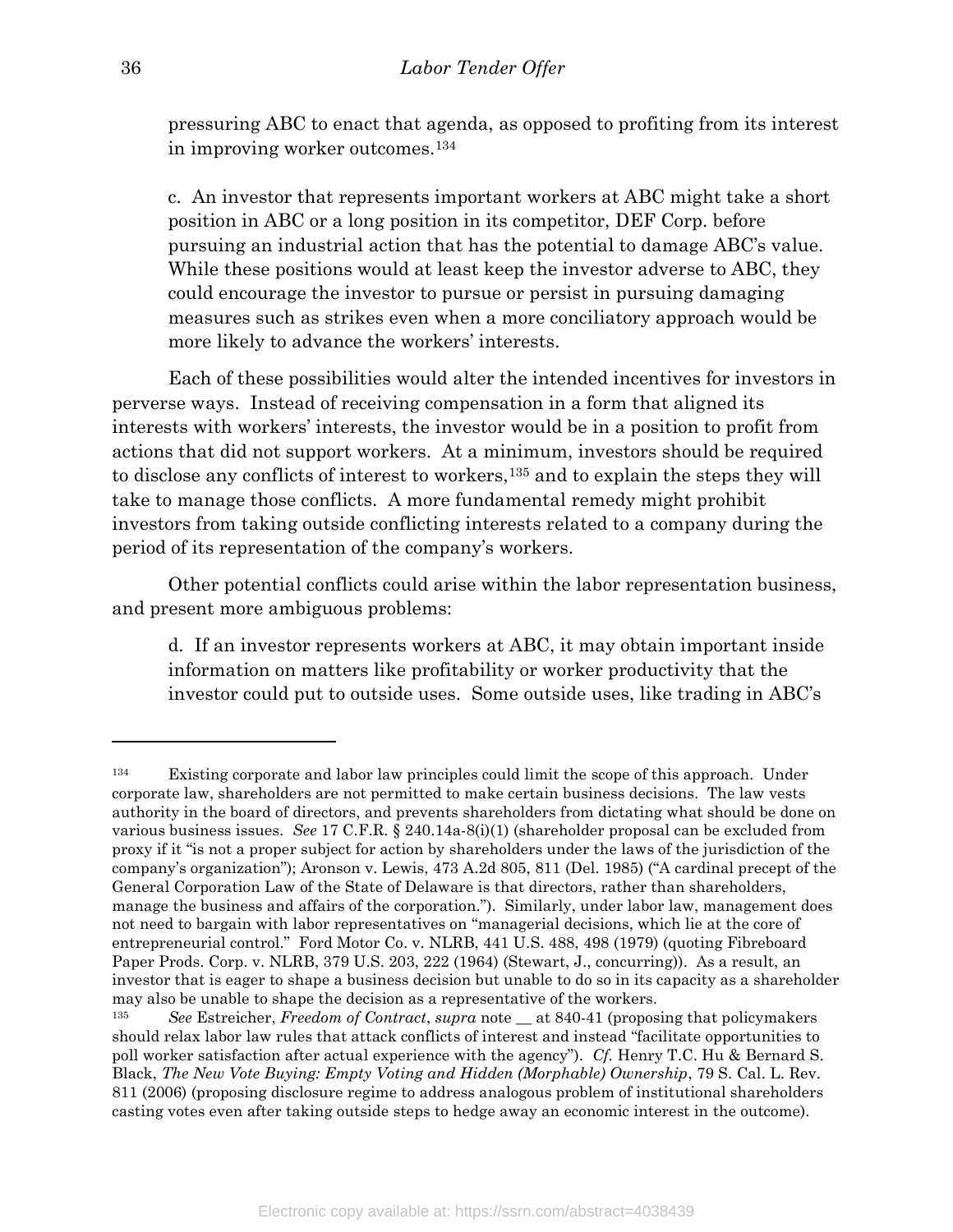pressuring ABC to enact that agenda, as opposed to profiting from its interest in improving worker outcomes.[134]

c. An investor that represents important workers at ABC might take a short position in ABC or a long position in its competitor, DEF Corp. before pursuing an industrial action that has the potential to damage ABC's value. While these positions would at least keep the investor adverse to ABC, they could encourage the investor to pursue or persist in pursuing damaging measures such as strikes even when a more conciliatory approach would be more likely to advance the workers' interests.

Each of these possibilities would alter the intended incentives for investors in perverse ways. Instead of receiving compensation in a form that aligned its interests with workers' interests, the investor would be in a position to profit from actions that did not support workers. At a minimum, investors should be required to disclose any conflicts of interest to workers,[135] and to explain the steps they will take to manage those conflicts. A more fundamental remedy might prohibit investors from taking outside conflicting interests related to a company during the period of its representation of the company's workers.

Other potential conflicts could arise within the labor representation business, and present more ambiguous problems:

d. If an investor represents workers at ABC, it may obtain important inside information on matters like profitability or worker productivity that the investor could put to outside uses. Some outside uses, like trading in ABC's

---

[134] Existing corporate and labor law principles could limit the scope of this approach. Under corporate law, shareholders are not permitted to make certain business decisions. The law vests authority in the board of directors, and prevents shareholders from dictating what should be done on various business issues. *See* 17 C.F.R. § 240.14a-8(i)(1) (shareholder proposal can be excluded from proxy if it "is not a proper subject for action by shareholders under the laws of the jurisdiction of the company's organization"); Aronson v. Lewis, 473 A.2d 805, 811 (Del. 1985) ("A cardinal precept of the General Corporation Law of the State of Delaware is that directors, rather than shareholders, manage the business and affairs of the corporation."). Similarly, under labor law, management does not need to bargain with labor representatives on "managerial decisions, which lie at the core of entrepreneurial control." Ford Motor Co. v. NLRB, 441 U.S. 488, 498 (1979) (quoting Fibreboard Paper Prods. Corp. v. NLRB, 379 U.S. 203, 222 (1964) (Stewart, J., concurring)). As a result, an investor that is eager to shape a business decision but unable to do so in its capacity as a shareholder may also be unable to shape the decision as a representative of the workers.

[135] *See* Estreicher, *Freedom of Contract*, *supra* note __ at 840-41 (proposing that policymakers should relax labor law rules that attack conflicts of interest and instead "facilitate opportunities to poll worker satisfaction after actual experience with the agency"). *Cf.* Henry T.C. Hu & Bernard S. Black, *The New Vote Buying: Empty Voting and Hidden (Morphable) Ownership*, 79 S. Cal. L. Rev. 811 (2006) (proposing disclosure regime to address analogous problem of institutional shareholders casting votes even after taking outside steps to hedge away an economic interest in the outcome).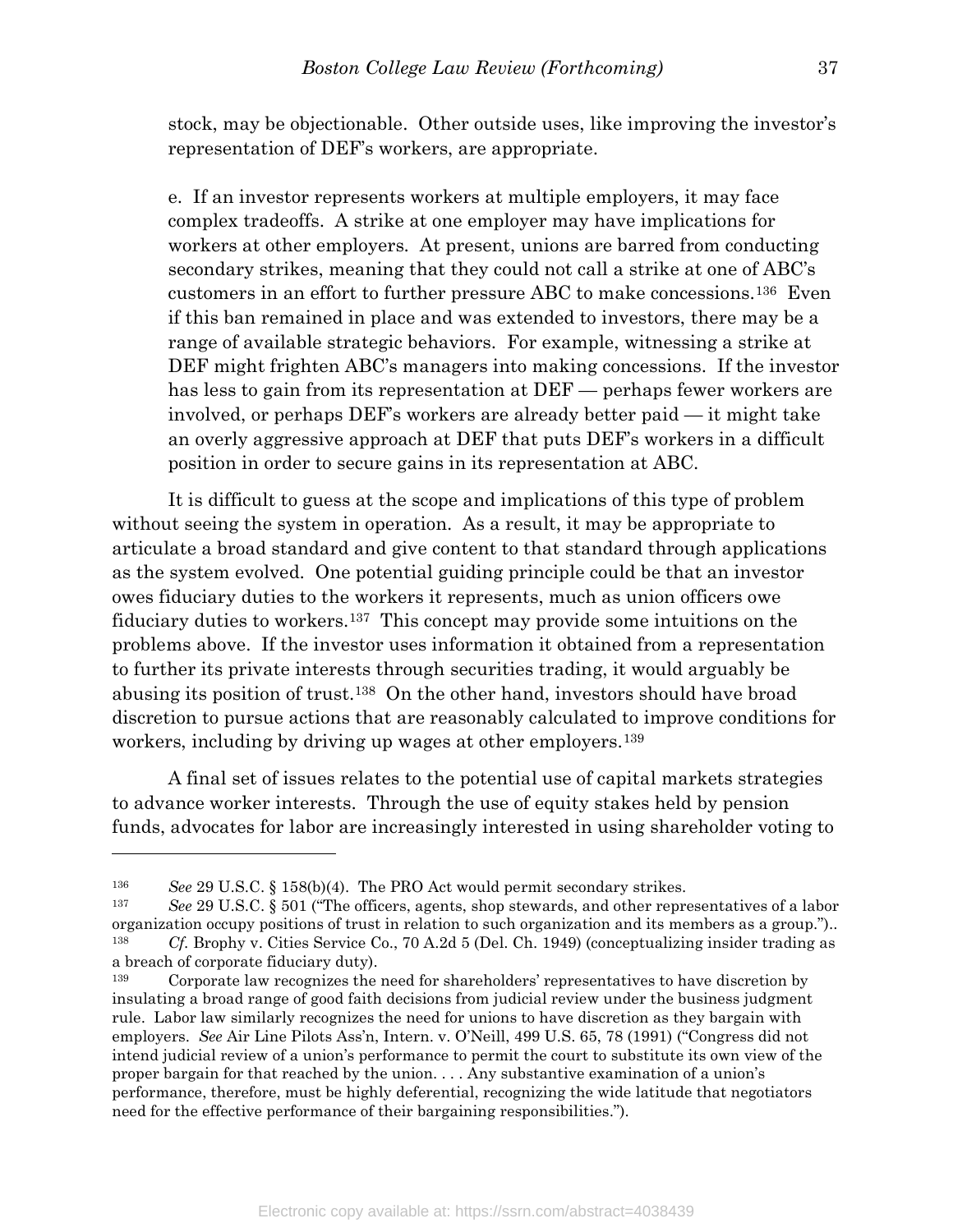stock, may be objectionable. Other outside uses, like improving the investor's representation of DEF's workers, are appropriate.

e. If an investor represents workers at multiple employers, it may face complex tradeoffs. A strike at one employer may have implications for workers at other employers. At present, unions are barred from conducting secondary strikes, meaning that they could not call a strike at one of ABC's customers in an effort to further pressure ABC to make concessions.[136] Even if this ban remained in place and was extended to investors, there may be a range of available strategic behaviors. For example, witnessing a strike at DEF might frighten ABC's managers into making concessions. If the investor has less to gain from its representation at DEF — perhaps fewer workers are involved, or perhaps DEF's workers are already better paid — it might take an overly aggressive approach at DEF that puts DEF's workers in a difficult position in order to secure gains in its representation at ABC.

It is difficult to guess at the scope and implications of this type of problem without seeing the system in operation. As a result, it may be appropriate to articulate a broad standard and give content to that standard through applications as the system evolved. One potential guiding principle could be that an investor owes fiduciary duties to the workers it represents, much as union officers owe fiduciary duties to workers.[137] This concept may provide some intuitions on the problems above. If the investor uses information it obtained from a representation to further its private interests through securities trading, it would arguably be abusing its position of trust.[138] On the other hand, investors should have broad discretion to pursue actions that are reasonably calculated to improve conditions for workers, including by driving up wages at other employers.[139]

A final set of issues relates to the potential use of capital markets strategies to advance worker interests. Through the use of equity stakes held by pension funds, advocates for labor are increasingly interested in using shareholder voting to

---

[136] *See* 29 U.S.C. § 158(b)(4). The PRO Act would permit secondary strikes.

[137] *See* 29 U.S.C. § 501 ("The officers, agents, shop stewards, and other representatives of a labor organization occupy positions of trust in relation to such organization and its members as a group.")..

[138] *Cf.* Brophy v. Cities Service Co., 70 A.2d 5 (Del. Ch. 1949) (conceptualizing insider trading as a breach of corporate fiduciary duty).

[139] Corporate law recognizes the need for shareholders' representatives to have discretion by insulating a broad range of good faith decisions from judicial review under the business judgment rule. Labor law similarly recognizes the need for unions to have discretion as they bargain with employers. *See* Air Line Pilots Ass'n, Intern. v. O'Neill, 499 U.S. 65, 78 (1991) ("Congress did not intend judicial review of a union's performance to permit the court to substitute its own view of the proper bargain for that reached by the union. . . . Any substantive examination of a union's performance, therefore, must be highly deferential, recognizing the wide latitude that negotiators need for the effective performance of their bargaining responsibilities.").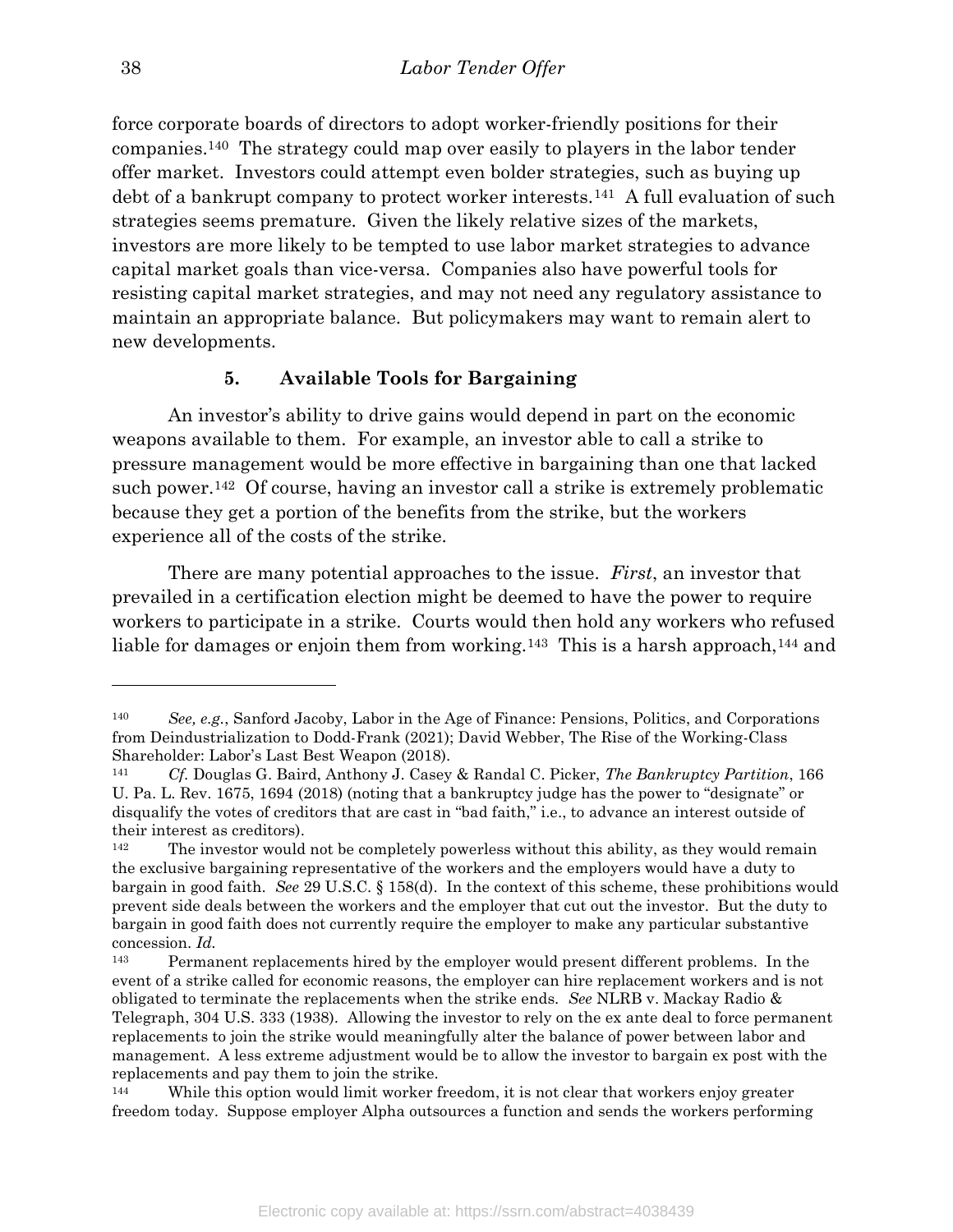force corporate boards of directors to adopt worker-friendly positions for their companies.[140] The strategy could map over easily to players in the labor tender offer market. Investors could attempt even bolder strategies, such as buying up debt of a bankrupt company to protect worker interests.[141] A full evaluation of such strategies seems premature. Given the likely relative sizes of the markets, investors are more likely to be tempted to use labor market strategies to advance capital market goals than vice-versa. Companies also have powerful tools for resisting capital market strategies, and may not need any regulatory assistance to maintain an appropriate balance. But policymakers may want to remain alert to new developments.

#### 5. Available Tools for Bargaining

An investor's ability to drive gains would depend in part on the economic weapons available to them. For example, an investor able to call a strike to pressure management would be more effective in bargaining than one that lacked such power.[142] Of course, having an investor call a strike is extremely problematic because they get a portion of the benefits from the strike, but the workers experience all of the costs of the strike.

There are many potential approaches to the issue. *First*, an investor that prevailed in a certification election might be deemed to have the power to require workers to participate in a strike. Courts would then hold any workers who refused liable for damages or enjoin them from working.[143] This is a harsh approach,[144] and

---

[140] *See, e.g.*, Sanford Jacoby, Labor in the Age of Finance: Pensions, Politics, and Corporations from Deindustrialization to Dodd-Frank (2021); David Webber, The Rise of the Working-Class Shareholder: Labor's Last Best Weapon (2018).

[141] *Cf.* Douglas G. Baird, Anthony J. Casey & Randal C. Picker, *The Bankruptcy Partition*, 166 U. Pa. L. Rev. 1675, 1694 (2018) (noting that a bankruptcy judge has the power to "designate" or disqualify the votes of creditors that are cast in "bad faith," i.e., to advance an interest outside of their interest as creditors).

[142] The investor would not be completely powerless without this ability, as they would remain the exclusive bargaining representative of the workers and the employers would have a duty to bargain in good faith. *See* 29 U.S.C. § 158(d). In the context of this scheme, these prohibitions would prevent side deals between the workers and the employer that cut out the investor. But the duty to bargain in good faith does not currently require the employer to make any particular substantive concession. *Id.*

[143] Permanent replacements hired by the employer would present different problems. In the event of a strike called for economic reasons, the employer can hire replacement workers and is not obligated to terminate the replacements when the strike ends. *See* NLRB v. Mackay Radio & Telegraph, 304 U.S. 333 (1938). Allowing the investor to rely on the ex ante deal to force permanent replacements to join the strike would meaningfully alter the balance of power between labor and management. A less extreme adjustment would be to allow the investor to bargain ex post with the replacements and pay them to join the strike.

[144] While this option would limit worker freedom, it is not clear that workers enjoy greater freedom today. Suppose employer Alpha outsources a function and sends the workers performing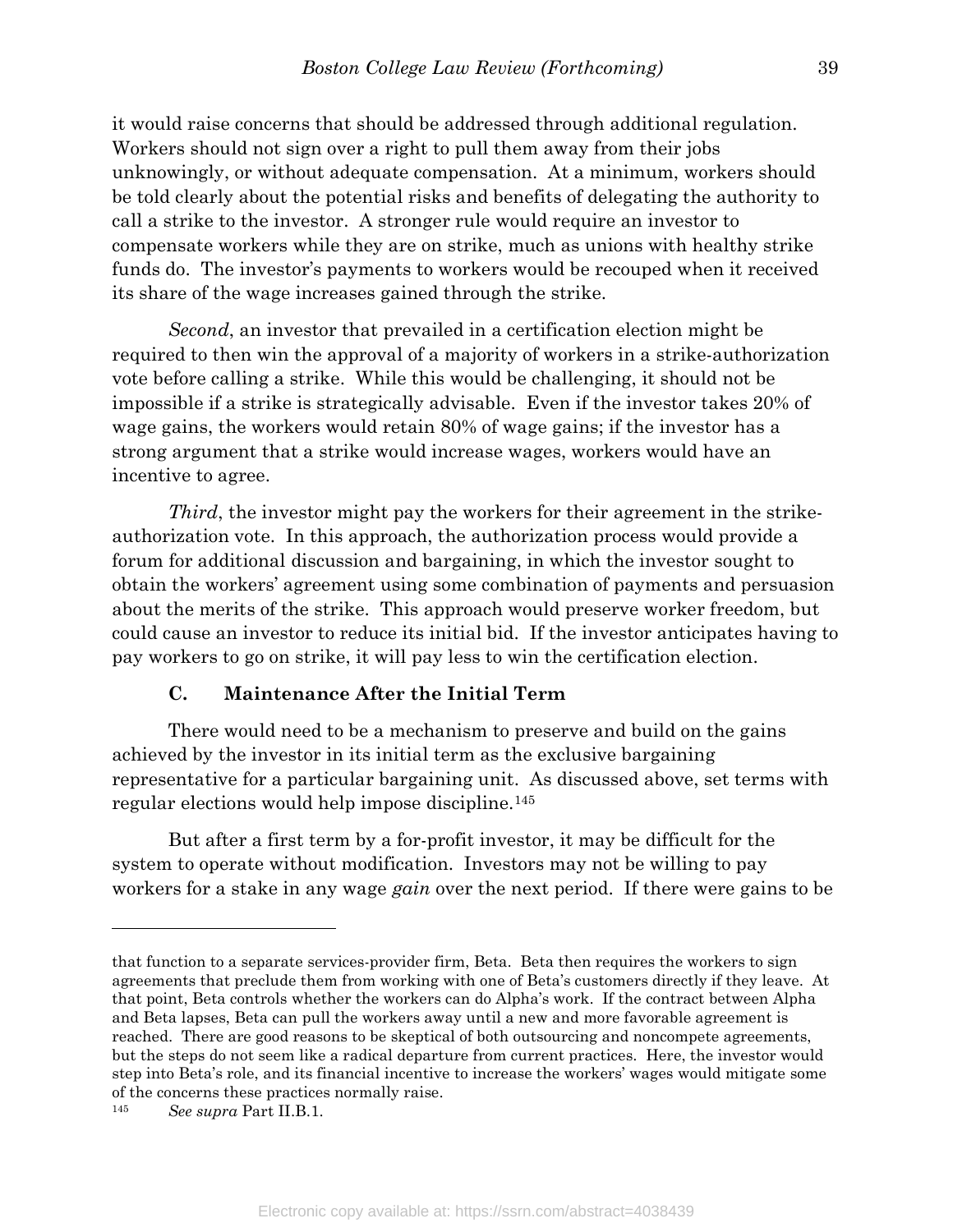it would raise concerns that should be addressed through additional regulation. Workers should not sign over a right to pull them away from their jobs unknowingly, or without adequate compensation. At a minimum, workers should be told clearly about the potential risks and benefits of delegating the authority to call a strike to the investor. A stronger rule would require an investor to compensate workers while they are on strike, much as unions with healthy strike funds do. The investor's payments to workers would be recouped when it received its share of the wage increases gained through the strike.

*Second*, an investor that prevailed in a certification election might be required to then win the approval of a majority of workers in a strike-authorization vote before calling a strike. While this would be challenging, it should not be impossible if a strike is strategically advisable. Even if the investor takes 20% of wage gains, the workers would retain 80% of wage gains; if the investor has a strong argument that a strike would increase wages, workers would have an incentive to agree.

*Third*, the investor might pay the workers for their agreement in the strike-authorization vote. In this approach, the authorization process would provide a forum for additional discussion and bargaining, in which the investor sought to obtain the workers' agreement using some combination of payments and persuasion about the merits of the strike. This approach would preserve worker freedom, but could cause an investor to reduce its initial bid. If the investor anticipates having to pay workers to go on strike, it will pay less to win the certification election.

### C. Maintenance After the Initial Term

There would need to be a mechanism to preserve and build on the gains achieved by the investor in its initial term as the exclusive bargaining representative for a particular bargaining unit. As discussed above, set terms with regular elections would help impose discipline.[145]

But after a first term by a for-profit investor, it may be difficult for the system to operate without modification. Investors may not be willing to pay workers for a stake in any wage *gain* over the next period. If there were gains to be

---

that function to a separate services-provider firm, Beta. Beta then requires the workers to sign agreements that preclude them from working with one of Beta's customers directly if they leave. At that point, Beta controls whether the workers can do Alpha's work. If the contract between Alpha and Beta lapses, Beta can pull the workers away until a new and more favorable agreement is reached. There are good reasons to be skeptical of both outsourcing and noncompete agreements, but the steps do not seem like a radical departure from current practices. Here, the investor would step into Beta's role, and its financial incentive to increase the workers' wages would mitigate some of the concerns these practices normally raise.

[145] *See supra* Part II.B.1.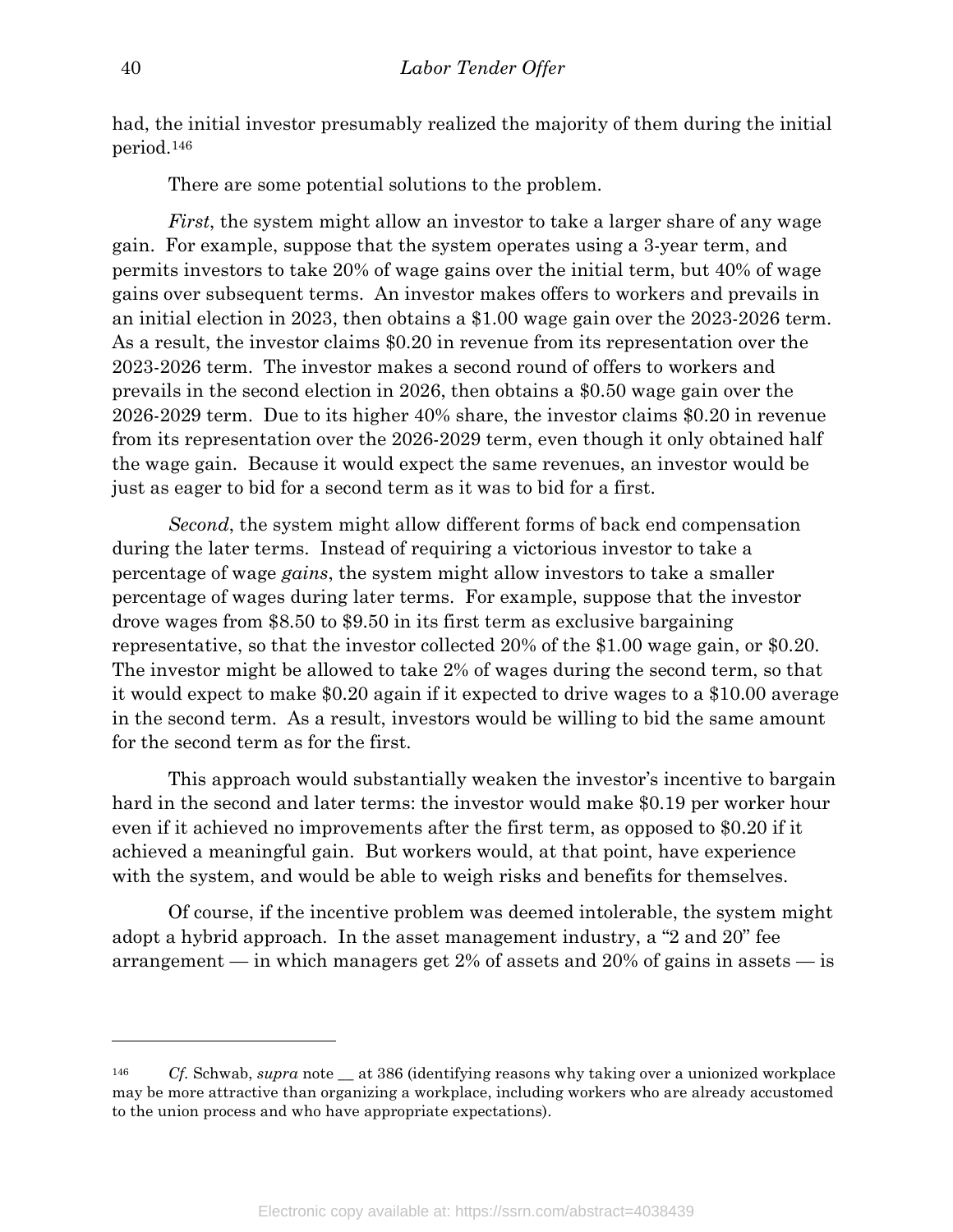had, the initial investor presumably realized the majority of them during the initial period.[146]

There are some potential solutions to the problem.

*First*, the system might allow an investor to take a larger share of any wage gain. For example, suppose that the system operates using a 3-year term, and permits investors to take 20% of wage gains over the initial term, but 40% of wage gains over subsequent terms. An investor makes offers to workers and prevails in an initial election in 2023, then obtains a $1.00 wage gain over the 2023-2026 term. As a result, the investor claims $0.20 in revenue from its representation over the 2023-2026 term. The investor makes a second round of offers to workers and prevails in the second election in 2026, then obtains a $0.50 wage gain over the 2026-2029 term. Due to its higher 40% share, the investor claims $0.20 in revenue from its representation over the 2026-2029 term, even though it only obtained half the wage gain. Because it would expect the same revenues, an investor would be just as eager to bid for a second term as it was to bid for a first.

*Second*, the system might allow different forms of back end compensation during the later terms. Instead of requiring a victorious investor to take a percentage of wage *gains*, the system might allow investors to take a smaller percentage of wages during later terms. For example, suppose that the investor drove wages from $8.50 to $9.50 in its first term as exclusive bargaining representative, so that the investor collected 20% of the $1.00 wage gain, or $0.20. The investor might be allowed to take 2% of wages during the second term, so that it would expect to make $0.20 again if it expected to drive wages to a $10.00 average in the second term. As a result, investors would be willing to bid the same amount for the second term as for the first.

This approach would substantially weaken the investor's incentive to bargain hard in the second and later terms: the investor would make $0.19 per worker hour even if it achieved no improvements after the first term, as opposed to $0.20 if it achieved a meaningful gain. But workers would, at that point, have experience with the system, and would be able to weigh risks and benefits for themselves.

Of course, if the incentive problem was deemed intolerable, the system might adopt a hybrid approach. In the asset management industry, a "2 and 20" fee arrangement — in which managers get 2% of assets and 20% of gains in assets — is

---

[146] *Cf.* Schwab, *supra* note __ at 386 (identifying reasons why taking over a unionized workplace may be more attractive than organizing a workplace, including workers who are already accustomed to the union process and who have appropriate expectations).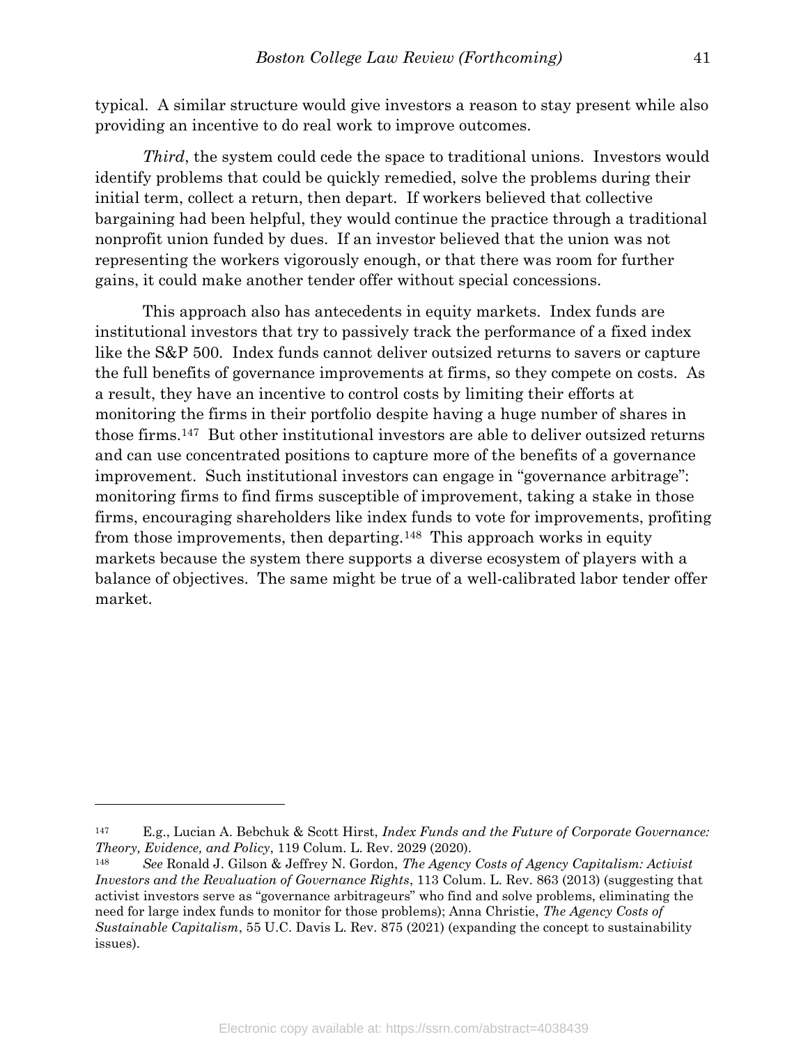typical. A similar structure would give investors a reason to stay present while also providing an incentive to do real work to improve outcomes.

*Third*, the system could cede the space to traditional unions. Investors would identify problems that could be quickly remedied, solve the problems during their initial term, collect a return, then depart. If workers believed that collective bargaining had been helpful, they would continue the practice through a traditional nonprofit union funded by dues. If an investor believed that the union was not representing the workers vigorously enough, or that there was room for further gains, it could make another tender offer without special concessions.

This approach also has antecedents in equity markets. Index funds are institutional investors that try to passively track the performance of a fixed index like the S&P 500. Index funds cannot deliver outsized returns to savers or capture the full benefits of governance improvements at firms, so they compete on costs. As a result, they have an incentive to control costs by limiting their efforts at monitoring the firms in their portfolio despite having a huge number of shares in those firms.[147] But other institutional investors are able to deliver outsized returns and can use concentrated positions to capture more of the benefits of a governance improvement. Such institutional investors can engage in "governance arbitrage": monitoring firms to find firms susceptible of improvement, taking a stake in those firms, encouraging shareholders like index funds to vote for improvements, profiting from those improvements, then departing.[148] This approach works in equity markets because the system there supports a diverse ecosystem of players with a balance of objectives. The same might be true of a well-calibrated labor tender offer market.

---

[147] E.g., Lucian A. Bebchuk & Scott Hirst, *Index Funds and the Future of Corporate Governance: Theory, Evidence, and Policy*, 119 Colum. L. Rev. 2029 (2020).

[148] *See* Ronald J. Gilson & Jeffrey N. Gordon, *The Agency Costs of Agency Capitalism: Activist Investors and the Revaluation of Governance Rights*, 113 Colum. L. Rev. 863 (2013) (suggesting that activist investors serve as "governance arbitrageurs" who find and solve problems, eliminating the need for large index funds to monitor for those problems); Anna Christie, *The Agency Costs of Sustainable Capitalism*, 55 U.C. Davis L. Rev. 875 (2021) (expanding the concept to sustainability issues).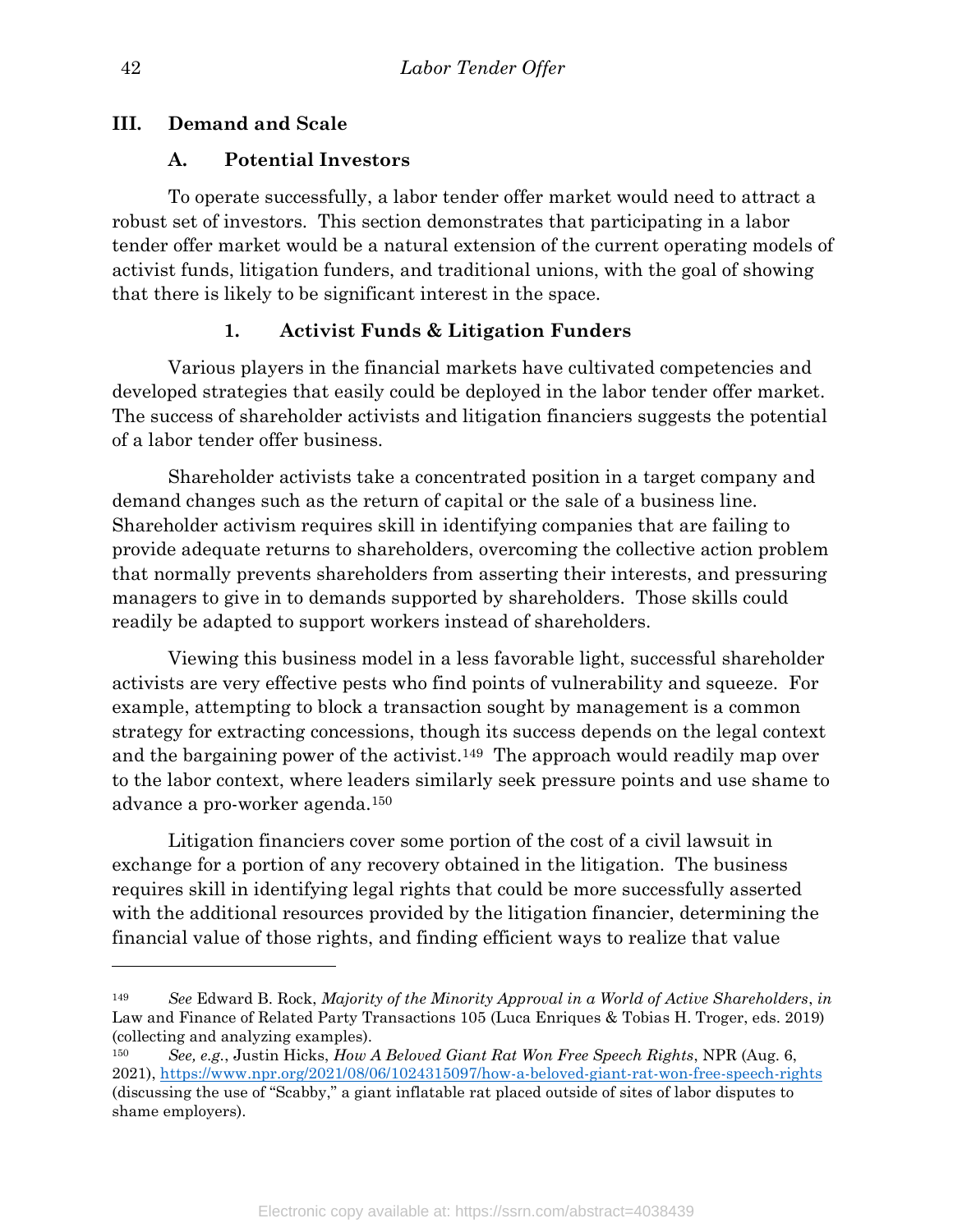## III. Demand and Scale

### A. Potential Investors

To operate successfully, a labor tender offer market would need to attract a robust set of investors. This section demonstrates that participating in a labor tender offer market would be a natural extension of the current operating models of activist funds, litigation funders, and traditional unions, with the goal of showing that there is likely to be significant interest in the space.

#### 1. Activist Funds & Litigation Funders

Various players in the financial markets have cultivated competencies and developed strategies that easily could be deployed in the labor tender offer market. The success of shareholder activists and litigation financiers suggests the potential of a labor tender offer business.

Shareholder activists take a concentrated position in a target company and demand changes such as the return of capital or the sale of a business line. Shareholder activism requires skill in identifying companies that are failing to provide adequate returns to shareholders, overcoming the collective action problem that normally prevents shareholders from asserting their interests, and pressuring managers to give in to demands supported by shareholders. Those skills could readily be adapted to support workers instead of shareholders.

Viewing this business model in a less favorable light, successful shareholder activists are very effective pests who find points of vulnerability and squeeze. For example, attempting to block a transaction sought by management is a common strategy for extracting concessions, though its success depends on the legal context and the bargaining power of the activist.[149] The approach would readily map over to the labor context, where leaders similarly seek pressure points and use shame to advance a pro-worker agenda.[150]

Litigation financiers cover some portion of the cost of a civil lawsuit in exchange for a portion of any recovery obtained in the litigation. The business requires skill in identifying legal rights that could be more successfully asserted with the additional resources provided by the litigation financier, determining the financial value of those rights, and finding efficient ways to realize that value

---

[149] *See* Edward B. Rock, *Majority of the Minority Approval in a World of Active Shareholders*, *in* Law and Finance of Related Party Transactions 105 (Luca Enriques & Tobias H. Troger, eds. 2019) (collecting and analyzing examples).

[150] *See, e.g.*, Justin Hicks, *How A Beloved Giant Rat Won Free Speech Rights*, NPR (Aug. 6, 2021), https://www.npr.org/2021/08/06/1024315097/how-a-beloved-giant-rat-won-free-speech-rights (discussing the use of "Scabby," a giant inflatable rat placed outside of sites of labor disputes to shame employers).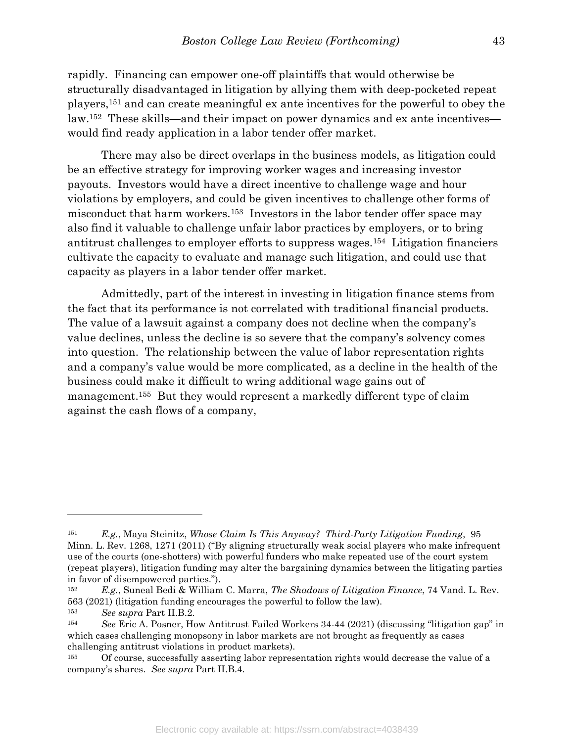rapidly. Financing can empower one-off plaintiffs that would otherwise be structurally disadvantaged in litigation by allying them with deep-pocketed repeat players,[151] and can create meaningful ex ante incentives for the powerful to obey the law.[152] These skills—and their impact on power dynamics and ex ante incentives—would find ready application in a labor tender offer market.

There may also be direct overlaps in the business models, as litigation could be an effective strategy for improving worker wages and increasing investor payouts. Investors would have a direct incentive to challenge wage and hour violations by employers, and could be given incentives to challenge other forms of misconduct that harm workers.[153] Investors in the labor tender offer space may also find it valuable to challenge unfair labor practices by employers, or to bring antitrust challenges to employer efforts to suppress wages.[154] Litigation financiers cultivate the capacity to evaluate and manage such litigation, and could use that capacity as players in a labor tender offer market.

Admittedly, part of the interest in investing in litigation finance stems from the fact that its performance is not correlated with traditional financial products. The value of a lawsuit against a company does not decline when the company's value declines, unless the decline is so severe that the company's solvency comes into question. The relationship between the value of labor representation rights and a company's value would be more complicated, as a decline in the health of the business could make it difficult to wring additional wage gains out of management.[155] But they would represent a markedly different type of claim against the cash flows of a company,

---

[151] *E.g.*, Maya Steinitz, *Whose Claim Is This Anyway? Third-Party Litigation Funding*, 95 Minn. L. Rev. 1268, 1271 (2011) ("By aligning structurally weak social players who make infrequent use of the courts (one-shotters) with powerful funders who make repeated use of the court system (repeat players), litigation funding may alter the bargaining dynamics between the litigating parties in favor of disempowered parties.").

[152] *E.g.*, Suneal Bedi & William C. Marra, *The Shadows of Litigation Finance*, 74 Vand. L. Rev. 563 (2021) (litigation funding encourages the powerful to follow the law).

[153] *See supra* Part II.B.2.

[154] *See* Eric A. Posner, How Antitrust Failed Workers 34-44 (2021) (discussing "litigation gap" in which cases challenging monopsony in labor markets are not brought as frequently as cases challenging antitrust violations in product markets).

[155] Of course, successfully asserting labor representation rights would decrease the value of a company's shares. *See supra* Part II.B.4.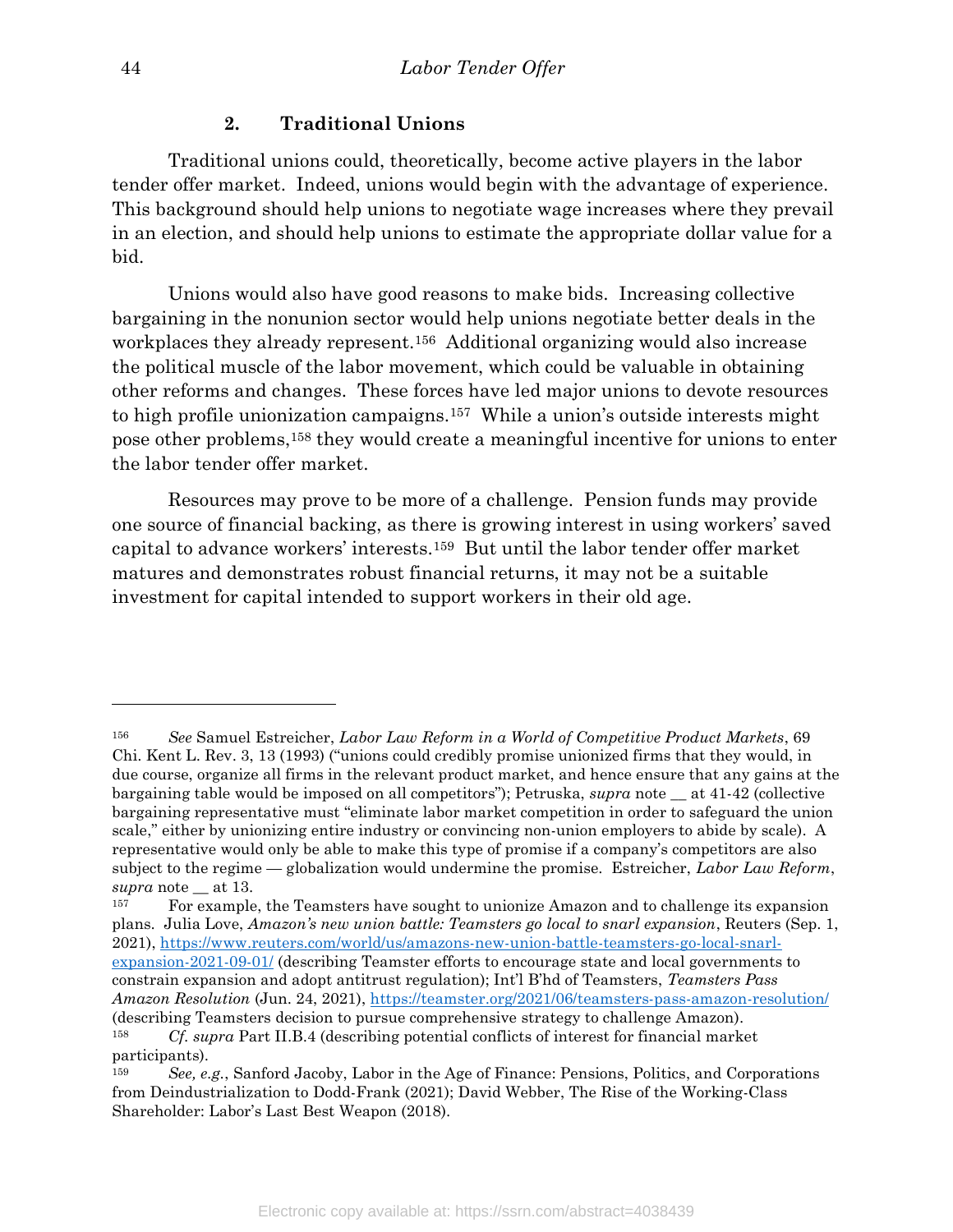### 2. Traditional Unions

Traditional unions could, theoretically, become active players in the labor tender offer market. Indeed, unions would begin with the advantage of experience. This background should help unions to negotiate wage increases where they prevail in an election, and should help unions to estimate the appropriate dollar value for a bid.

Unions would also have good reasons to make bids. Increasing collective bargaining in the nonunion sector would help unions negotiate better deals in the workplaces they already represent.[156] Additional organizing would also increase the political muscle of the labor movement, which could be valuable in obtaining other reforms and changes. These forces have led major unions to devote resources to high profile unionization campaigns.[157] While a union's outside interests might pose other problems,[158] they would create a meaningful incentive for unions to enter the labor tender offer market.

Resources may prove to be more of a challenge. Pension funds may provide one source of financial backing, as there is growing interest in using workers' saved capital to advance workers' interests.[159] But until the labor tender offer market matures and demonstrates robust financial returns, it may not be a suitable investment for capital intended to support workers in their old age.

---

[156] *See* Samuel Estreicher, *Labor Law Reform in a World of Competitive Product Markets*, 69 Chi. Kent L. Rev. 3, 13 (1993) ("unions could credibly promise unionized firms that they would, in due course, organize all firms in the relevant product market, and hence ensure that any gains at the bargaining table would be imposed on all competitors"); Petruska, *supra* note __ at 41-42 (collective bargaining representative must "eliminate labor market competition in order to safeguard the union scale," either by unionizing entire industry or convincing non-union employers to abide by scale). A representative would only be able to make this type of promise if a company's competitors are also subject to the regime — globalization would undermine the promise. Estreicher, *Labor Law Reform*, *supra* note __ at 13.

[157] For example, the Teamsters have sought to unionize Amazon and to challenge its expansion plans. Julia Love, *Amazon's new union battle: Teamsters go local to snarl expansion*, Reuters (Sep. 1, 2021), https://www.reuters.com/world/us/amazons-new-union-battle-teamsters-go-local-snarl-expansion-2021-09-01/ (describing Teamster efforts to encourage state and local governments to constrain expansion and adopt antitrust regulation); Int'l B'hd of Teamsters, *Teamsters Pass Amazon Resolution* (Jun. 24, 2021), https://teamster.org/2021/06/teamsters-pass-amazon-resolution/ (describing Teamsters decision to pursue comprehensive strategy to challenge Amazon).

[158] *Cf. supra* Part II.B.4 (describing potential conflicts of interest for financial market participants).

[159] *See, e.g.*, Sanford Jacoby, Labor in the Age of Finance: Pensions, Politics, and Corporations from Deindustrialization to Dodd-Frank (2021); David Webber, The Rise of the Working-Class Shareholder: Labor's Last Best Weapon (2018).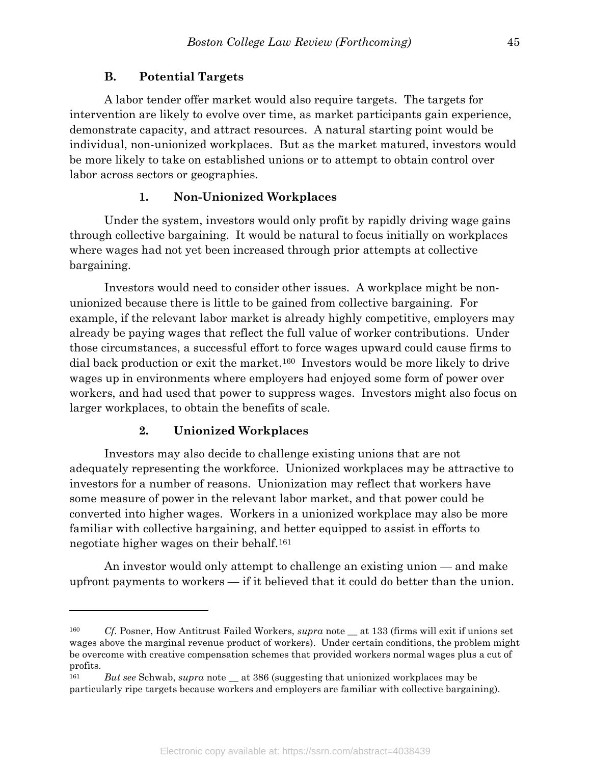### B. Potential Targets

A labor tender offer market would also require targets. The targets for intervention are likely to evolve over time, as market participants gain experience, demonstrate capacity, and attract resources. A natural starting point would be individual, non-unionized workplaces. But as the market matured, investors would be more likely to take on established unions or to attempt to obtain control over labor across sectors or geographies.

#### 1. Non-Unionized Workplaces

Under the system, investors would only profit by rapidly driving wage gains through collective bargaining. It would be natural to focus initially on workplaces where wages had not yet been increased through prior attempts at collective bargaining.

Investors would need to consider other issues. A workplace might be non-unionized because there is little to be gained from collective bargaining. For example, if the relevant labor market is already highly competitive, employers may already be paying wages that reflect the full value of worker contributions. Under those circumstances, a successful effort to force wages upward could cause firms to dial back production or exit the market.[160] Investors would be more likely to drive wages up in environments where employers had enjoyed some form of power over workers, and had used that power to suppress wages. Investors might also focus on larger workplaces, to obtain the benefits of scale.

#### 2. Unionized Workplaces

Investors may also decide to challenge existing unions that are not adequately representing the workforce. Unionized workplaces may be attractive to investors for a number of reasons. Unionization may reflect that workers have some measure of power in the relevant labor market, and that power could be converted into higher wages. Workers in a unionized workplace may also be more familiar with collective bargaining, and better equipped to assist in efforts to negotiate higher wages on their behalf.[161]

An investor would only attempt to challenge an existing union — and make upfront payments to workers — if it believed that it could do better than the union.

---

[160] *Cf.* Posner, How Antitrust Failed Workers, *supra* note __ at 133 (firms will exit if unions set wages above the marginal revenue product of workers). Under certain conditions, the problem might be overcome with creative compensation schemes that provided workers normal wages plus a cut of profits.

[161] *But see* Schwab, *supra* note __ at 386 (suggesting that unionized workplaces may be particularly ripe targets because workers and employers are familiar with collective bargaining).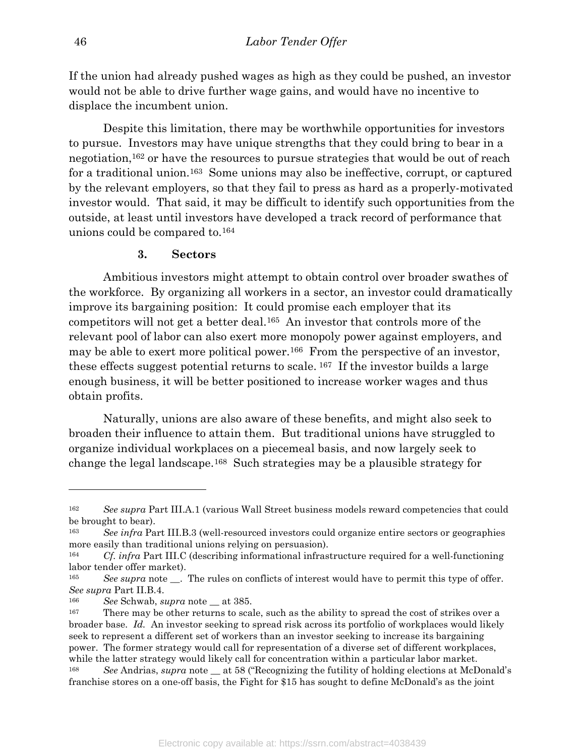If the union had already pushed wages as high as they could be pushed, an investor would not be able to drive further wage gains, and would have no incentive to displace the incumbent union.

Despite this limitation, there may be worthwhile opportunities for investors to pursue. Investors may have unique strengths that they could bring to bear in a negotiation,[162] or have the resources to pursue strategies that would be out of reach for a traditional union.[163] Some unions may also be ineffective, corrupt, or captured by the relevant employers, so that they fail to press as hard as a properly-motivated investor would. That said, it may be difficult to identify such opportunities from the outside, at least until investors have developed a track record of performance that unions could be compared to.[164]

### 3. Sectors

Ambitious investors might attempt to obtain control over broader swathes of the workforce. By organizing all workers in a sector, an investor could dramatically improve its bargaining position: It could promise each employer that its competitors will not get a better deal.[165] An investor that controls more of the relevant pool of labor can also exert more monopoly power against employers, and may be able to exert more political power.[166] From the perspective of an investor, these effects suggest potential returns to scale.[167] If the investor builds a large enough business, it will be better positioned to increase worker wages and thus obtain profits.

Naturally, unions are also aware of these benefits, and might also seek to broaden their influence to attain them. But traditional unions have struggled to organize individual workplaces on a piecemeal basis, and now largely seek to change the legal landscape.[168] Such strategies may be a plausible strategy for

---

[162] *See supra* Part III.A.1 (various Wall Street business models reward competencies that could be brought to bear).

[163] *See infra* Part III.B.3 (well-resourced investors could organize entire sectors or geographies more easily than traditional unions relying on persuasion).

[164] *Cf. infra* Part III.C (describing informational infrastructure required for a well-functioning labor tender offer market).

[165] *See supra* note __. The rules on conflicts of interest would have to permit this type of offer. *See supra* Part II.B.4.

[166] *See* Schwab, *supra* note __ at 385.

[167] There may be other returns to scale, such as the ability to spread the cost of strikes over a broader base. *Id.* An investor seeking to spread risk across its portfolio of workplaces would likely seek to represent a different set of workers than an investor seeking to increase its bargaining power. The former strategy would call for representation of a diverse set of different workplaces, while the latter strategy would likely call for concentration within a particular labor market.

[168] *See* Andrias, *supra* note __ at 58 ("Recognizing the futility of holding elections at McDonald's franchise stores on a one-off basis, the Fight for $15 has sought to define McDonald's as the joint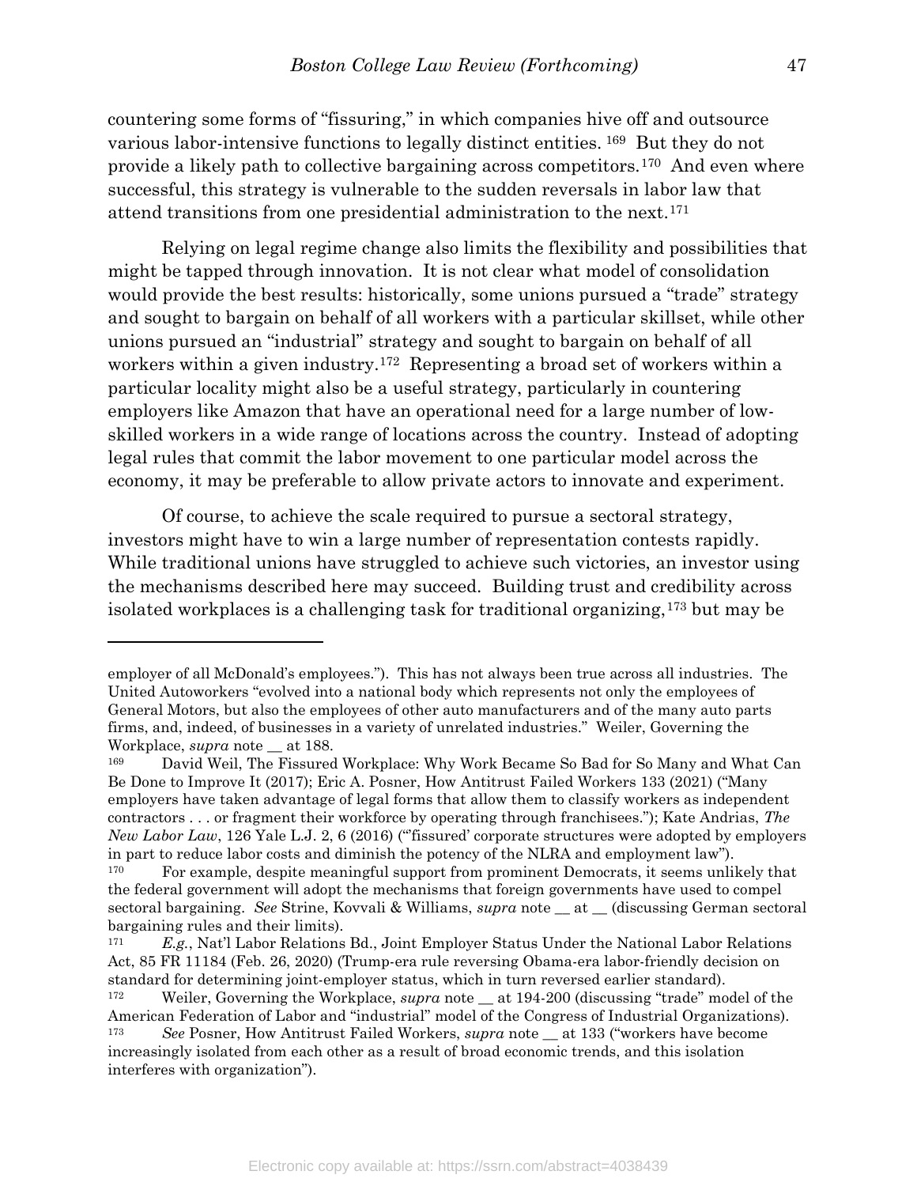countering some forms of "fissuring," in which companies hive off and outsource various labor-intensive functions to legally distinct entities.[169] But they do not provide a likely path to collective bargaining across competitors.[170] And even where successful, this strategy is vulnerable to the sudden reversals in labor law that attend transitions from one presidential administration to the next.[171]

Relying on legal regime change also limits the flexibility and possibilities that might be tapped through innovation. It is not clear what model of consolidation would provide the best results: historically, some unions pursued a "trade" strategy and sought to bargain on behalf of all workers with a particular skillset, while other unions pursued an "industrial" strategy and sought to bargain on behalf of all workers within a given industry.[172] Representing a broad set of workers within a particular locality might also be a useful strategy, particularly in countering employers like Amazon that have an operational need for a large number of low-skilled workers in a wide range of locations across the country. Instead of adopting legal rules that commit the labor movement to one particular model across the economy, it may be preferable to allow private actors to innovate and experiment.

Of course, to achieve the scale required to pursue a sectoral strategy, investors might have to win a large number of representation contests rapidly. While traditional unions have struggled to achieve such victories, an investor using the mechanisms described here may succeed. Building trust and credibility across isolated workplaces is a challenging task for traditional organizing,[173] but may be

---

employer of all McDonald's employees."). This has not always been true across all industries. The United Autoworkers "evolved into a national body which represents not only the employees of General Motors, but also the employees of other auto manufacturers and of the many auto parts firms, and, indeed, of businesses in a variety of unrelated industries." Weiler, Governing the Workplace, *supra* note __ at 188.

[169] David Weil, The Fissured Workplace: Why Work Became So Bad for So Many and What Can Be Done to Improve It (2017); Eric A. Posner, How Antitrust Failed Workers 133 (2021) ("Many employers have taken advantage of legal forms that allow them to classify workers as independent contractors . . . or fragment their workforce by operating through franchisees."); Kate Andrias, *The New Labor Law*, 126 Yale L.J. 2, 6 (2016) ("'fissured' corporate structures were adopted by employers in part to reduce labor costs and diminish the potency of the NLRA and employment law").

[170] For example, despite meaningful support from prominent Democrats, it seems unlikely that the federal government will adopt the mechanisms that foreign governments have used to compel sectoral bargaining. *See* Strine, Kovvali & Williams, *supra* note __ at __ (discussing German sectoral bargaining rules and their limits).

[171] *E.g.*, Nat'l Labor Relations Bd., Joint Employer Status Under the National Labor Relations Act, 85 FR 11184 (Feb. 26, 2020) (Trump-era rule reversing Obama-era labor-friendly decision on standard for determining joint-employer status, which in turn reversed earlier standard).

[172] Weiler, Governing the Workplace, *supra* note __ at 194-200 (discussing "trade" model of the American Federation of Labor and "industrial" model of the Congress of Industrial Organizations).

[173] *See* Posner, How Antitrust Failed Workers, *supra* note __ at 133 ("workers have become increasingly isolated from each other as a result of broad economic trends, and this isolation interferes with organization").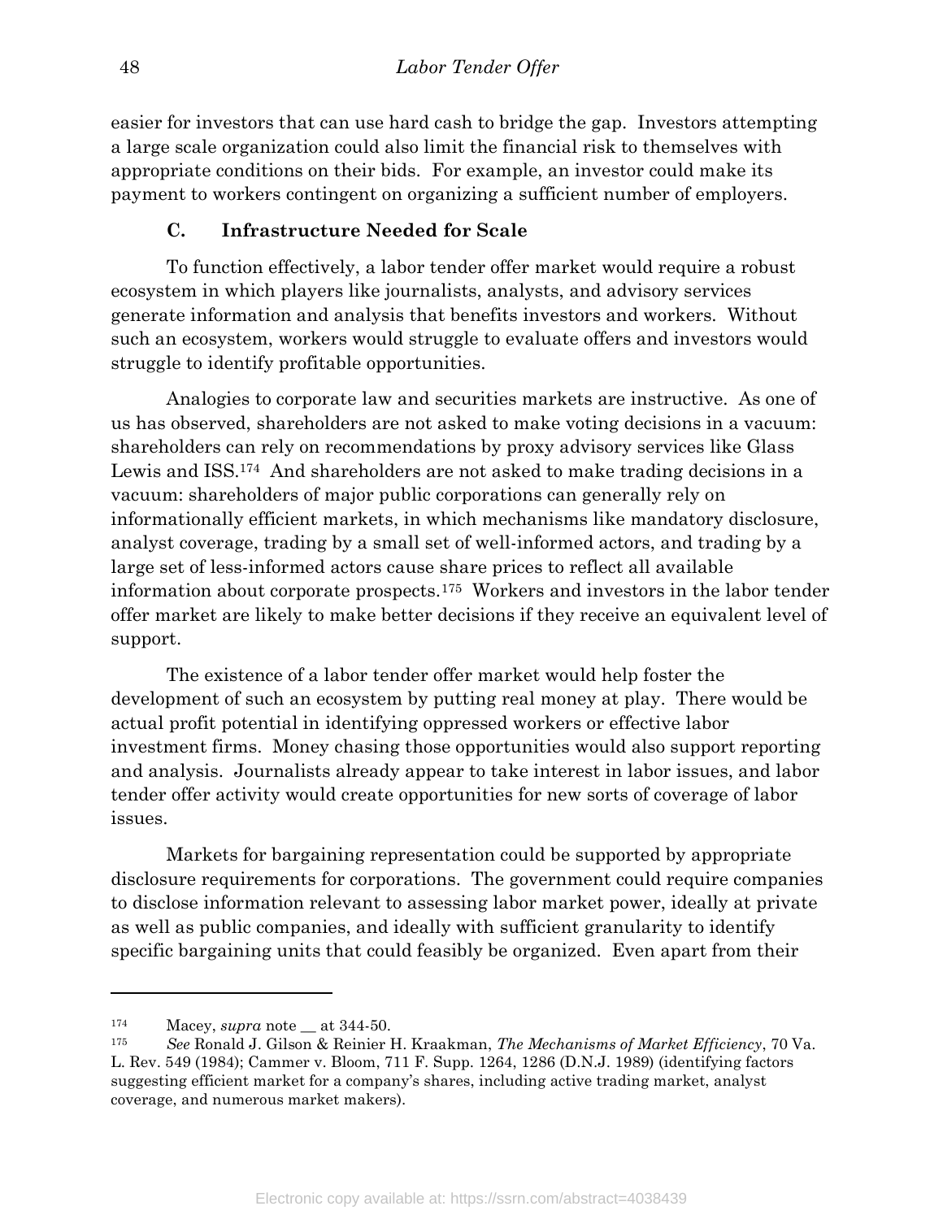easier for investors that can use hard cash to bridge the gap. Investors attempting a large scale organization could also limit the financial risk to themselves with appropriate conditions on their bids. For example, an investor could make its payment to workers contingent on organizing a sufficient number of employers.

### C. Infrastructure Needed for Scale

To function effectively, a labor tender offer market would require a robust ecosystem in which players like journalists, analysts, and advisory services generate information and analysis that benefits investors and workers. Without such an ecosystem, workers would struggle to evaluate offers and investors would struggle to identify profitable opportunities.

Analogies to corporate law and securities markets are instructive. As one of us has observed, shareholders are not asked to make voting decisions in a vacuum: shareholders can rely on recommendations by proxy advisory services like Glass Lewis and ISS.[174] And shareholders are not asked to make trading decisions in a vacuum: shareholders of major public corporations can generally rely on informationally efficient markets, in which mechanisms like mandatory disclosure, analyst coverage, trading by a small set of well-informed actors, and trading by a large set of less-informed actors cause share prices to reflect all available information about corporate prospects.[175] Workers and investors in the labor tender offer market are likely to make better decisions if they receive an equivalent level of support.

The existence of a labor tender offer market would help foster the development of such an ecosystem by putting real money at play. There would be actual profit potential in identifying oppressed workers or effective labor investment firms. Money chasing those opportunities would also support reporting and analysis. Journalists already appear to take interest in labor issues, and labor tender offer activity would create opportunities for new sorts of coverage of labor issues.

Markets for bargaining representation could be supported by appropriate disclosure requirements for corporations. The government could require companies to disclose information relevant to assessing labor market power, ideally at private as well as public companies, and ideally with sufficient granularity to identify specific bargaining units that could feasibly be organized. Even apart from their

---

[174] Macey, *supra* note __ at 344-50.

[175] *See* Ronald J. Gilson & Reinier H. Kraakman, *The Mechanisms of Market Efficiency*, 70 Va. L. Rev. 549 (1984); Cammer v. Bloom, 711 F. Supp. 1264, 1286 (D.N.J. 1989) (identifying factors suggesting efficient market for a company's shares, including active trading market, analyst coverage, and numerous market makers).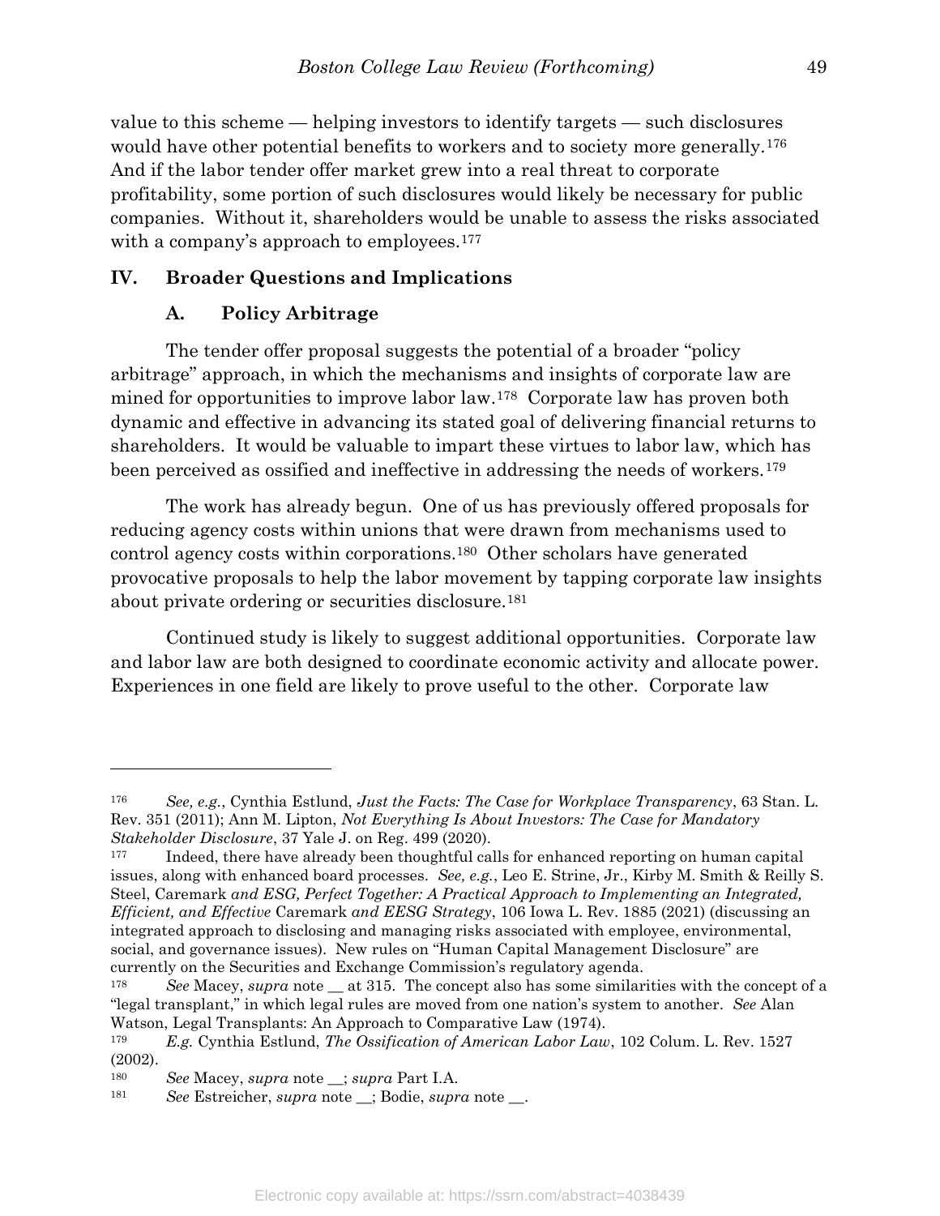value to this scheme — helping investors to identify targets — such disclosures would have other potential benefits to workers and to society more generally.[176] And if the labor tender offer market grew into a real threat to corporate profitability, some portion of such disclosures would likely be necessary for public companies. Without it, shareholders would be unable to assess the risks associated with a company's approach to employees.[177]

## IV. Broader Questions and Implications

### A. Policy Arbitrage

The tender offer proposal suggests the potential of a broader "policy arbitrage" approach, in which the mechanisms and insights of corporate law are mined for opportunities to improve labor law.[178] Corporate law has proven both dynamic and effective in advancing its stated goal of delivering financial returns to shareholders. It would be valuable to impart these virtues to labor law, which has been perceived as ossified and ineffective in addressing the needs of workers.[179]

The work has already begun. One of us has previously offered proposals for reducing agency costs within unions that were drawn from mechanisms used to control agency costs within corporations.[180] Other scholars have generated provocative proposals to help the labor movement by tapping corporate law insights about private ordering or securities disclosure.[181]

Continued study is likely to suggest additional opportunities. Corporate law and labor law are both designed to coordinate economic activity and allocate power. Experiences in one field are likely to prove useful to the other. Corporate law

---

[176] *See, e.g.*, Cynthia Estlund, *Just the Facts: The Case for Workplace Transparency*, 63 Stan. L. Rev. 351 (2011); Ann M. Lipton, *Not Everything Is About Investors: The Case for Mandatory Stakeholder Disclosure*, 37 Yale J. on Reg. 499 (2020).

[177] Indeed, there have already been thoughtful calls for enhanced reporting on human capital issues, along with enhanced board processes. *See, e.g.*, Leo E. Strine, Jr., Kirby M. Smith & Reilly S. Steel, Caremark *and ESG, Perfect Together: A Practical Approach to Implementing an Integrated, Efficient, and Effective* Caremark *and EESG Strategy*, 106 Iowa L. Rev. 1885 (2021) (discussing an integrated approach to disclosing and managing risks associated with employee, environmental, social, and governance issues). New rules on "Human Capital Management Disclosure" are currently on the Securities and Exchange Commission's regulatory agenda.

[178] *See* Macey, *supra* note __ at 315. The concept also has some similarities with the concept of a "legal transplant," in which legal rules are moved from one nation's system to another. *See* Alan Watson, Legal Transplants: An Approach to Comparative Law (1974).

[179] *E.g.* Cynthia Estlund, *The Ossification of American Labor Law*, 102 Colum. L. Rev. 1527 (2002).

[180] *See* Macey, *supra* note __; *supra* Part I.A.

[181] *See* Estreicher, *supra* note __; Bodie, *supra* note __.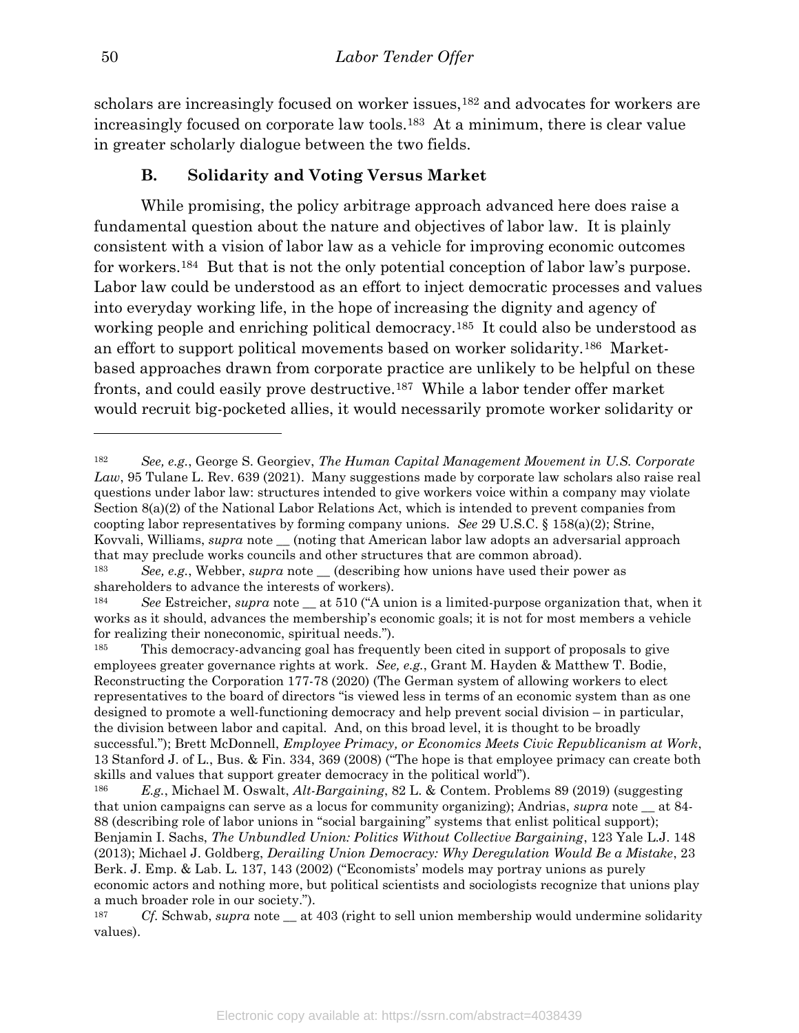scholars are increasingly focused on worker issues,[182] and advocates for workers are increasingly focused on corporate law tools.[183] At a minimum, there is clear value in greater scholarly dialogue between the two fields.

### B. Solidarity and Voting Versus Market

While promising, the policy arbitrage approach advanced here does raise a fundamental question about the nature and objectives of labor law. It is plainly consistent with a vision of labor law as a vehicle for improving economic outcomes for workers.[184] But that is not the only potential conception of labor law's purpose. Labor law could be understood as an effort to inject democratic processes and values into everyday working life, in the hope of increasing the dignity and agency of working people and enriching political democracy.[185] It could also be understood as an effort to support political movements based on worker solidarity.[186] Market-based approaches drawn from corporate practice are unlikely to be helpful on these fronts, and could easily prove destructive.[187] While a labor tender offer market would recruit big-pocketed allies, it would necessarily promote worker solidarity or

---

[182] *See, e.g.*, George S. Georgiev, *The Human Capital Management Movement in U.S. Corporate Law*, 95 Tulane L. Rev. 639 (2021). Many suggestions made by corporate law scholars also raise real questions under labor law: structures intended to give workers voice within a company may violate Section 8(a)(2) of the National Labor Relations Act, which is intended to prevent companies from coopting labor representatives by forming company unions. *See* 29 U.S.C. § 158(a)(2); Strine, Kovvali, Williams, *supra* note __ (noting that American labor law adopts an adversarial approach that may preclude works councils and other structures that are common abroad).

[183] *See, e.g.*, Webber, *supra* note __ (describing how unions have used their power as shareholders to advance the interests of workers).

[184] *See* Estreicher, *supra* note __ at 510 ("A union is a limited-purpose organization that, when it works as it should, advances the membership's economic goals; it is not for most members a vehicle for realizing their noneconomic, spiritual needs.").

[185] This democracy-advancing goal has frequently been cited in support of proposals to give employees greater governance rights at work. *See, e.g.*, Grant M. Hayden & Matthew T. Bodie, Reconstructing the Corporation 177-78 (2020) (The German system of allowing workers to elect representatives to the board of directors "is viewed less in terms of an economic system than as one designed to promote a well-functioning democracy and help prevent social division – in particular, the division between labor and capital. And, on this broad level, it is thought to be broadly successful."); Brett McDonnell, *Employee Primacy, or Economics Meets Civic Republicanism at Work*, 13 Stanford J. of L., Bus. & Fin. 334, 369 (2008) ("The hope is that employee primacy can create both skills and values that support greater democracy in the political world").

[186] *E.g.*, Michael M. Oswalt, *Alt-Bargaining*, 82 L. & Contem. Problems 89 (2019) (suggesting that union campaigns can serve as a locus for community organizing); Andrias, *supra* note __ at 84-88 (describing role of labor unions in "social bargaining" systems that enlist political support); Benjamin I. Sachs, *The Unbundled Union: Politics Without Collective Bargaining*, 123 Yale L.J. 148 (2013); Michael J. Goldberg, *Derailing Union Democracy: Why Deregulation Would Be a Mistake*, 23 Berk. J. Emp. & Lab. L. 137, 143 (2002) ("Economists' models may portray unions as purely economic actors and nothing more, but political scientists and sociologists recognize that unions play a much broader role in our society.").

[187] *Cf.* Schwab, *supra* note __ at 403 (right to sell union membership would undermine solidarity values).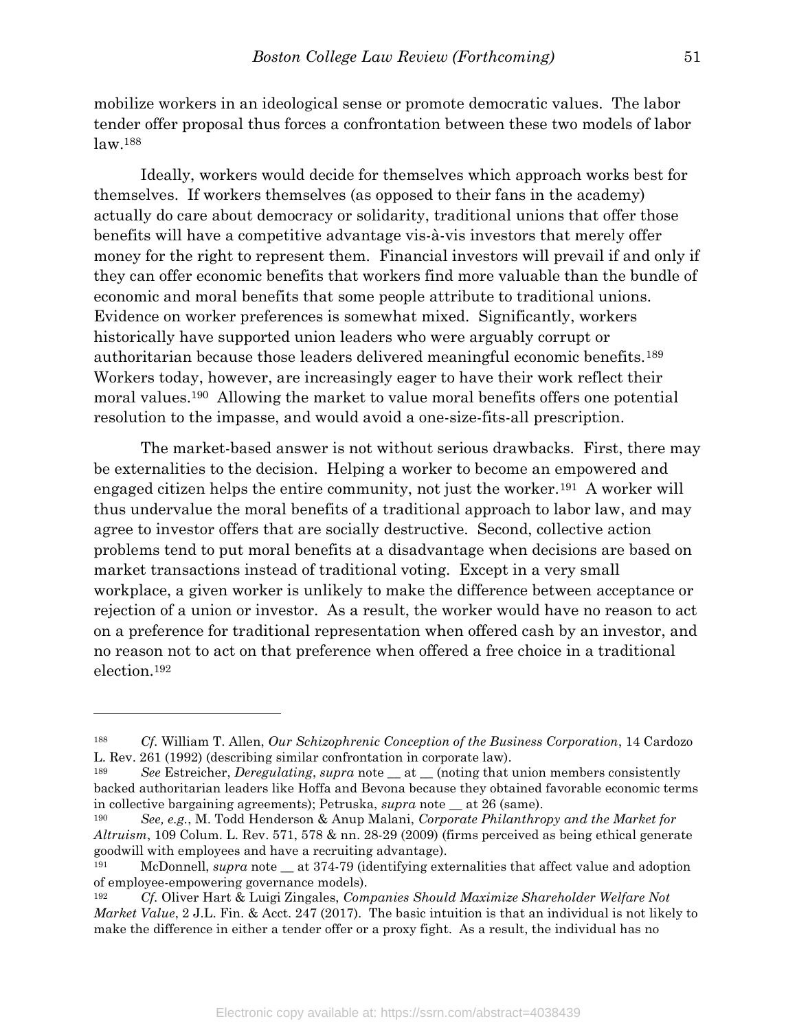mobilize workers in an ideological sense or promote democratic values. The labor tender offer proposal thus forces a confrontation between these two models of labor law.[188]

Ideally, workers would decide for themselves which approach works best for themselves. If workers themselves (as opposed to their fans in the academy) actually do care about democracy or solidarity, traditional unions that offer those benefits will have a competitive advantage vis-à-vis investors that merely offer money for the right to represent them. Financial investors will prevail if and only if they can offer economic benefits that workers find more valuable than the bundle of economic and moral benefits that some people attribute to traditional unions. Evidence on worker preferences is somewhat mixed. Significantly, workers historically have supported union leaders who were arguably corrupt or authoritarian because those leaders delivered meaningful economic benefits.[189] Workers today, however, are increasingly eager to have their work reflect their moral values.[190] Allowing the market to value moral benefits offers one potential resolution to the impasse, and would avoid a one-size-fits-all prescription.

The market-based answer is not without serious drawbacks. First, there may be externalities to the decision. Helping a worker to become an empowered and engaged citizen helps the entire community, not just the worker.[191] A worker will thus undervalue the moral benefits of a traditional approach to labor law, and may agree to investor offers that are socially destructive. Second, collective action problems tend to put moral benefits at a disadvantage when decisions are based on market transactions instead of traditional voting. Except in a very small workplace, a given worker is unlikely to make the difference between acceptance or rejection of a union or investor. As a result, the worker would have no reason to act on a preference for traditional representation when offered cash by an investor, and no reason not to act on that preference when offered a free choice in a traditional election.[192]

---

[188] *Cf.* William T. Allen, *Our Schizophrenic Conception of the Business Corporation*, 14 Cardozo L. Rev. 261 (1992) (describing similar confrontation in corporate law).

[189] *See* Estreicher, *Deregulating*, *supra* note __ at __ (noting that union members consistently backed authoritarian leaders like Hoffa and Bevona because they obtained favorable economic terms in collective bargaining agreements); Petruska, *supra* note __ at 26 (same).

[190] *See, e.g.*, M. Todd Henderson & Anup Malani, *Corporate Philanthropy and the Market for Altruism*, 109 Colum. L. Rev. 571, 578 & nn. 28-29 (2009) (firms perceived as being ethical generate goodwill with employees and have a recruiting advantage).

[191] McDonnell, *supra* note __ at 374-79 (identifying externalities that affect value and adoption of employee-empowering governance models).

[192] *Cf.* Oliver Hart & Luigi Zingales, *Companies Should Maximize Shareholder Welfare Not Market Value*, 2 J.L. Fin. & Acct. 247 (2017). The basic intuition is that an individual is not likely to make the difference in either a tender offer or a proxy fight. As a result, the individual has no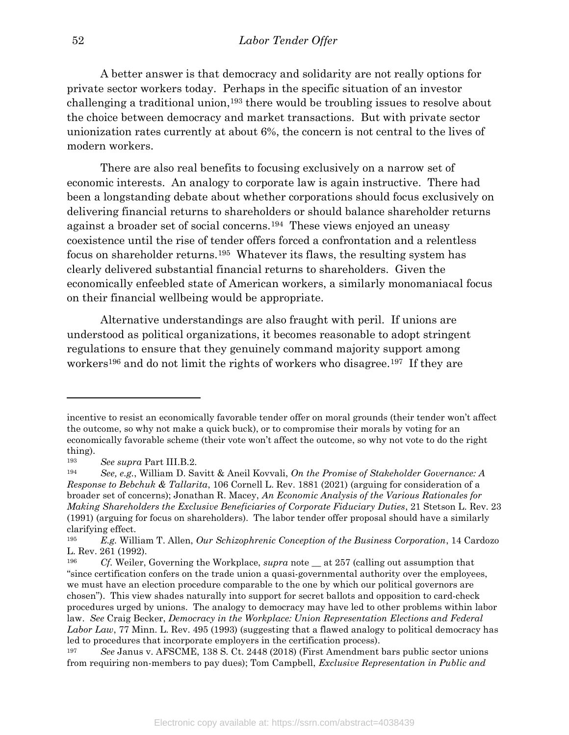A better answer is that democracy and solidarity are not really options for private sector workers today. Perhaps in the specific situation of an investor challenging a traditional union,[193] there would be troubling issues to resolve about the choice between democracy and market transactions. But with private sector unionization rates currently at about 6%, the concern is not central to the lives of modern workers.

There are also real benefits to focusing exclusively on a narrow set of economic interests. An analogy to corporate law is again instructive. There had been a longstanding debate about whether corporations should focus exclusively on delivering financial returns to shareholders or should balance shareholder returns against a broader set of social concerns.[194] These views enjoyed an uneasy coexistence until the rise of tender offers forced a confrontation and a relentless focus on shareholder returns.[195] Whatever its flaws, the resulting system has clearly delivered substantial financial returns to shareholders. Given the economically enfeebled state of American workers, a similarly monomaniacal focus on their financial wellbeing would be appropriate.

Alternative understandings are also fraught with peril. If unions are understood as political organizations, it becomes reasonable to adopt stringent regulations to ensure that they genuinely command majority support among workers[196] and do not limit the rights of workers who disagree.[197] If they are

---

incentive to resist an economically favorable tender offer on moral grounds (their tender won't affect the outcome, so why not make a quick buck), or to compromise their morals by voting for an economically favorable scheme (their vote won't affect the outcome, so why not vote to do the right thing).

[193] *See supra* Part III.B.2.

[194] *See, e.g.*, William D. Savitt & Aneil Kovvali, *On the Promise of Stakeholder Governance: A Response to Bebchuk & Tallarita*, 106 Cornell L. Rev. 1881 (2021) (arguing for consideration of a broader set of concerns); Jonathan R. Macey, *An Economic Analysis of the Various Rationales for Making Shareholders the Exclusive Beneficiaries of Corporate Fiduciary Duties*, 21 Stetson L. Rev. 23 (1991) (arguing for focus on shareholders). The labor tender offer proposal should have a similarly clarifying effect.

[195] *E.g.* William T. Allen, *Our Schizophrenic Conception of the Business Corporation*, 14 Cardozo L. Rev. 261 (1992).

[196] *Cf.* Weiler, Governing the Workplace, *supra* note __ at 257 (calling out assumption that "since certification confers on the trade union a quasi-governmental authority over the employees, we must have an election procedure comparable to the one by which our political governors are chosen"). This view shades naturally into support for secret ballots and opposition to card-check procedures urged by unions. The analogy to democracy may have led to other problems within labor law. *See* Craig Becker, *Democracy in the Workplace: Union Representation Elections and Federal Labor Law*, 77 Minn. L. Rev. 495 (1993) (suggesting that a flawed analogy to political democracy has led to procedures that incorporate employers in the certification process).

[197] *See* Janus v. AFSCME, 138 S. Ct. 2448 (2018) (First Amendment bars public sector unions from requiring non-members to pay dues); Tom Campbell, *Exclusive Representation in Public and*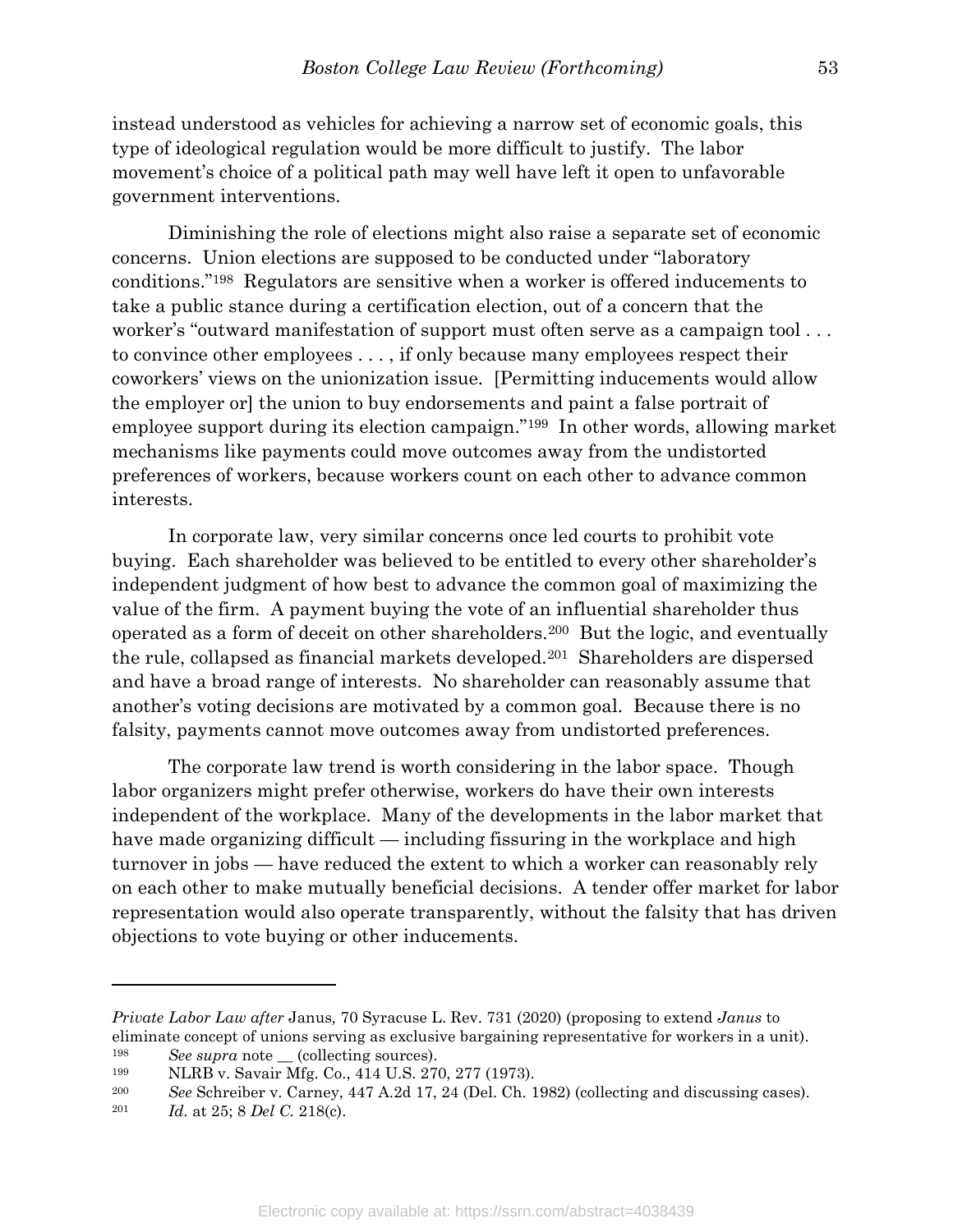instead understood as vehicles for achieving a narrow set of economic goals, this type of ideological regulation would be more difficult to justify. The labor movement's choice of a political path may well have left it open to unfavorable government interventions.

Diminishing the role of elections might also raise a separate set of economic concerns. Union elections are supposed to be conducted under "laboratory conditions."[198] Regulators are sensitive when a worker is offered inducements to take a public stance during a certification election, out of a concern that the worker's "outward manifestation of support must often serve as a campaign tool . . . to convince other employees . . . , if only because many employees respect their coworkers' views on the unionization issue. [Permitting inducements would allow the employer or] the union to buy endorsements and paint a false portrait of employee support during its election campaign."[199] In other words, allowing market mechanisms like payments could move outcomes away from the undistorted preferences of workers, because workers count on each other to advance common interests.

In corporate law, very similar concerns once led courts to prohibit vote buying. Each shareholder was believed to be entitled to every other shareholder's independent judgment of how best to advance the common goal of maximizing the value of the firm. A payment buying the vote of an influential shareholder thus operated as a form of deceit on other shareholders.[200] But the logic, and eventually the rule, collapsed as financial markets developed.[201] Shareholders are dispersed and have a broad range of interests. No shareholder can reasonably assume that another's voting decisions are motivated by a common goal. Because there is no falsity, payments cannot move outcomes away from undistorted preferences.

The corporate law trend is worth considering in the labor space. Though labor organizers might prefer otherwise, workers do have their own interests independent of the workplace. Many of the developments in the labor market that have made organizing difficult — including fissuring in the workplace and high turnover in jobs — have reduced the extent to which a worker can reasonably rely on each other to make mutually beneficial decisions. A tender offer market for labor representation would also operate transparently, without the falsity that has driven objections to vote buying or other inducements.

---

*Private Labor Law after* Janus*,* 70 Syracuse L. Rev. 731 (2020) (proposing to extend *Janus* to eliminate concept of unions serving as exclusive bargaining representative for workers in a unit).

[198] *See supra* note __ (collecting sources).

[199] NLRB v. Savair Mfg. Co., 414 U.S. 270, 277 (1973).

[200] *See* Schreiber v. Carney, 447 A.2d 17, 24 (Del. Ch. 1982) (collecting and discussing cases).

[201] *Id.* at 25; 8 *Del C.* 218(c).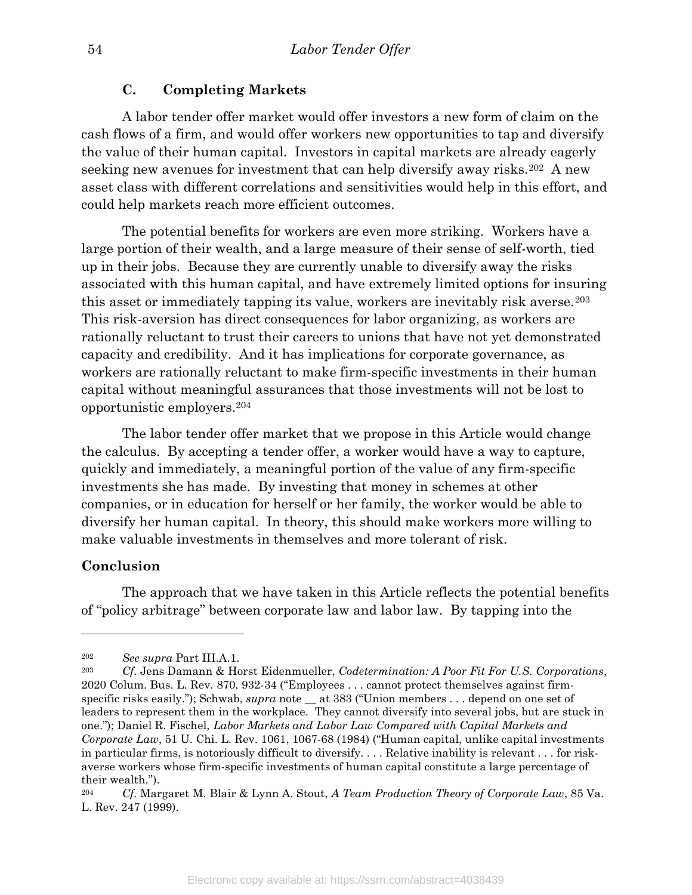### C. Completing Markets

A labor tender offer market would offer investors a new form of claim on the cash flows of a firm, and would offer workers new opportunities to tap and diversify the value of their human capital. Investors in capital markets are already eagerly seeking new avenues for investment that can help diversify away risks.[202] A new asset class with different correlations and sensitivities would help in this effort, and could help markets reach more efficient outcomes.

The potential benefits for workers are even more striking. Workers have a large portion of their wealth, and a large measure of their sense of self-worth, tied up in their jobs. Because they are currently unable to diversify away the risks associated with this human capital, and have extremely limited options for insuring this asset or immediately tapping its value, workers are inevitably risk averse.[203] This risk-aversion has direct consequences for labor organizing, as workers are rationally reluctant to trust their careers to unions that have not yet demonstrated capacity and credibility. And it has implications for corporate governance, as workers are rationally reluctant to make firm-specific investments in their human capital without meaningful assurances that those investments will not be lost to opportunistic employers.[204]

The labor tender offer market that we propose in this Article would change the calculus. By accepting a tender offer, a worker would have a way to capture, quickly and immediately, a meaningful portion of the value of any firm-specific investments she has made. By investing that money in schemes at other companies, or in education for herself or her family, the worker would be able to diversify her human capital. In theory, this should make workers more willing to make valuable investments in themselves and more tolerant of risk.

## Conclusion

The approach that we have taken in this Article reflects the potential benefits of "policy arbitrage" between corporate law and labor law. By tapping into the

---

[202] *See supra* Part III.A.1.

[203] *Cf.* Jens Damann & Horst Eidenmueller, *Codetermination: A Poor Fit For U.S. Corporations*, 2020 Colum. Bus. L. Rev. 870, 932-34 ("Employees . . . cannot protect themselves against firm-specific risks easily."); Schwab, *supra* note __ at 383 ("Union members . . . depend on one set of leaders to represent them in the workplace. They cannot diversify into several jobs, but are stuck in one."); Daniel R. Fischel, *Labor Markets and Labor Law Compared with Capital Markets and Corporate Law*, 51 U. Chi. L. Rev. 1061, 1067-68 (1984) ("Human capital, unlike capital investments in particular firms, is notoriously difficult to diversify. . . . Relative inability is relevant . . . for risk-averse workers whose firm-specific investments of human capital constitute a large percentage of their wealth.").

[204] *Cf.* Margaret M. Blair & Lynn A. Stout, *A Team Production Theory of Corporate Law*, 85 Va. L. Rev. 247 (1999).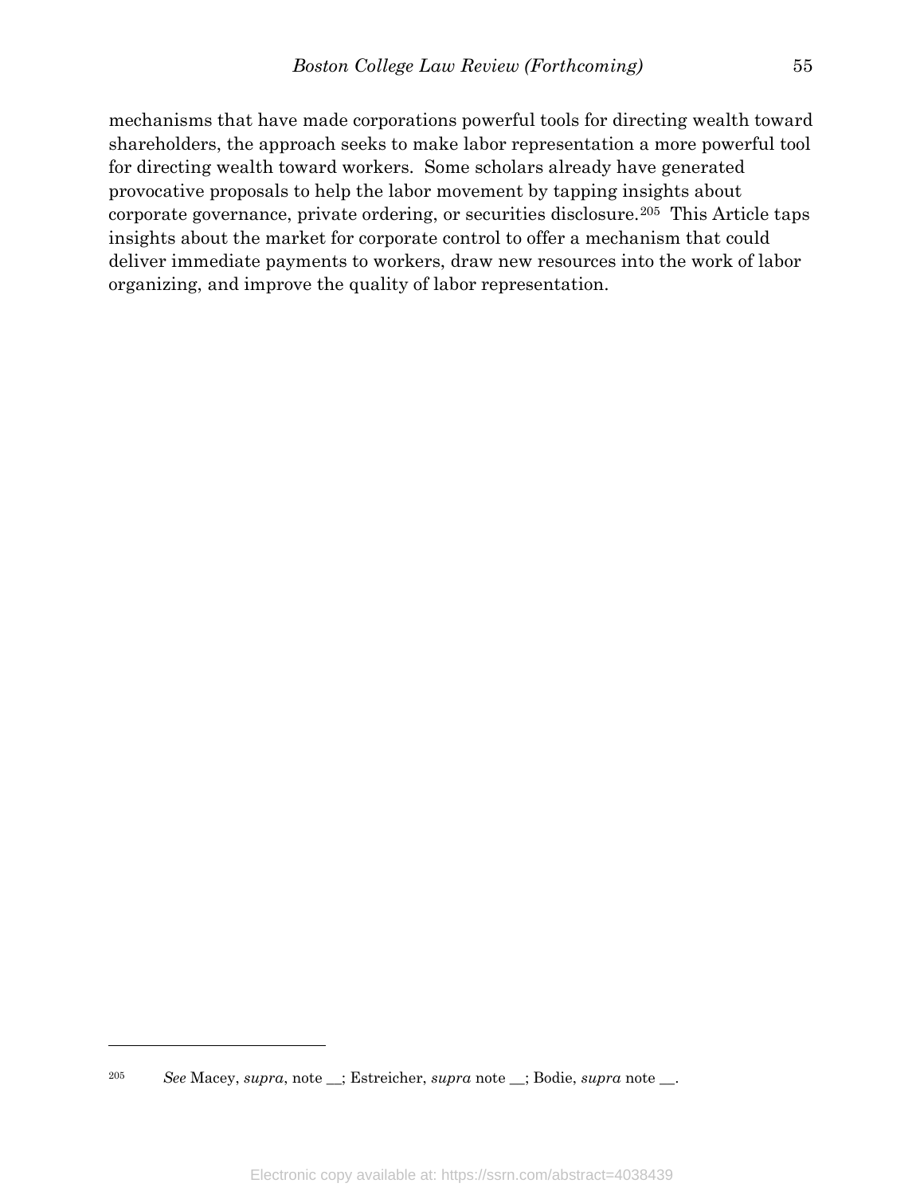mechanisms that have made corporations powerful tools for directing wealth toward shareholders, the approach seeks to make labor representation a more powerful tool for directing wealth toward workers. Some scholars already have generated provocative proposals to help the labor movement by tapping insights about corporate governance, private ordering, or securities disclosure.[205] This Article taps insights about the market for corporate control to offer a mechanism that could deliver immediate payments to workers, draw new resources into the work of labor organizing, and improve the quality of labor representation.

---

[205] *See* Macey, *supra*, note __; Estreicher, *supra* note __; Bodie, *supra* note __.